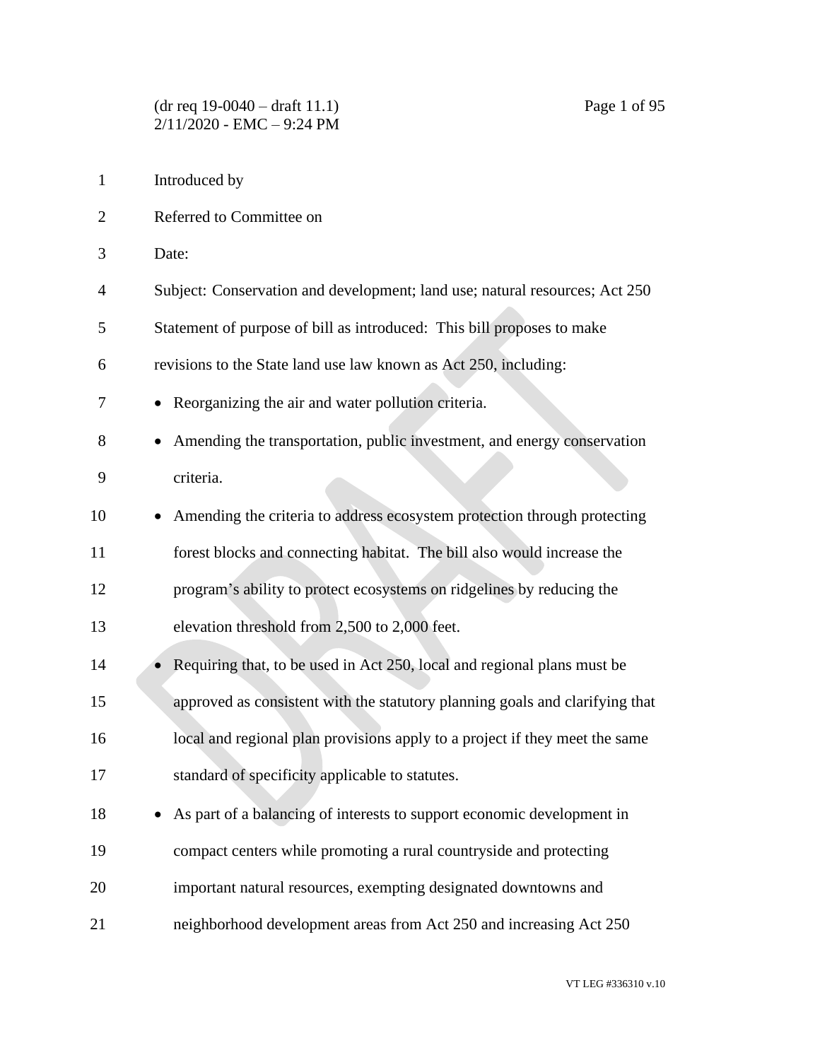Introduced by

Referred to Committee on

Date:

Subject: Conservation and development; land use; natural resources; Act 250

Statement of purpose of bill as introduced: This bill proposes to make revisions to the State land use law known as Act 250, including:

- Reorganizing the air and water pollution criteria.
- Amending the transportation, public investment, and energy conservation criteria.
- Amending the criteria to address ecosystem protection through protecting forest blocks and connecting habitat. The bill also would increase the program's ability to protect ecosystems on ridgelines by reducing the elevation threshold from 2,500 to 2,000 feet.
- Requiring that, to be used in Act 250, local and regional plans must be approved as consistent with the statutory planning goals and clarifying that local and regional plan provisions apply to a project if they meet the same standard of specificity applicable to statutes.
- As part of a balancing of interests to support economic development in compact centers while promoting a rural countryside and protecting important natural resources, exempting designated downtowns and neighborhood development areas from Act 250 and increasing Act 250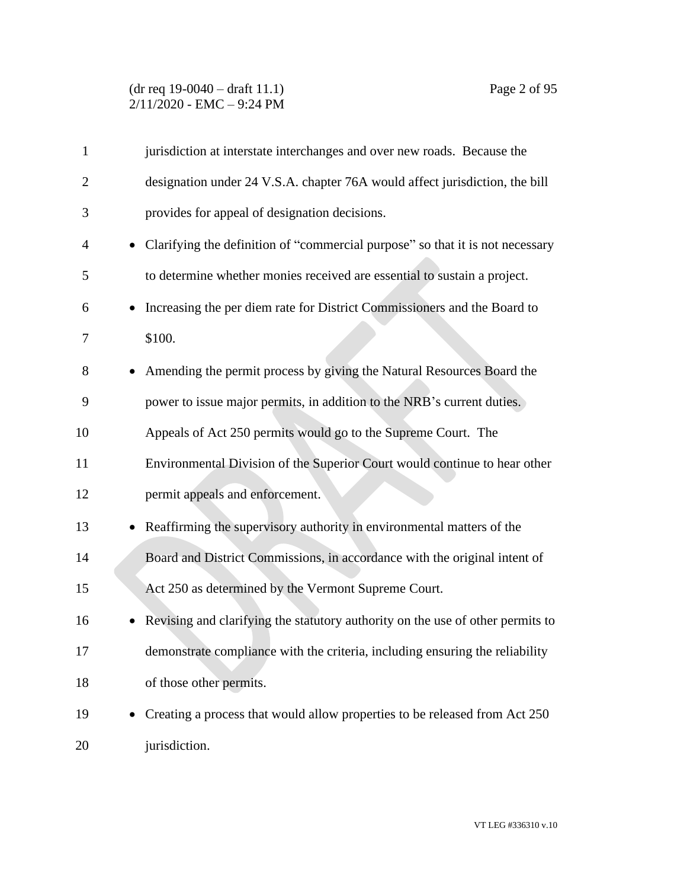jurisdiction at interstate interchanges and over new roads. Because the designation under 24 V.S.A. chapter 76A would affect jurisdiction, the bill provides for appeal of designation decisions.

- Clarifying the definition of "commercial purpose" so that it is not necessary to determine whether monies received are essential to sustain a project.
- Increasing the per diem rate for District Commissioners and the Board to $100.
- Amending the permit process by giving the Natural Resources Board the power to issue major permits, in addition to the NRB's current duties. Appeals of Act 250 permits would go to the Supreme Court. The Environmental Division of the Superior Court would continue to hear other permit appeals and enforcement.
- Reaffirming the supervisory authority in environmental matters of the Board and District Commissions, in accordance with the original intent of Act 250 as determined by the Vermont Supreme Court.
- Revising and clarifying the statutory authority on the use of other permits to demonstrate compliance with the criteria, including ensuring the reliability of those other permits.
- Creating a process that would allow properties to be released from Act 250 jurisdiction.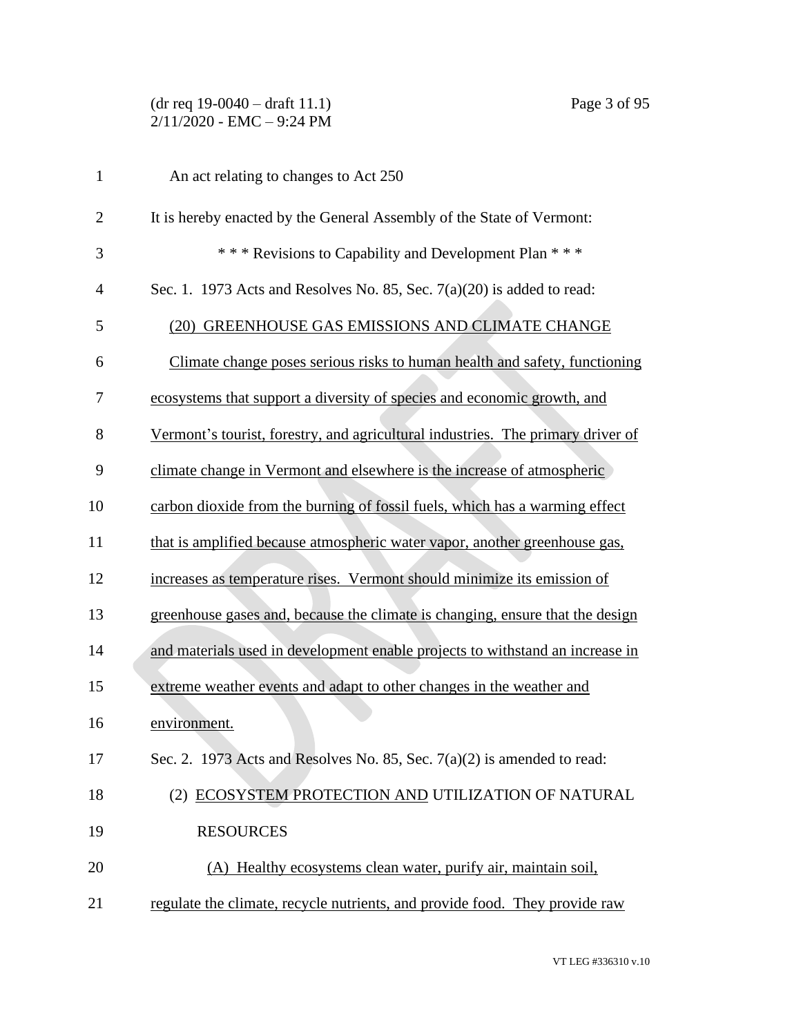An act relating to changes to Act 250

It is hereby enacted by the General Assembly of the State of Vermont:

\* \* \* Revisions to Capability and Development Plan \* \* \*

Sec. 1. 1973 Acts and Resolves No. 85, Sec. 7(a)(20) is added to read:

<u>(20) GREENHOUSE GAS EMISSIONS AND CLIMATE CHANGE</u>

<u>Climate change poses serious risks to human health and safety, functioning ecosystems that support a diversity of species and economic growth, and Vermont's tourist, forestry, and agricultural industries. The primary driver of climate change in Vermont and elsewhere is the increase of atmospheric carbon dioxide from the burning of fossil fuels, which has a warming effect that is amplified because atmospheric water vapor, another greenhouse gas, increases as temperature rises. Vermont should minimize its emission of greenhouse gases and, because the climate is changing, ensure that the design and materials used in development enable projects to withstand an increase in extreme weather events and adapt to other changes in the weather and environment.</u>

Sec. 2. 1973 Acts and Resolves No. 85, Sec. 7(a)(2) is amended to read:

(2) <u>ECOSYSTEM PROTECTION AND</u> UTILIZATION OF NATURAL RESOURCES

<u>(A) Healthy ecosystems clean water, purify air, maintain soil, regulate the climate, recycle nutrients, and provide food. They provide raw</u>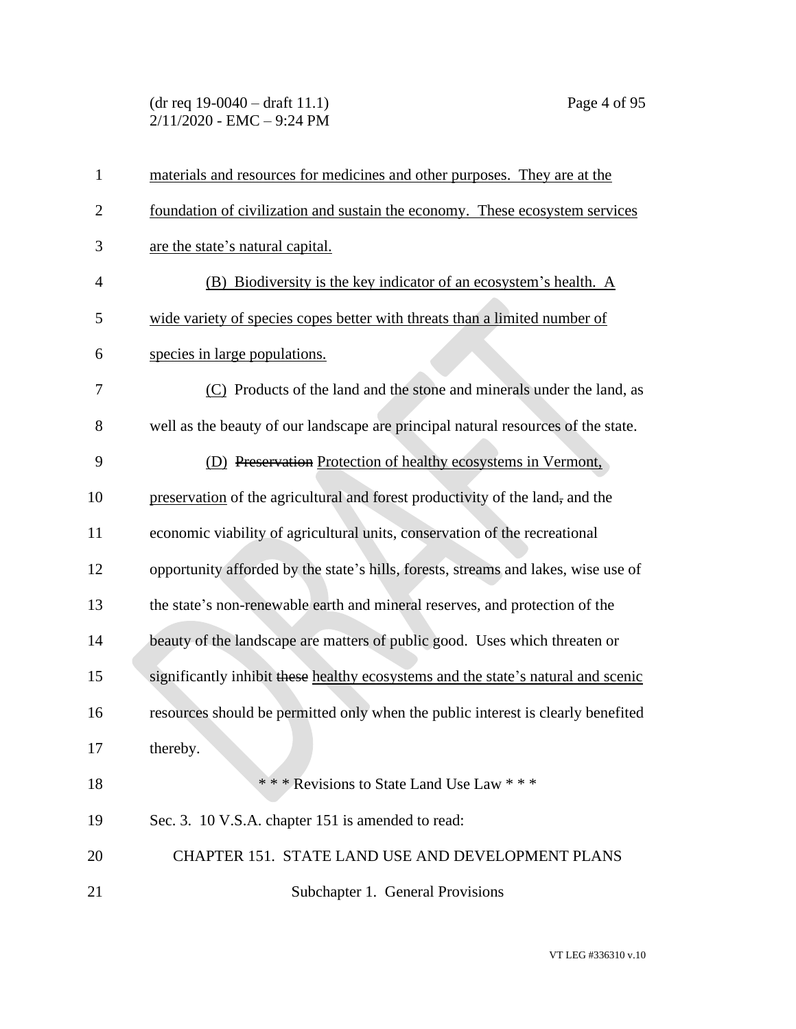materials and resources for medicines and other purposes. They are at the foundation of civilization and sustain the economy. These ecosystem services are the state's natural capital.

(B) Biodiversity is the key indicator of an ecosystem's health. A wide variety of species copes better with threats than a limited number of species in large populations.

(C) Products of the land and the stone and minerals under the land, as well as the beauty of our landscape are principal natural resources of the state.

(D) ~~Preservation~~ Protection of healthy ecosystems in Vermont, preservation of the agricultural and forest productivity of the land~~,~~ and the economic viability of agricultural units, conservation of the recreational opportunity afforded by the state's hills, forests, streams and lakes, wise use of the state's non-renewable earth and mineral reserves, and protection of the beauty of the landscape are matters of public good. Uses which threaten or significantly inhibit ~~these~~ healthy ecosystems and the state's natural and scenic resources should be permitted only when the public interest is clearly benefited thereby.

\* \* \* Revisions to State Land Use Law \* \* \*

Sec. 3. 10 V.S.A. chapter 151 is amended to read:

CHAPTER 151. STATE LAND USE AND DEVELOPMENT PLANS

Subchapter 1. General Provisions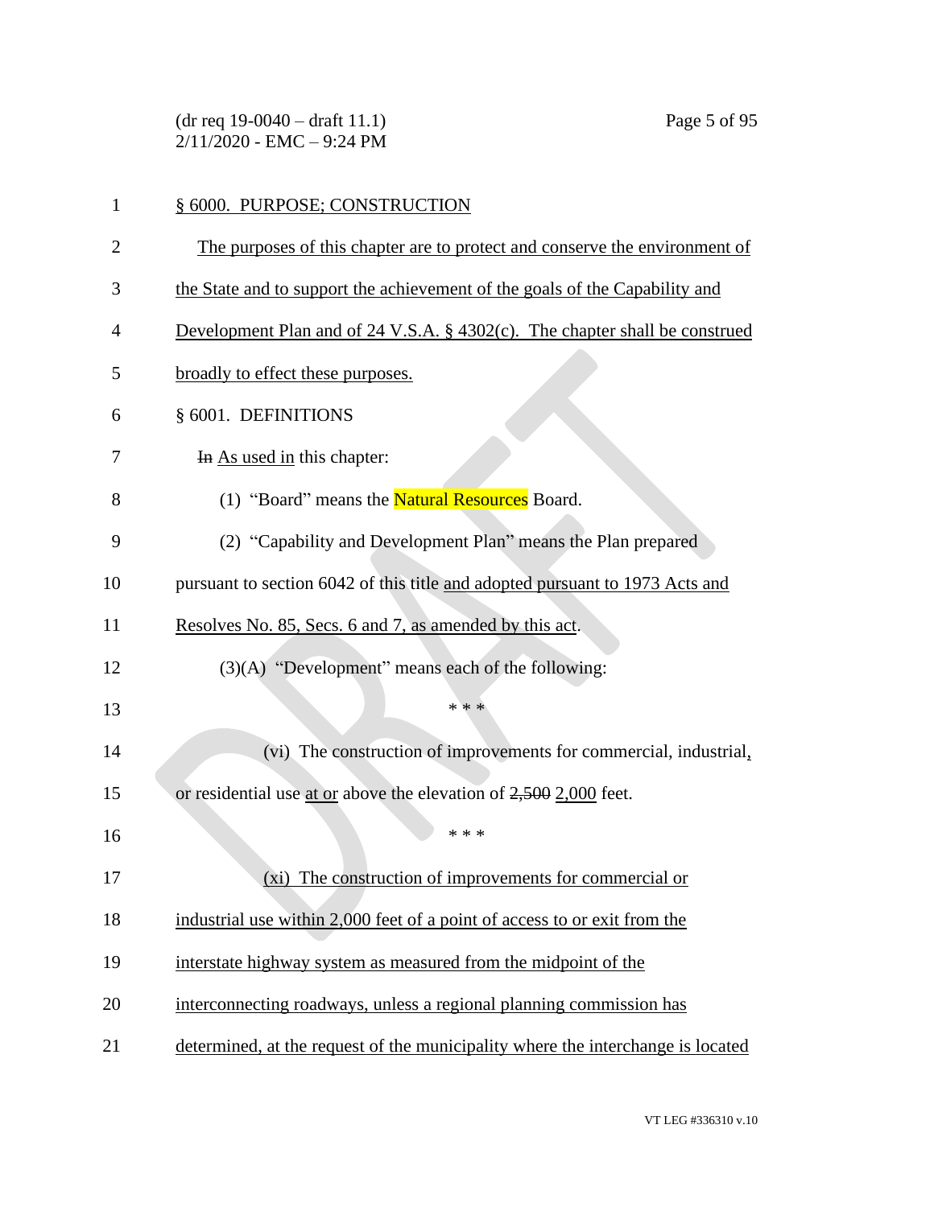§ 6000. PURPOSE; CONSTRUCTION

The purposes of this chapter are to protect and conserve the environment of the State and to support the achievement of the goals of the Capability and Development Plan and of 24 V.S.A. § 4302(c). The chapter shall be construed broadly to effect these purposes.

§ 6001. DEFINITIONS

~~In~~ As used in this chapter:

(1) "Board" means the Natural Resources Board.

(2) "Capability and Development Plan" means the Plan prepared pursuant to section 6042 of this title and adopted pursuant to 1973 Acts and Resolves No. 85, Secs. 6 and 7, as amended by this act.

(3)(A) "Development" means each of the following:

\* \* \*

(vi) The construction of improvements for commercial, industrial, or residential use at or above the elevation of ~~2,500~~ 2,000 feet.

\* \* \*

(xi) The construction of improvements for commercial or industrial use within 2,000 feet of a point of access to or exit from the interstate highway system as measured from the midpoint of the interconnecting roadways, unless a regional planning commission has determined, at the request of the municipality where the interchange is located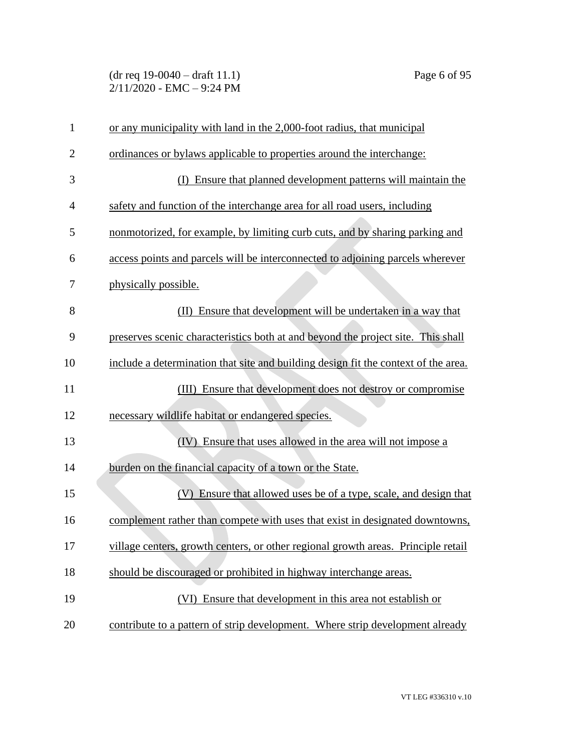or any municipality with land in the 2,000-foot radius, that municipal ordinances or bylaws applicable to properties around the interchange:

(I) Ensure that planned development patterns will maintain the safety and function of the interchange area for all road users, including nonmotorized, for example, by limiting curb cuts, and by sharing parking and access points and parcels will be interconnected to adjoining parcels wherever physically possible.

(II) Ensure that development will be undertaken in a way that preserves scenic characteristics both at and beyond the project site. This shall include a determination that site and building design fit the context of the area.

(III) Ensure that development does not destroy or compromise necessary wildlife habitat or endangered species.

(IV) Ensure that uses allowed in the area will not impose a burden on the financial capacity of a town or the State.

(V) Ensure that allowed uses be of a type, scale, and design that complement rather than compete with uses that exist in designated downtowns, village centers, growth centers, or other regional growth areas. Principle retail should be discouraged or prohibited in highway interchange areas.

(VI) Ensure that development in this area not establish or contribute to a pattern of strip development. Where strip development already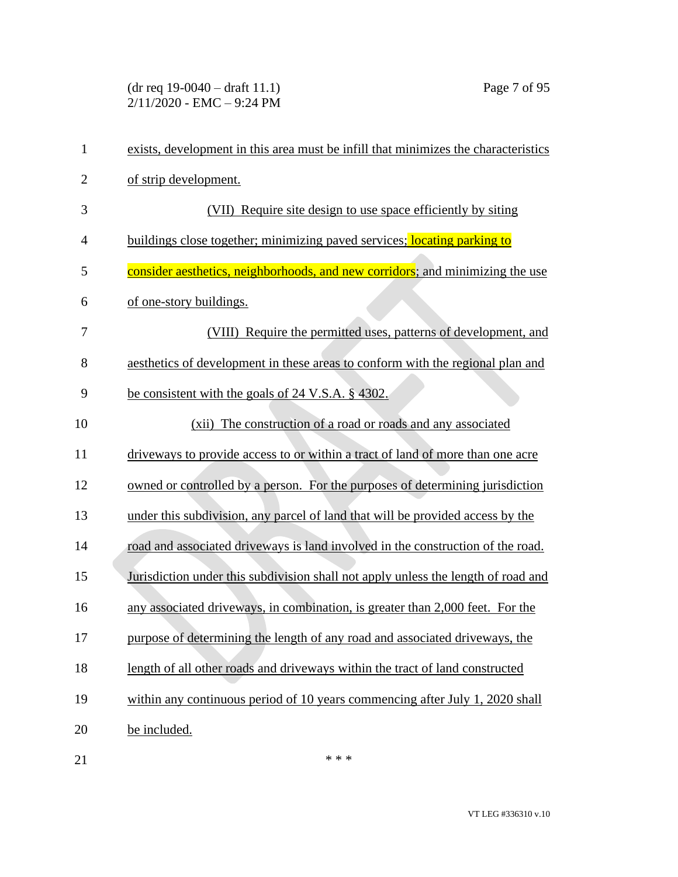exists, development in this area must be infill that minimizes the characteristics of strip development.

(VII) Require site design to use space efficiently by siting buildings close together; minimizing paved services; locating parking to consider aesthetics, neighborhoods, and new corridors; and minimizing the use of one-story buildings.

(VIII) Require the permitted uses, patterns of development, and aesthetics of development in these areas to conform with the regional plan and be consistent with the goals of 24 V.S.A. § 4302.

(xii) The construction of a road or roads and any associated driveways to provide access to or within a tract of land of more than one acre owned or controlled by a person. For the purposes of determining jurisdiction under this subdivision, any parcel of land that will be provided access by the road and associated driveways is land involved in the construction of the road. Jurisdiction under this subdivision shall not apply unless the length of road and any associated driveways, in combination, is greater than 2,000 feet. For the purpose of determining the length of any road and associated driveways, the length of all other roads and driveways within the tract of land constructed within any continuous period of 10 years commencing after July 1, 2020 shall be included.

\* \* \*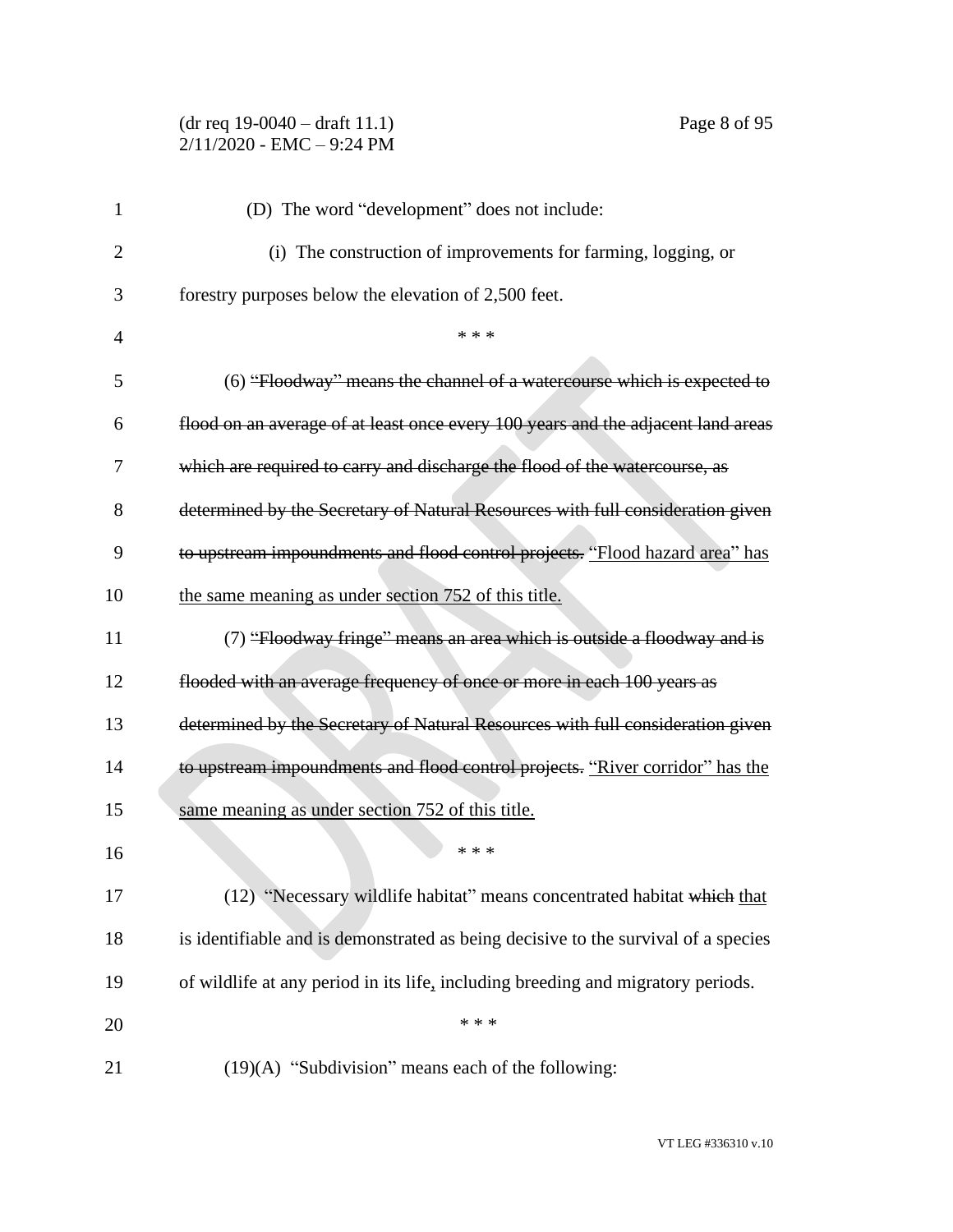(D) The word "development" does not include:

(i) The construction of improvements for farming, logging, or forestry purposes below the elevation of 2,500 feet.

\* \* \*

(6) ~~"Floodway" means the channel of a watercourse which is expected to flood on an average of at least once every 100 years and the adjacent land areas which are required to carry and discharge the flood of the watercourse, as determined by the Secretary of Natural Resources with full consideration given to upstream impoundments and flood control projects.~~ "Flood hazard area" has the same meaning as under section 752 of this title.

(7) ~~"Floodway fringe" means an area which is outside a floodway and is flooded with an average frequency of once or more in each 100 years as determined by the Secretary of Natural Resources with full consideration given to upstream impoundments and flood control projects.~~ "River corridor" has the same meaning as under section 752 of this title.

\* \* \*

(12) "Necessary wildlife habitat" means concentrated habitat ~~which~~ that is identifiable and is demonstrated as being decisive to the survival of a species of wildlife at any period in its life, including breeding and migratory periods.

\* \* \*

(19)(A) "Subdivision" means each of the following: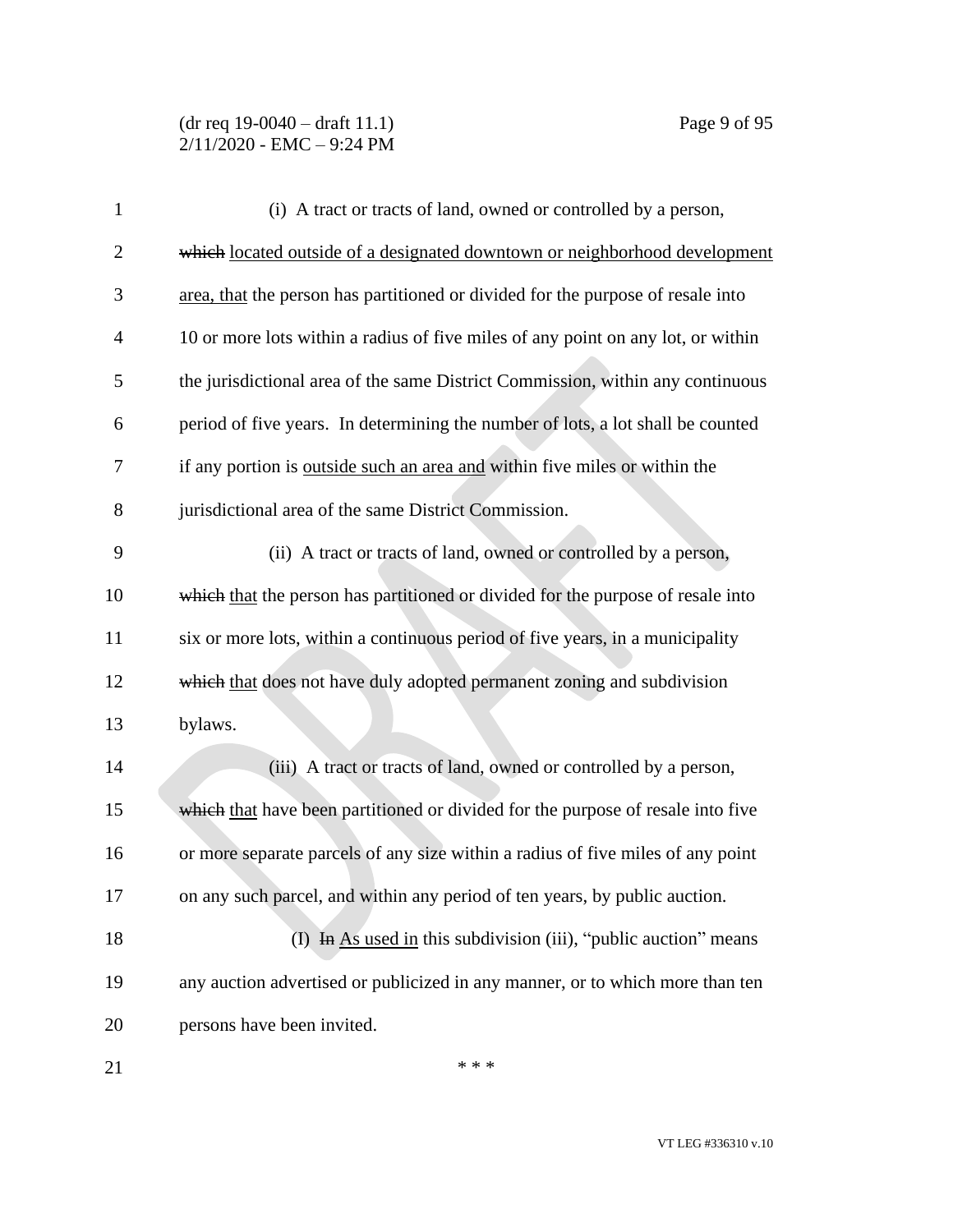(i) A tract or tracts of land, owned or controlled by a person, ~~which~~ located outside of a designated downtown or neighborhood development area, that the person has partitioned or divided for the purpose of resale into 10 or more lots within a radius of five miles of any point on any lot, or within the jurisdictional area of the same District Commission, within any continuous period of five years. In determining the number of lots, a lot shall be counted if any portion is outside such an area and within five miles or within the jurisdictional area of the same District Commission.

(ii) A tract or tracts of land, owned or controlled by a person, ~~which~~ that the person has partitioned or divided for the purpose of resale into six or more lots, within a continuous period of five years, in a municipality ~~which~~ that does not have duly adopted permanent zoning and subdivision bylaws.

(iii) A tract or tracts of land, owned or controlled by a person, ~~which~~ that have been partitioned or divided for the purpose of resale into five or more separate parcels of any size within a radius of five miles of any point on any such parcel, and within any period of ten years, by public auction.

(I) ~~In~~ As used in this subdivision (iii), "public auction" means any auction advertised or publicized in any manner, or to which more than ten persons have been invited.

\* \* \*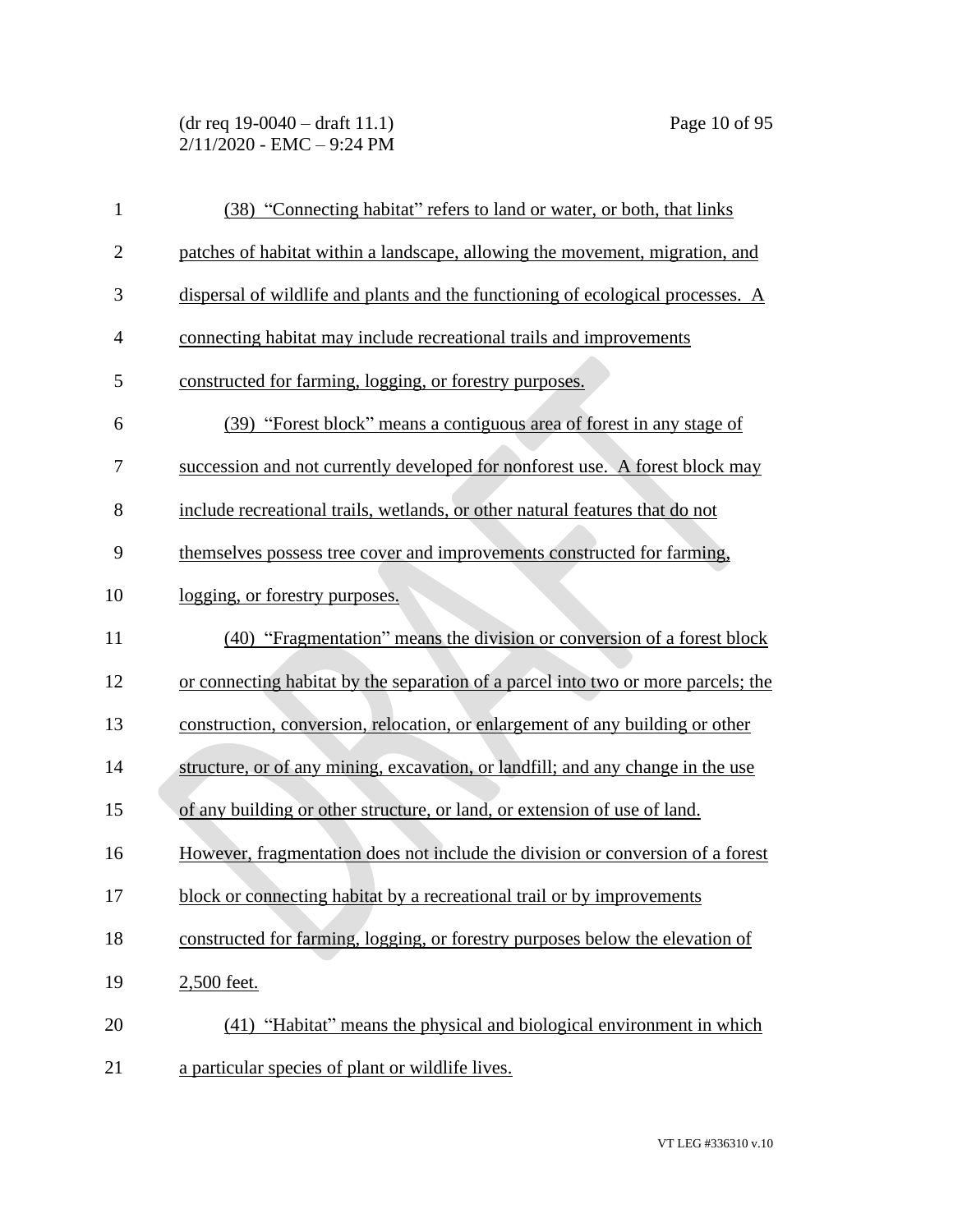(38) "Connecting habitat" refers to land or water, or both, that links patches of habitat within a landscape, allowing the movement, migration, and dispersal of wildlife and plants and the functioning of ecological processes. A connecting habitat may include recreational trails and improvements constructed for farming, logging, or forestry purposes.

(39) "Forest block" means a contiguous area of forest in any stage of succession and not currently developed for nonforest use. A forest block may include recreational trails, wetlands, or other natural features that do not themselves possess tree cover and improvements constructed for farming, logging, or forestry purposes.

(40) "Fragmentation" means the division or conversion of a forest block or connecting habitat by the separation of a parcel into two or more parcels; the construction, conversion, relocation, or enlargement of any building or other structure, or of any mining, excavation, or landfill; and any change in the use of any building or other structure, or land, or extension of use of land. However, fragmentation does not include the division or conversion of a forest block or connecting habitat by a recreational trail or by improvements constructed for farming, logging, or forestry purposes below the elevation of 2,500 feet.

(41) "Habitat" means the physical and biological environment in which a particular species of plant or wildlife lives.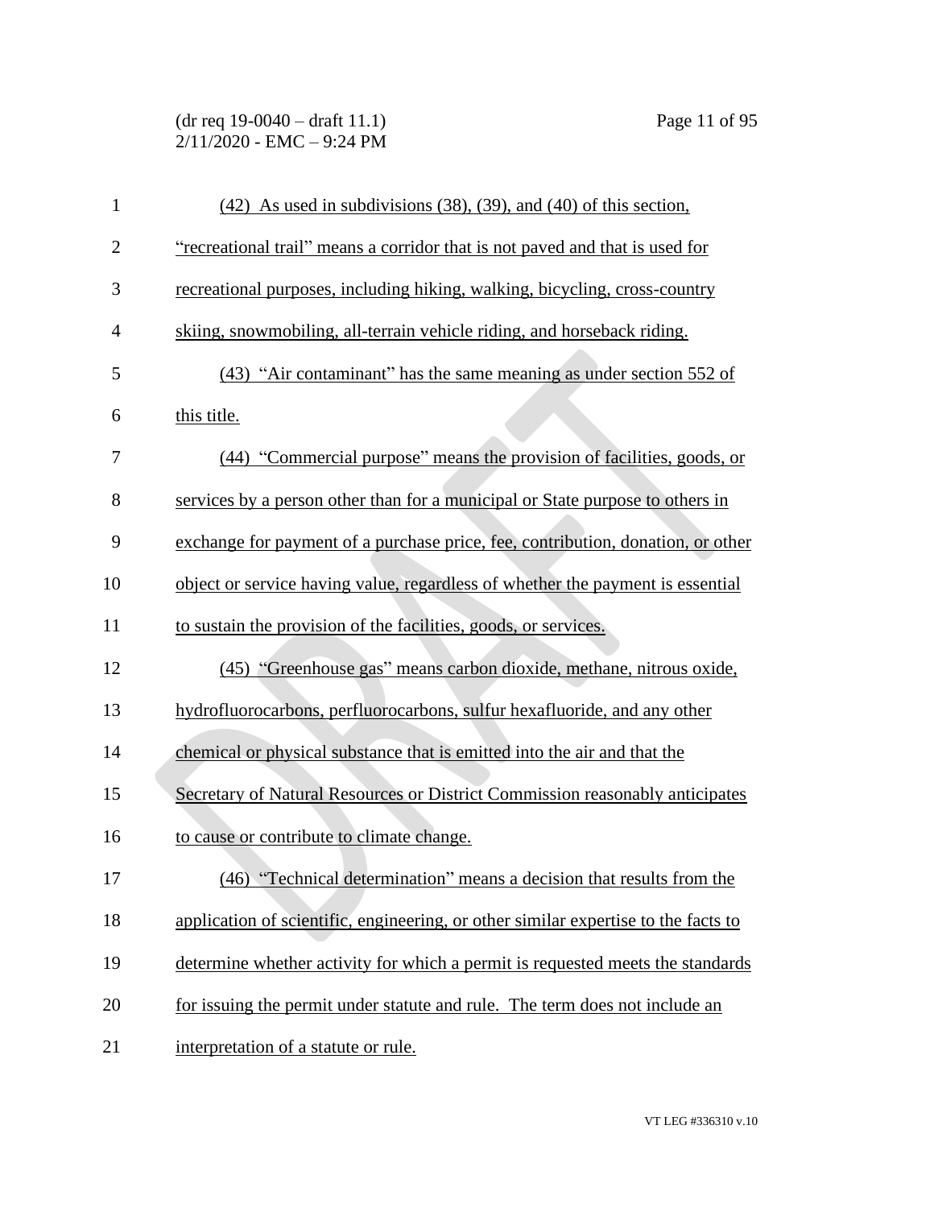(42) As used in subdivisions (38), (39), and (40) of this section, "recreational trail" means a corridor that is not paved and that is used for recreational purposes, including hiking, walking, bicycling, cross-country skiing, snowmobiling, all-terrain vehicle riding, and horseback riding.

(43) "Air contaminant" has the same meaning as under section 552 of this title.

(44) "Commercial purpose" means the provision of facilities, goods, or services by a person other than for a municipal or State purpose to others in exchange for payment of a purchase price, fee, contribution, donation, or other object or service having value, regardless of whether the payment is essential to sustain the provision of the facilities, goods, or services.

(45) "Greenhouse gas" means carbon dioxide, methane, nitrous oxide, hydrofluorocarbons, perfluorocarbons, sulfur hexafluoride, and any other chemical or physical substance that is emitted into the air and that the Secretary of Natural Resources or District Commission reasonably anticipates to cause or contribute to climate change.

(46) "Technical determination" means a decision that results from the application of scientific, engineering, or other similar expertise to the facts to determine whether activity for which a permit is requested meets the standards for issuing the permit under statute and rule. The term does not include an interpretation of a statute or rule.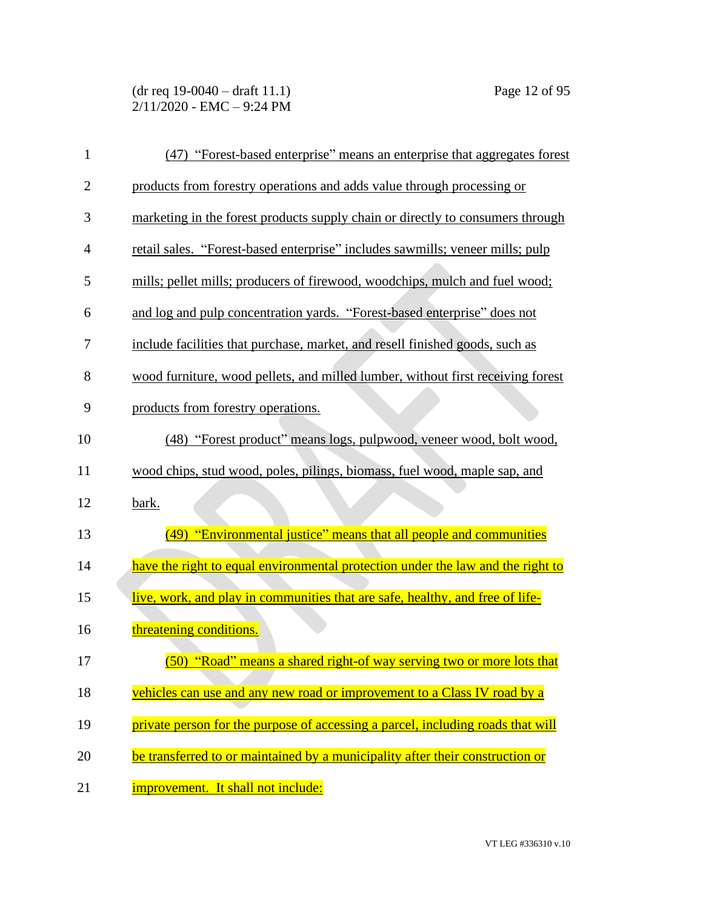(47) "Forest-based enterprise" means an enterprise that aggregates forest products from forestry operations and adds value through processing or marketing in the forest products supply chain or directly to consumers through retail sales. "Forest-based enterprise" includes sawmills; veneer mills; pulp mills; pellet mills; producers of firewood, woodchips, mulch and fuel wood; and log and pulp concentration yards. "Forest-based enterprise" does not include facilities that purchase, market, and resell finished goods, such as wood furniture, wood pellets, and milled lumber, without first receiving forest products from forestry operations.

(48) "Forest product" means logs, pulpwood, veneer wood, bolt wood, wood chips, stud wood, poles, pilings, biomass, fuel wood, maple sap, and bark.

(49) "Environmental justice" means that all people and communities have the right to equal environmental protection under the law and the right to live, work, and play in communities that are safe, healthy, and free of life-threatening conditions.

(50) "Road" means a shared right-of way serving two or more lots that vehicles can use and any new road or improvement to a Class IV road by a private person for the purpose of accessing a parcel, including roads that will be transferred to or maintained by a municipality after their construction or improvement. It shall not include: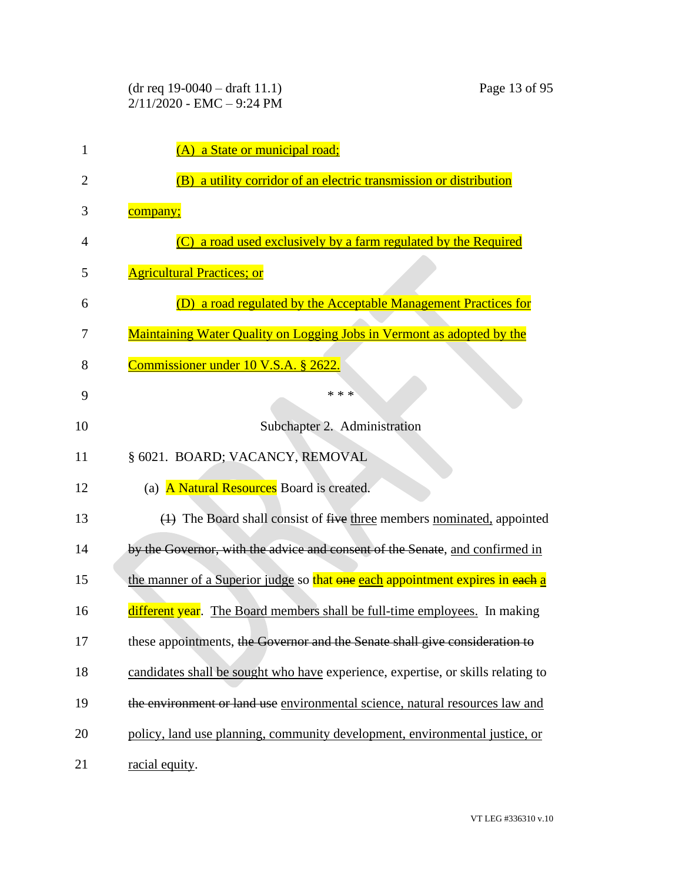(A) a State or municipal road;

(B) a utility corridor of an electric transmission or distribution company;

(C) a road used exclusively by a farm regulated by the Required Agricultural Practices; or

(D) a road regulated by the Acceptable Management Practices for Maintaining Water Quality on Logging Jobs in Vermont as adopted by the Commissioner under 10 V.S.A. § 2622.

\* \* \*

## Subchapter 2. Administration

### § 6021. BOARD; VACANCY, REMOVAL

(a) A Natural Resources Board is created.

~~(1)~~ The Board shall consist of ~~five~~ three members nominated, appointed ~~by the Governor, with the advice and consent of the Senate~~, and confirmed in the manner of a Superior judge so that ~~one~~ each appointment expires in ~~each~~ a different year. The Board members shall be full-time employees. In making these appointments, ~~the Governor and the Senate shall give consideration to~~ candidates shall be sought who have experience, expertise, or skills relating to ~~the environment or land use~~ environmental science, natural resources law and policy, land use planning, community development, environmental justice, or racial equity.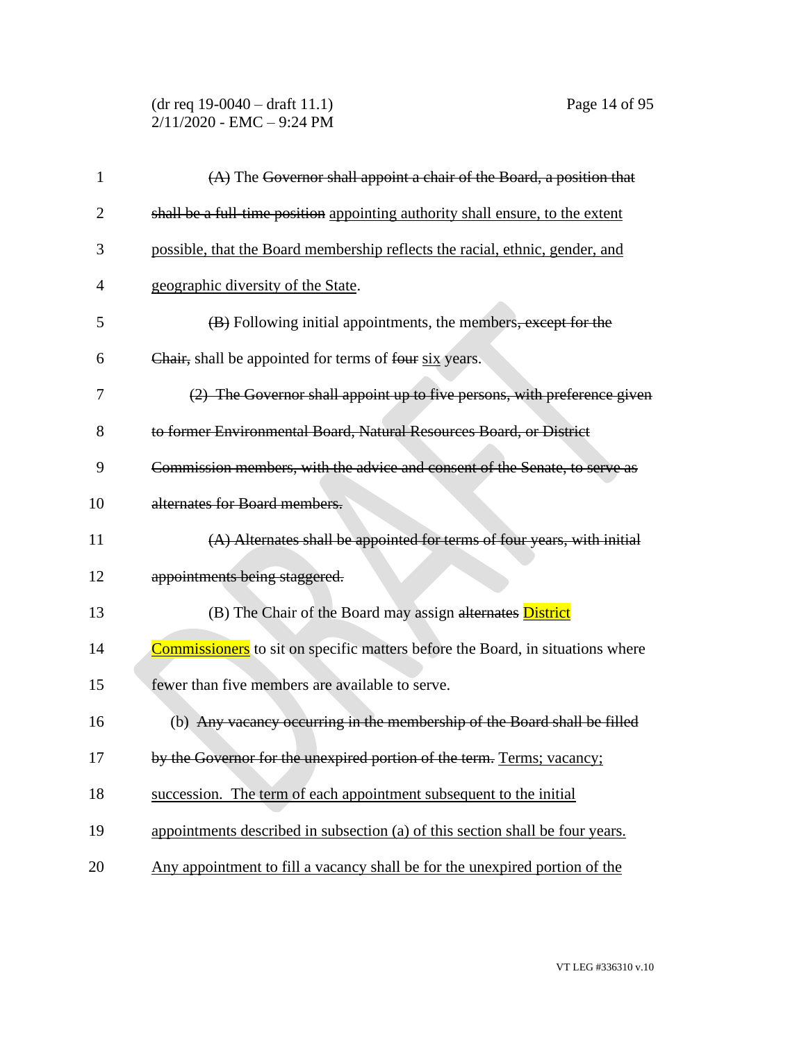(A) The ~~Governor shall appoint a chair of the Board, a position that shall be a full-time position~~ appointing authority shall ensure, to the extent possible, that the Board membership reflects the racial, ethnic, gender, and geographic diversity of the State.

~~(B)~~ Following initial appointments, the members~~, except for the Chair,~~ shall be appointed for terms of ~~four~~ six years.

~~(2) The Governor shall appoint up to five persons, with preference given to former Environmental Board, Natural Resources Board, or District Commission members, with the advice and consent of the Senate, to serve as alternates for Board members.~~

~~(A) Alternates shall be appointed for terms of four years, with initial appointments being staggered.~~

(B) The Chair of the Board may assign ~~alternates~~ District Commissioners to sit on specific matters before the Board, in situations where fewer than five members are available to serve.

(b) ~~Any vacancy occurring in the membership of the Board shall be filled by the Governor for the unexpired portion of the term.~~ Terms; vacancy; succession. The term of each appointment subsequent to the initial appointments described in subsection (a) of this section shall be four years. Any appointment to fill a vacancy shall be for the unexpired portion of the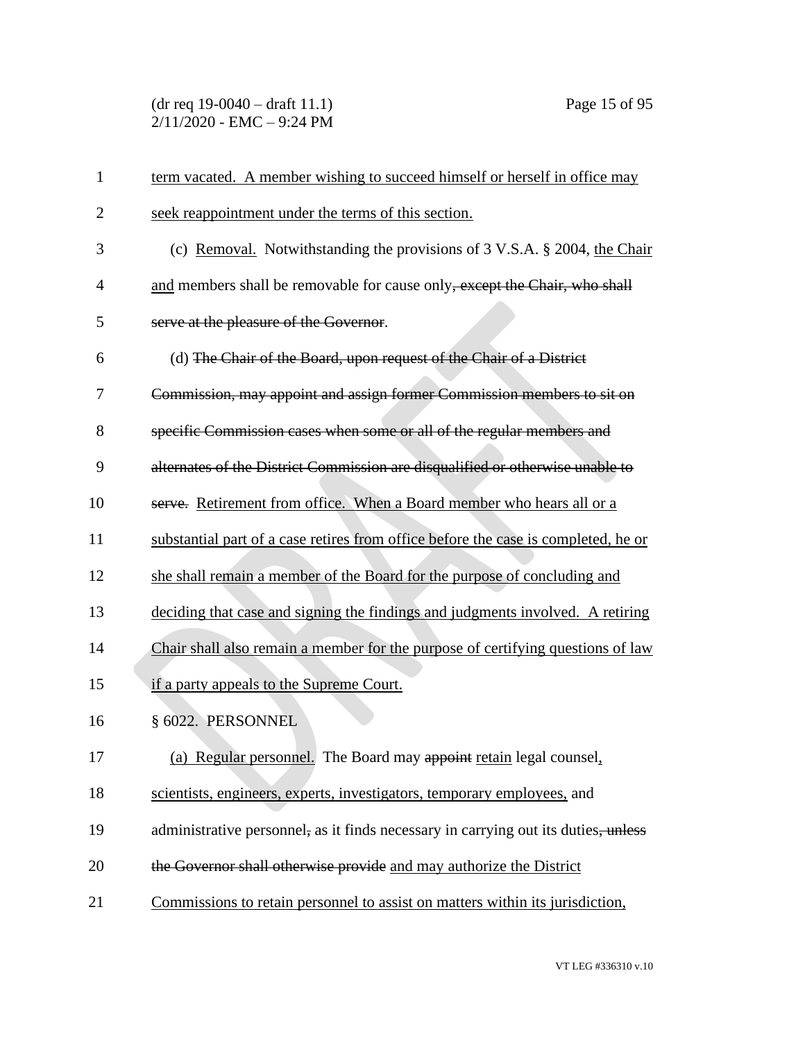term vacated. A member wishing to succeed himself or herself in office may seek reappointment under the terms of this section.

(c) Removal. Notwithstanding the provisions of 3 V.S.A. § 2004, the Chair and members shall be removable for cause only~~, except the Chair, who shall serve at the pleasure of the Governor~~.

(d) ~~The Chair of the Board, upon request of the Chair of a District Commission, may appoint and assign former Commission members to sit on specific Commission cases when some or all of the regular members and alternates of the District Commission are disqualified or otherwise unable to serve.~~ Retirement from office. When a Board member who hears all or a substantial part of a case retires from office before the case is completed, he or she shall remain a member of the Board for the purpose of concluding and deciding that case and signing the findings and judgments involved. A retiring Chair shall also remain a member for the purpose of certifying questions of law if a party appeals to the Supreme Court.

§ 6022. PERSONNEL

(a) Regular personnel. The Board may ~~appoint~~ retain legal counsel, scientists, engineers, experts, investigators, temporary employees, and administrative personnel~~,~~ as it finds necessary in carrying out its duties~~, unless the Governor shall otherwise provide~~ and may authorize the District Commissions to retain personnel to assist on matters within its jurisdiction,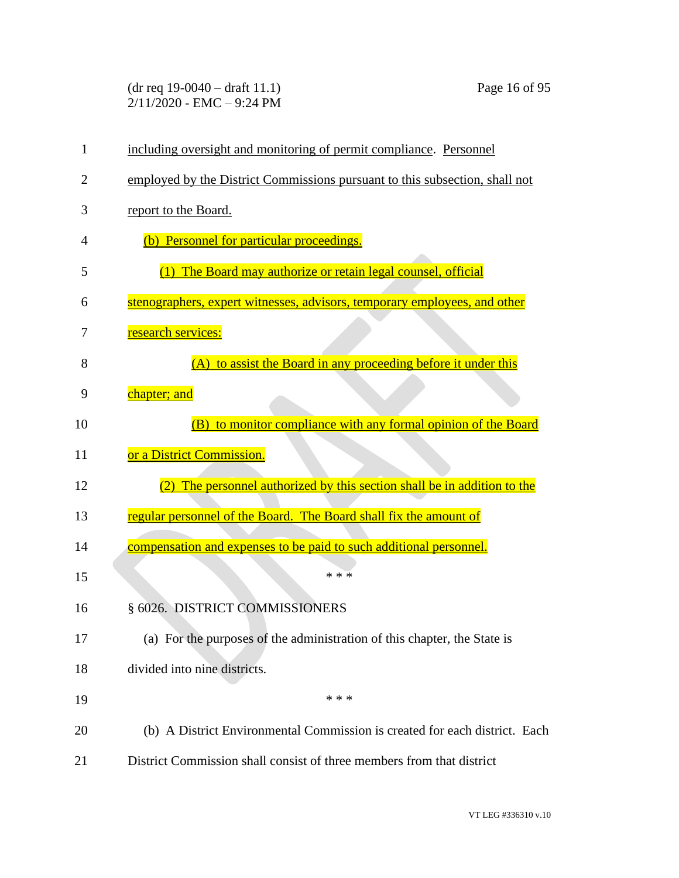including oversight and monitoring of permit compliance. Personnel employed by the District Commissions pursuant to this subsection, shall not report to the Board.

(b) Personnel for particular proceedings.

(1) The Board may authorize or retain legal counsel, official stenographers, expert witnesses, advisors, temporary employees, and other research services:

(A) to assist the Board in any proceeding before it under this chapter; and

(B) to monitor compliance with any formal opinion of the Board or a District Commission.

(2) The personnel authorized by this section shall be in addition to the regular personnel of the Board. The Board shall fix the amount of compensation and expenses to be paid to such additional personnel.

\* \* \*

§ 6026. DISTRICT COMMISSIONERS

(a) For the purposes of the administration of this chapter, the State is divided into nine districts.

\* \* \*

(b) A District Environmental Commission is created for each district. Each District Commission shall consist of three members from that district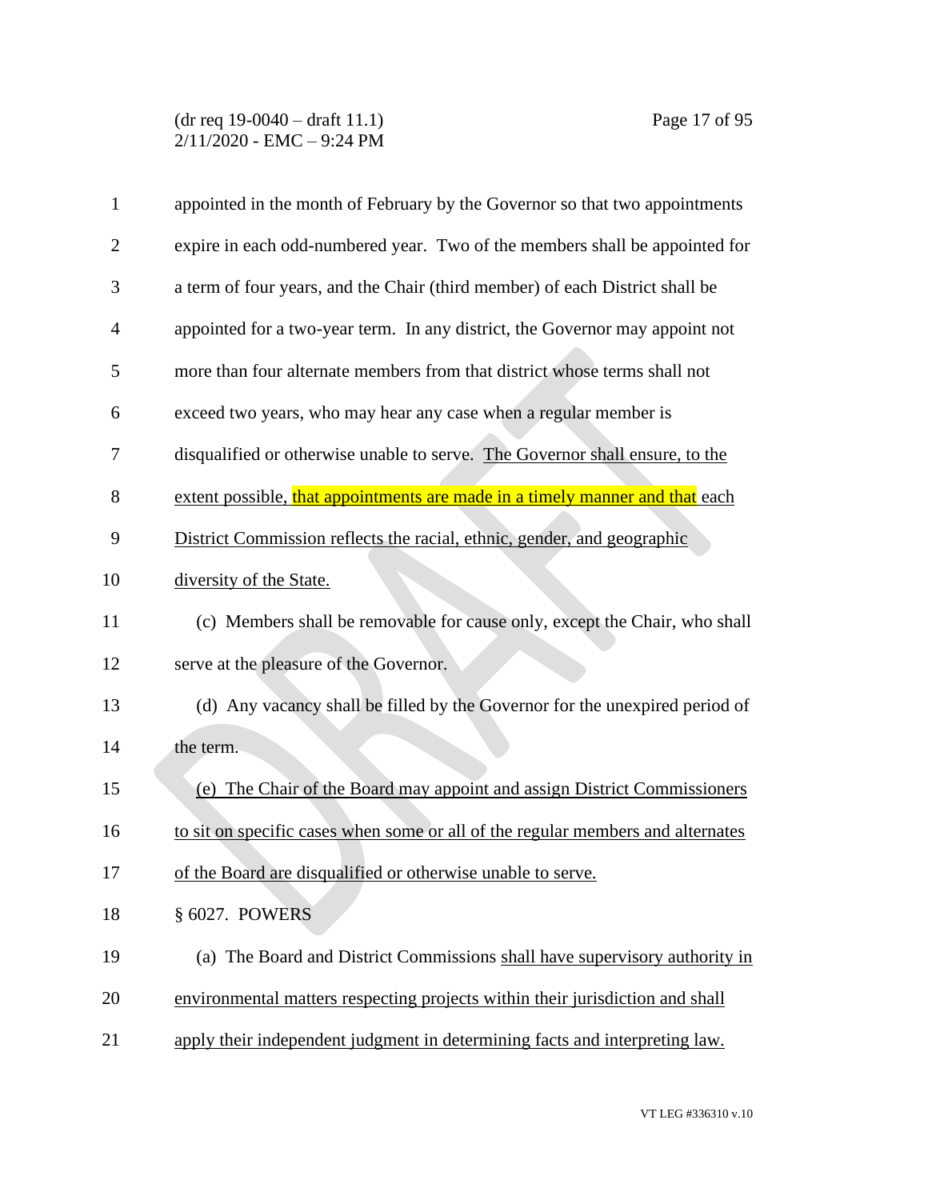appointed in the month of February by the Governor so that two appointments expire in each odd-numbered year. Two of the members shall be appointed for a term of four years, and the Chair (third member) of each District shall be appointed for a two-year term. In any district, the Governor may appoint not more than four alternate members from that district whose terms shall not exceed two years, who may hear any case when a regular member is disqualified or otherwise unable to serve. The Governor shall ensure, to the extent possible, that appointments are made in a timely manner and that each District Commission reflects the racial, ethnic, gender, and geographic diversity of the State.

(c) Members shall be removable for cause only, except the Chair, who shall serve at the pleasure of the Governor.

(d) Any vacancy shall be filled by the Governor for the unexpired period of the term.

(e) The Chair of the Board may appoint and assign District Commissioners to sit on specific cases when some or all of the regular members and alternates of the Board are disqualified or otherwise unable to serve.

§ 6027. POWERS

(a) The Board and District Commissions shall have supervisory authority in environmental matters respecting projects within their jurisdiction and shall apply their independent judgment in determining facts and interpreting law.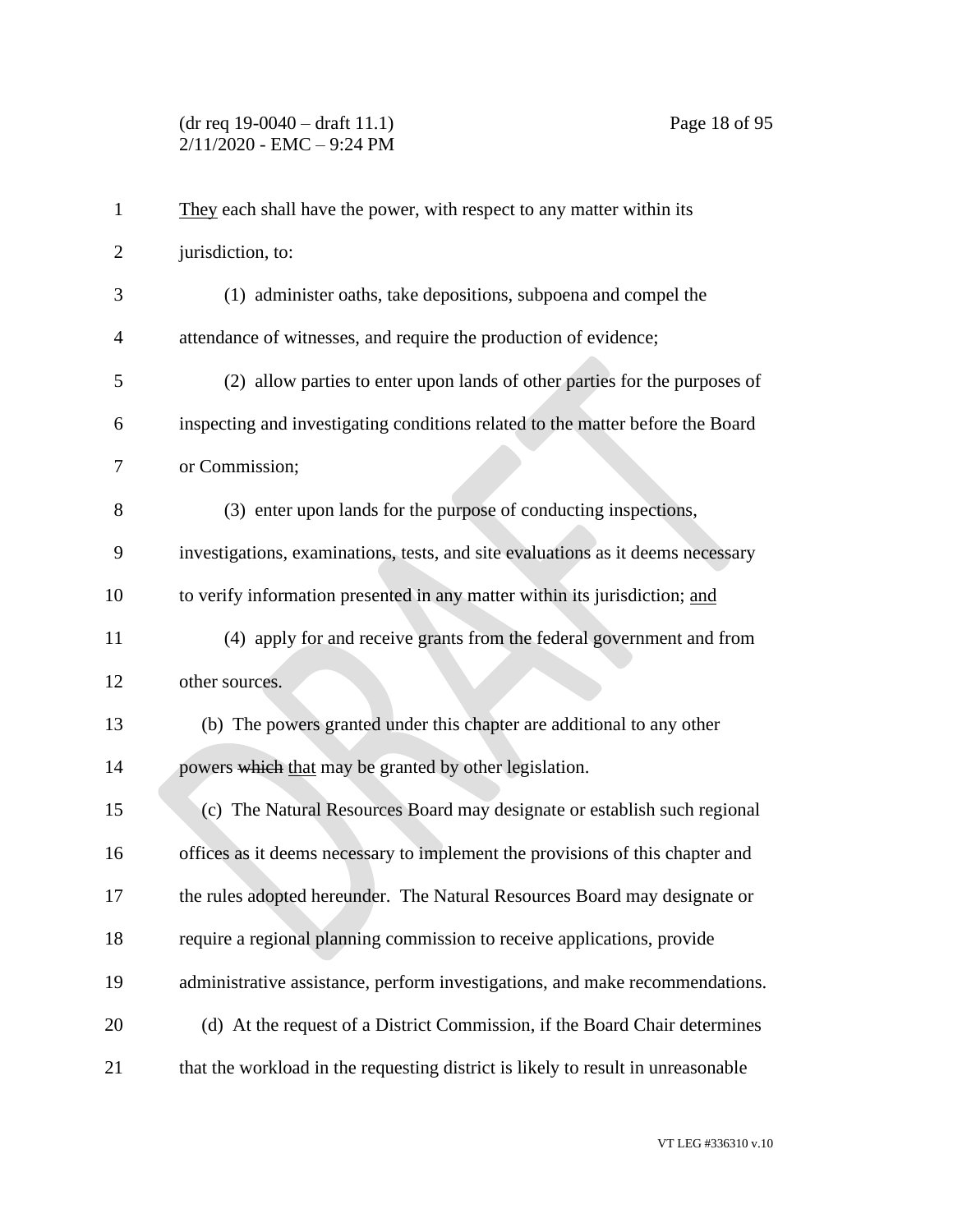They each shall have the power, with respect to any matter within its jurisdiction, to:

(1) administer oaths, take depositions, subpoena and compel the attendance of witnesses, and require the production of evidence;

(2) allow parties to enter upon lands of other parties for the purposes of inspecting and investigating conditions related to the matter before the Board or Commission;

(3) enter upon lands for the purpose of conducting inspections, investigations, examinations, tests, and site evaluations as it deems necessary to verify information presented in any matter within its jurisdiction; and

(4) apply for and receive grants from the federal government and from other sources.

(b) The powers granted under this chapter are additional to any other powers ~~which~~ that may be granted by other legislation.

(c) The Natural Resources Board may designate or establish such regional offices as it deems necessary to implement the provisions of this chapter and the rules adopted hereunder. The Natural Resources Board may designate or require a regional planning commission to receive applications, provide administrative assistance, perform investigations, and make recommendations.

(d) At the request of a District Commission, if the Board Chair determines that the workload in the requesting district is likely to result in unreasonable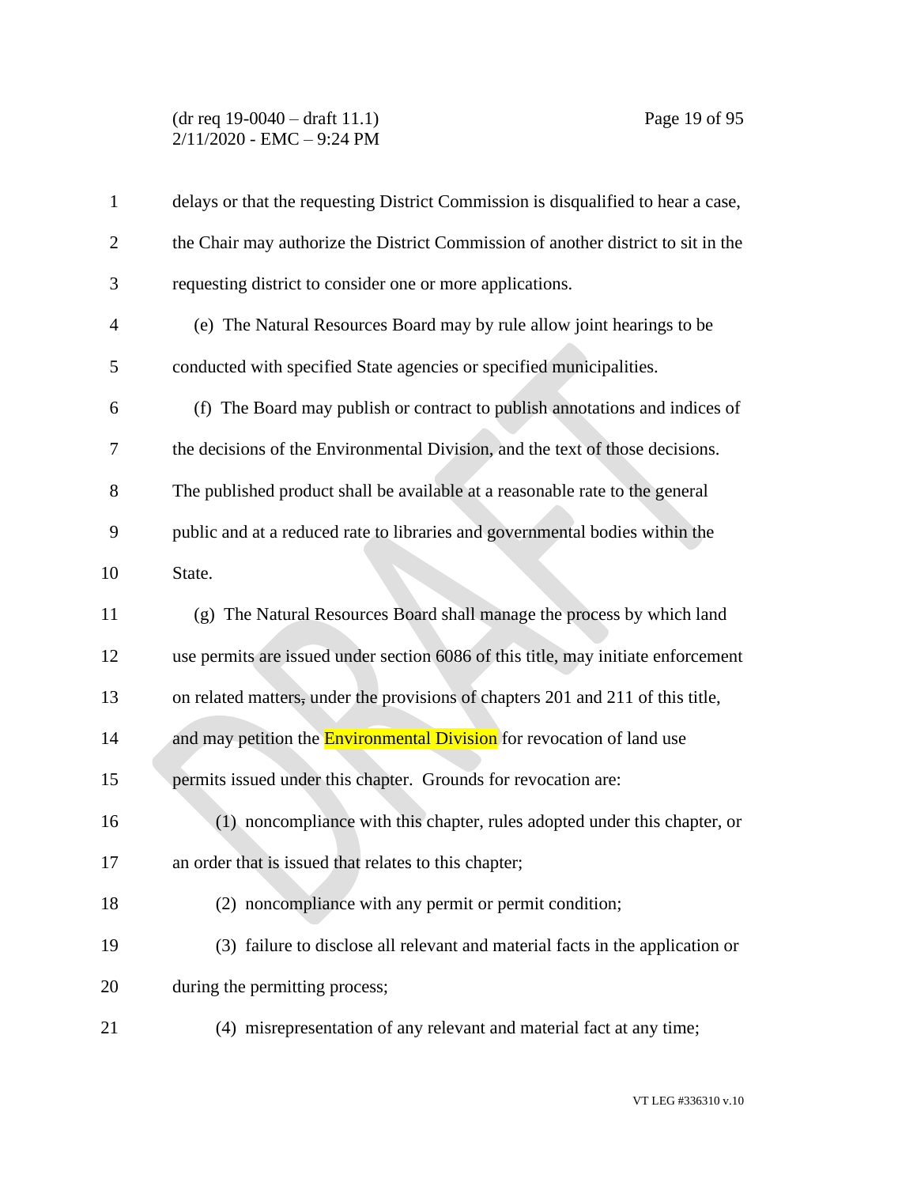delays or that the requesting District Commission is disqualified to hear a case, the Chair may authorize the District Commission of another district to sit in the requesting district to consider one or more applications.

(e) The Natural Resources Board may by rule allow joint hearings to be conducted with specified State agencies or specified municipalities.

(f) The Board may publish or contract to publish annotations and indices of the decisions of the Environmental Division, and the text of those decisions. The published product shall be available at a reasonable rate to the general public and at a reduced rate to libraries and governmental bodies within the State.

(g) The Natural Resources Board shall manage the process by which land use permits are issued under section 6086 of this title, may initiate enforcement on related matters, under the provisions of chapters 201 and 211 of this title, and may petition the Environmental Division for revocation of land use permits issued under this chapter. Grounds for revocation are:

(1) noncompliance with this chapter, rules adopted under this chapter, or an order that is issued that relates to this chapter;

(2) noncompliance with any permit or permit condition;

(3) failure to disclose all relevant and material facts in the application or during the permitting process;

(4) misrepresentation of any relevant and material fact at any time;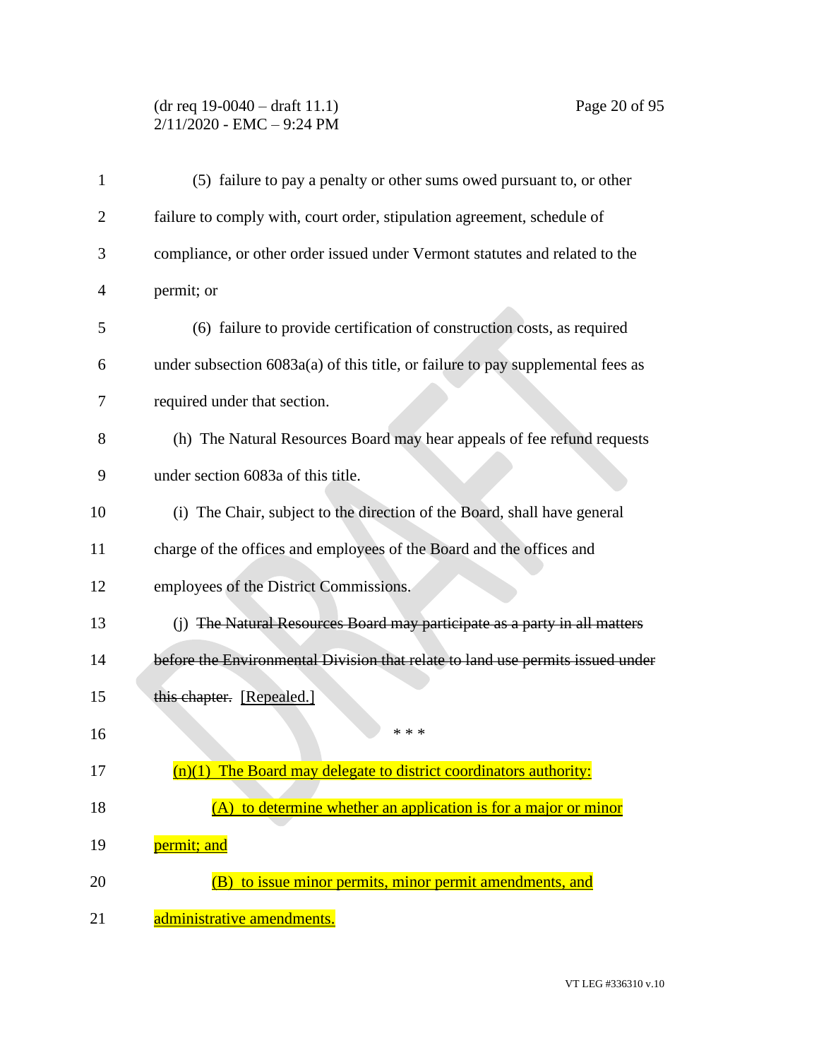(5) failure to pay a penalty or other sums owed pursuant to, or other failure to comply with, court order, stipulation agreement, schedule of compliance, or other order issued under Vermont statutes and related to the permit; or

(6) failure to provide certification of construction costs, as required under subsection 6083a(a) of this title, or failure to pay supplemental fees as required under that section.

(h) The Natural Resources Board may hear appeals of fee refund requests under section 6083a of this title.

(i) The Chair, subject to the direction of the Board, shall have general charge of the offices and employees of the Board and the offices and employees of the District Commissions.

(j) ~~The Natural Resources Board may participate as a party in all matters before the Environmental Division that relate to land use permits issued under this chapter.~~ [Repealed.]

\* \* \*

(n)(1) The Board may delegate to district coordinators authority:

(A) to determine whether an application is for a major or minor permit; and

(B) to issue minor permits, minor permit amendments, and administrative amendments.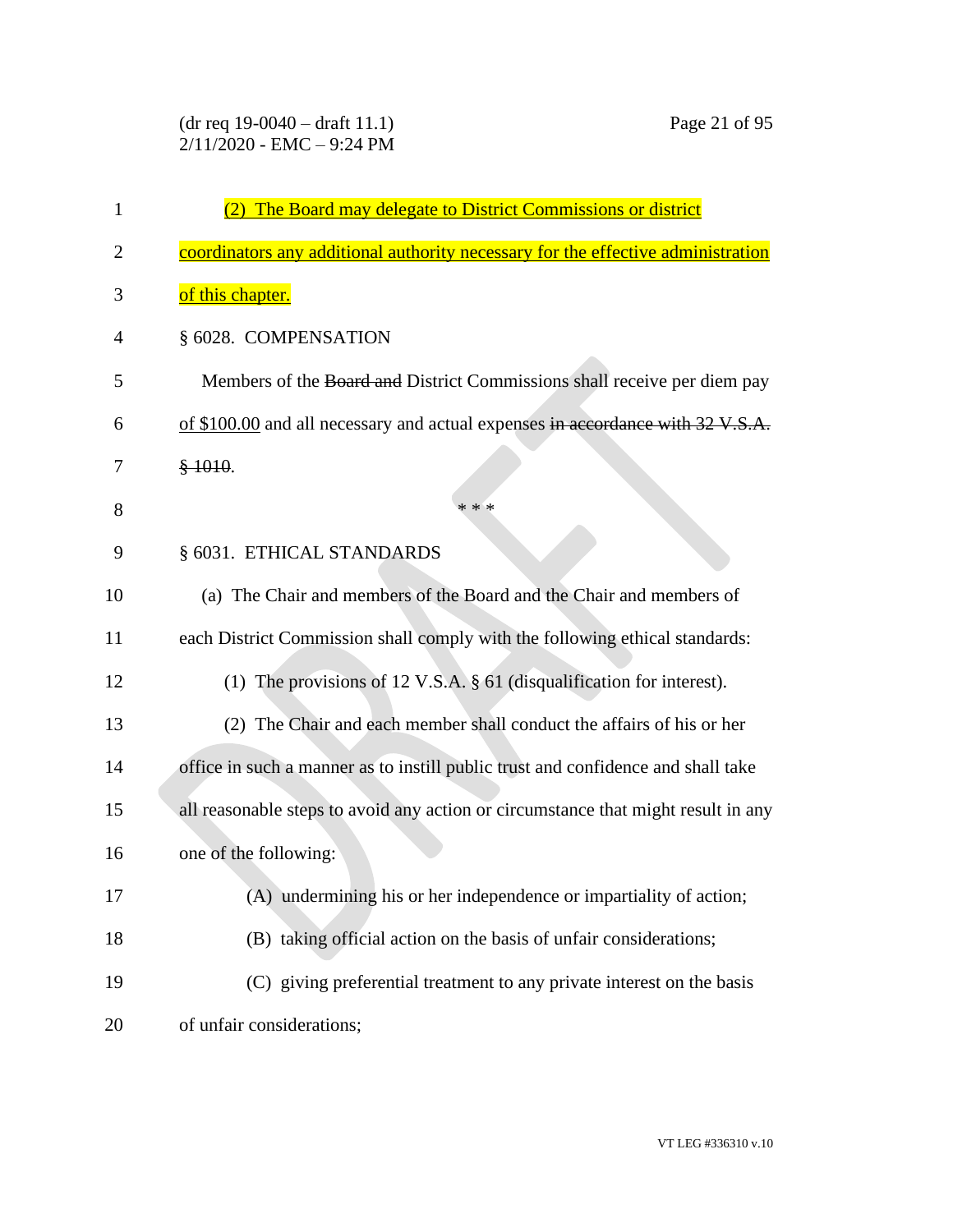(2) The Board may delegate to District Commissions or district coordinators any additional authority necessary for the effective administration of this chapter.

§ 6028. COMPENSATION

Members of the ~~Board and~~ District Commissions shall receive per diem pay of $100.00 and all necessary and actual expenses ~~in accordance with 32 V.S.A. § 1010~~.

\* \* \*

§ 6031. ETHICAL STANDARDS

(a) The Chair and members of the Board and the Chair and members of each District Commission shall comply with the following ethical standards:

(1) The provisions of 12 V.S.A. § 61 (disqualification for interest).

(2) The Chair and each member shall conduct the affairs of his or her office in such a manner as to instill public trust and confidence and shall take all reasonable steps to avoid any action or circumstance that might result in any one of the following:

(A) undermining his or her independence or impartiality of action;

(B) taking official action on the basis of unfair considerations;

(C) giving preferential treatment to any private interest on the basis of unfair considerations;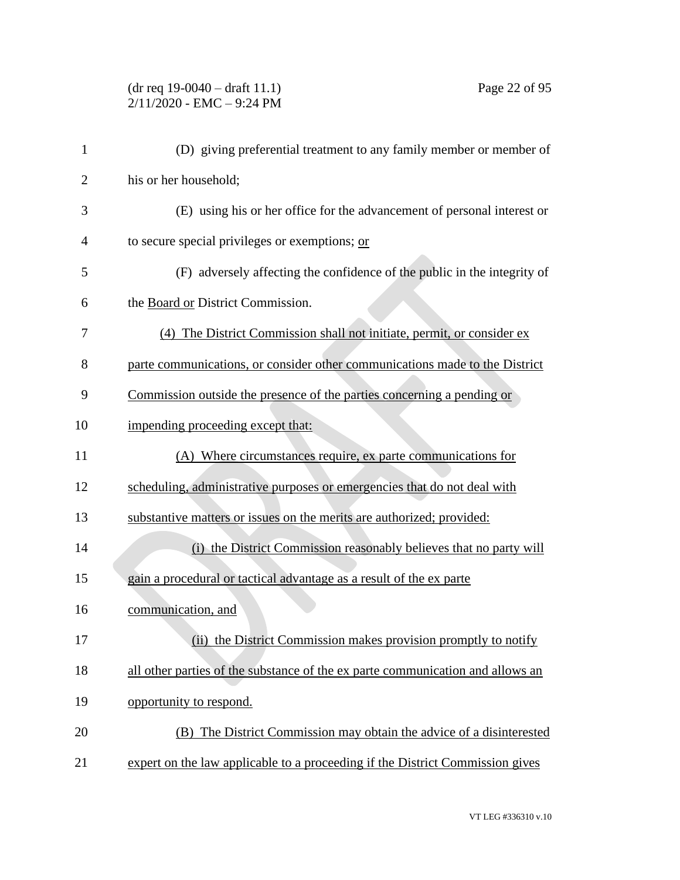(D) giving preferential treatment to any family member or member of his or her household;

(E) using his or her office for the advancement of personal interest or to secure special privileges or exemptions; <u>or</u>

(F) adversely affecting the confidence of the public in the integrity of the <u>Board or</u> District Commission.

<u>(4) The District Commission shall not initiate, permit, or consider ex parte communications, or consider other communications made to the District Commission outside the presence of the parties concerning a pending or impending proceeding except that:</u>

<u>(A) Where circumstances require, ex parte communications for scheduling, administrative purposes or emergencies that do not deal with substantive matters or issues on the merits are authorized; provided:</u>

<u>(i) the District Commission reasonably believes that no party will gain a procedural or tactical advantage as a result of the ex parte communication, and</u>

<u>(ii) the District Commission makes provision promptly to notify all other parties of the substance of the ex parte communication and allows an opportunity to respond.</u>

<u>(B) The District Commission may obtain the advice of a disinterested expert on the law applicable to a proceeding if the District Commission gives</u>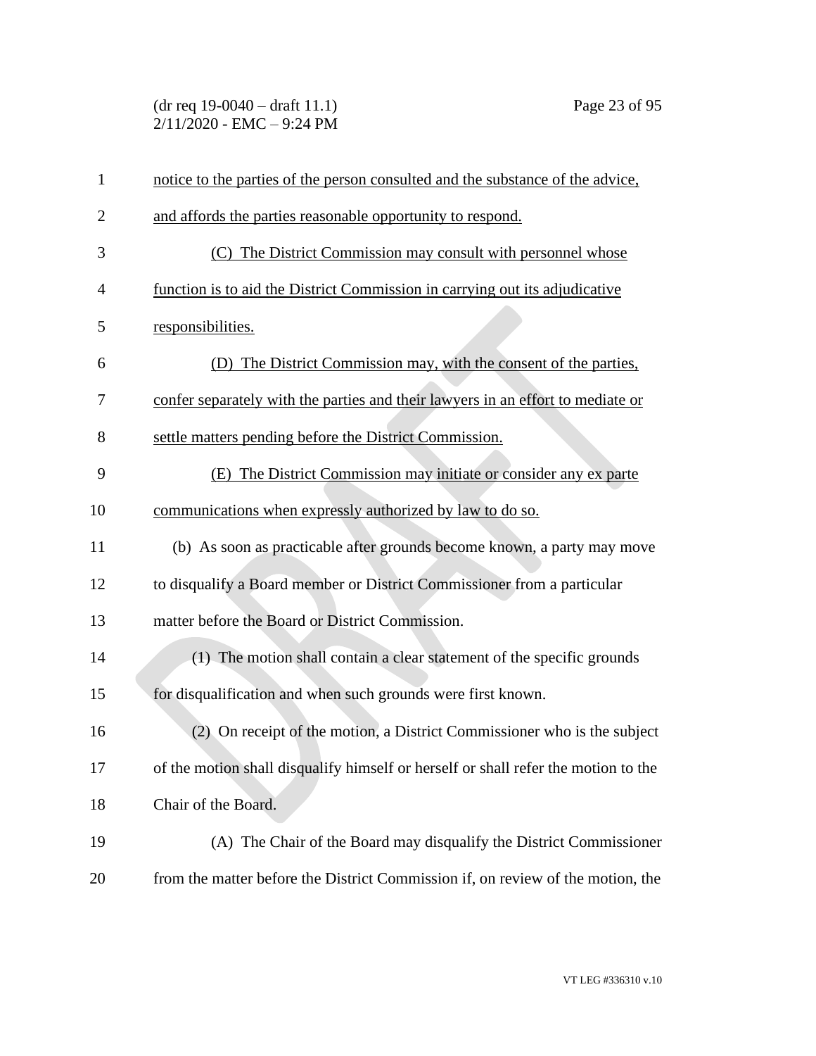notice to the parties of the person consulted and the substance of the advice, and affords the parties reasonable opportunity to respond.

(C) The District Commission may consult with personnel whose function is to aid the District Commission in carrying out its adjudicative responsibilities.

(D) The District Commission may, with the consent of the parties, confer separately with the parties and their lawyers in an effort to mediate or settle matters pending before the District Commission.

(E) The District Commission may initiate or consider any ex parte communications when expressly authorized by law to do so.

(b) As soon as practicable after grounds become known, a party may move to disqualify a Board member or District Commissioner from a particular matter before the Board or District Commission.

(1) The motion shall contain a clear statement of the specific grounds for disqualification and when such grounds were first known.

(2) On receipt of the motion, a District Commissioner who is the subject of the motion shall disqualify himself or herself or shall refer the motion to the Chair of the Board.

(A) The Chair of the Board may disqualify the District Commissioner from the matter before the District Commission if, on review of the motion, the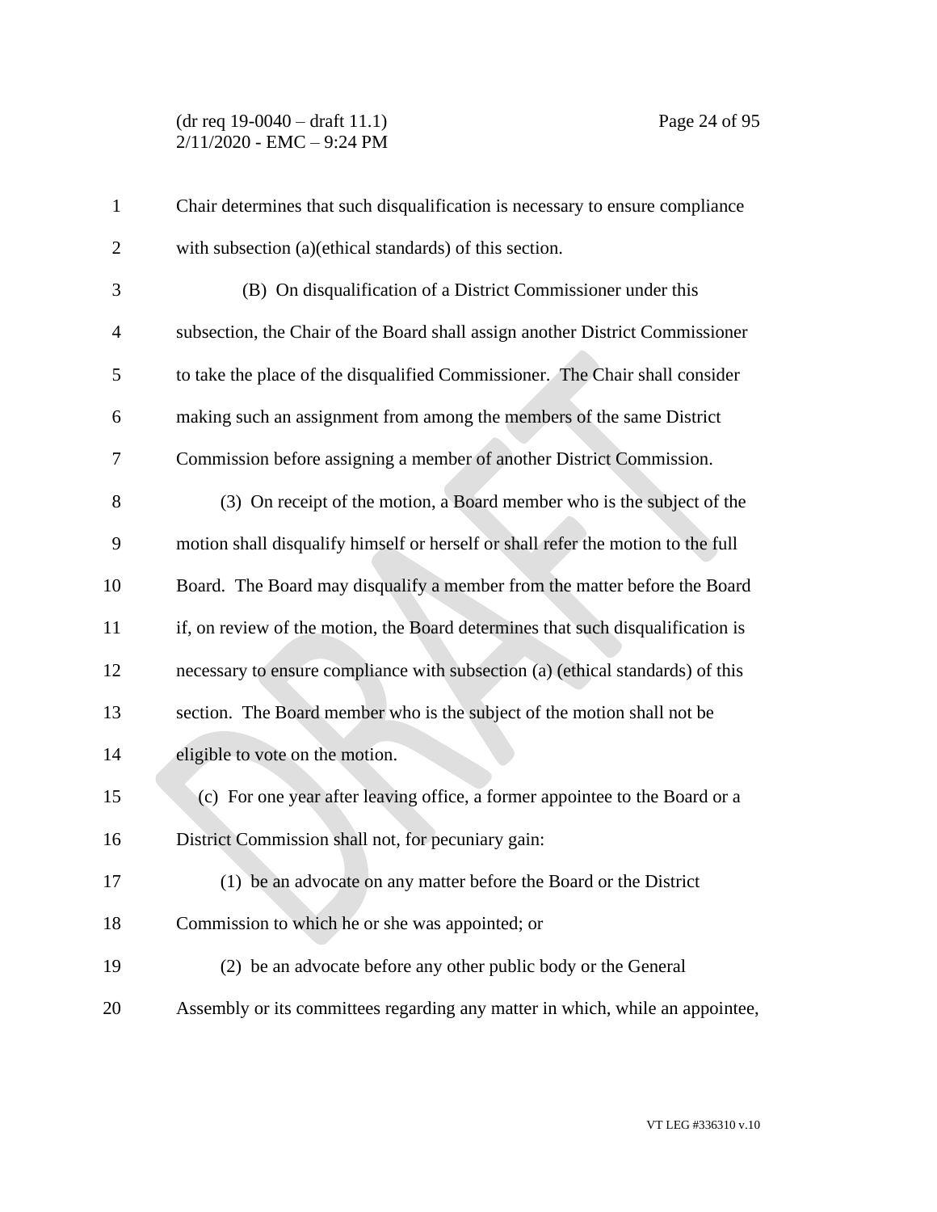Chair determines that such disqualification is necessary to ensure compliance with subsection (a)(ethical standards) of this section.

(B) On disqualification of a District Commissioner under this subsection, the Chair of the Board shall assign another District Commissioner to take the place of the disqualified Commissioner. The Chair shall consider making such an assignment from among the members of the same District Commission before assigning a member of another District Commission.

(3) On receipt of the motion, a Board member who is the subject of the motion shall disqualify himself or herself or shall refer the motion to the full Board. The Board may disqualify a member from the matter before the Board if, on review of the motion, the Board determines that such disqualification is necessary to ensure compliance with subsection (a) (ethical standards) of this section. The Board member who is the subject of the motion shall not be eligible to vote on the motion.

(c) For one year after leaving office, a former appointee to the Board or a District Commission shall not, for pecuniary gain:

(1) be an advocate on any matter before the Board or the District Commission to which he or she was appointed; or

(2) be an advocate before any other public body or the General Assembly or its committees regarding any matter in which, while an appointee,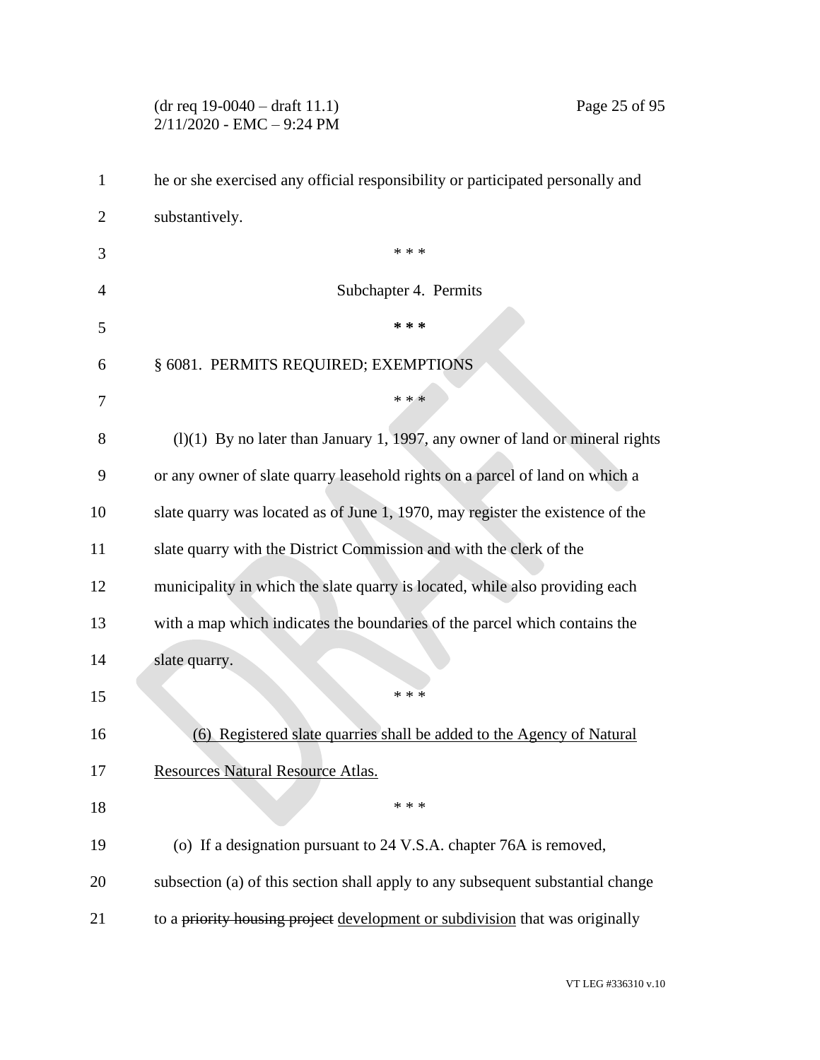he or she exercised any official responsibility or participated personally and substantively.

\* \* \*

Subchapter 4. Permits

\* \* \*

§ 6081. PERMITS REQUIRED; EXEMPTIONS

\* \* \*

(l)(1) By no later than January 1, 1997, any owner of land or mineral rights or any owner of slate quarry leasehold rights on a parcel of land on which a slate quarry was located as of June 1, 1970, may register the existence of the slate quarry with the District Commission and with the clerk of the municipality in which the slate quarry is located, while also providing each with a map which indicates the boundaries of the parcel which contains the slate quarry.

\* \* \*

<u>(6) Registered slate quarries shall be added to the Agency of Natural Resources Natural Resource Atlas.</u>

\* \* \*

(o) If a designation pursuant to 24 V.S.A. chapter 76A is removed, subsection (a) of this section shall apply to any subsequent substantial change to a ~~priority housing project~~ <u>development or subdivision</u> that was originally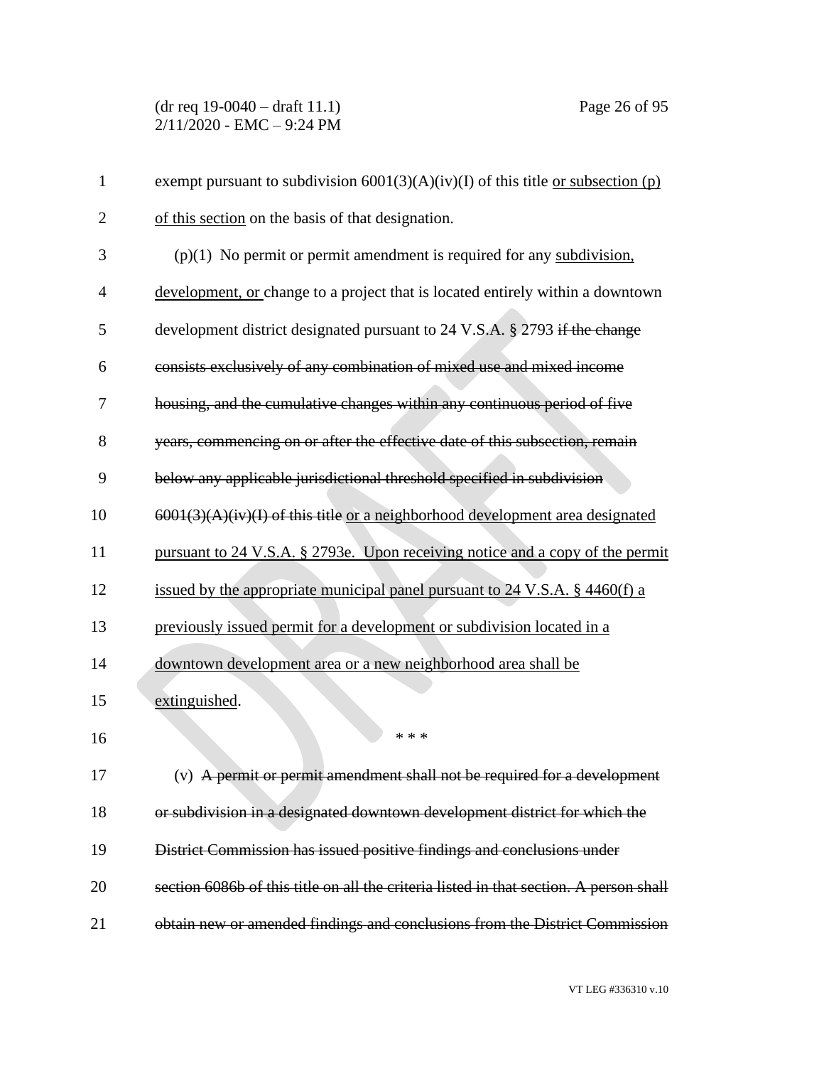exempt pursuant to subdivision 6001(3)(A)(iv)(I) of this title <u>or subsection (p) of this section</u> on the basis of that designation.

(p)(1) No permit or permit amendment is required for any <u>subdivision, development, or</u> change to a project that is located entirely within a downtown development district designated pursuant to 24 V.S.A. § 2793 ~~if the change consists exclusively of any combination of mixed use and mixed income housing, and the cumulative changes within any continuous period of five years, commencing on or after the effective date of this subsection, remain below any applicable jurisdictional threshold specified in subdivision 6001(3)(A)(iv)(I) of this title~~ <u>or a neighborhood development area designated pursuant to 24 V.S.A. § 2793e. Upon receiving notice and a copy of the permit issued by the appropriate municipal panel pursuant to 24 V.S.A. § 4460(f) a previously issued permit for a development or subdivision located in a downtown development area or a new neighborhood area shall be extinguished</u>.

\* \* \*

(v) ~~A permit or permit amendment shall not be required for a development or subdivision in a designated downtown development district for which the District Commission has issued positive findings and conclusions under section 6086b of this title on all the criteria listed in that section. A person shall obtain new or amended findings and conclusions from the District Commission~~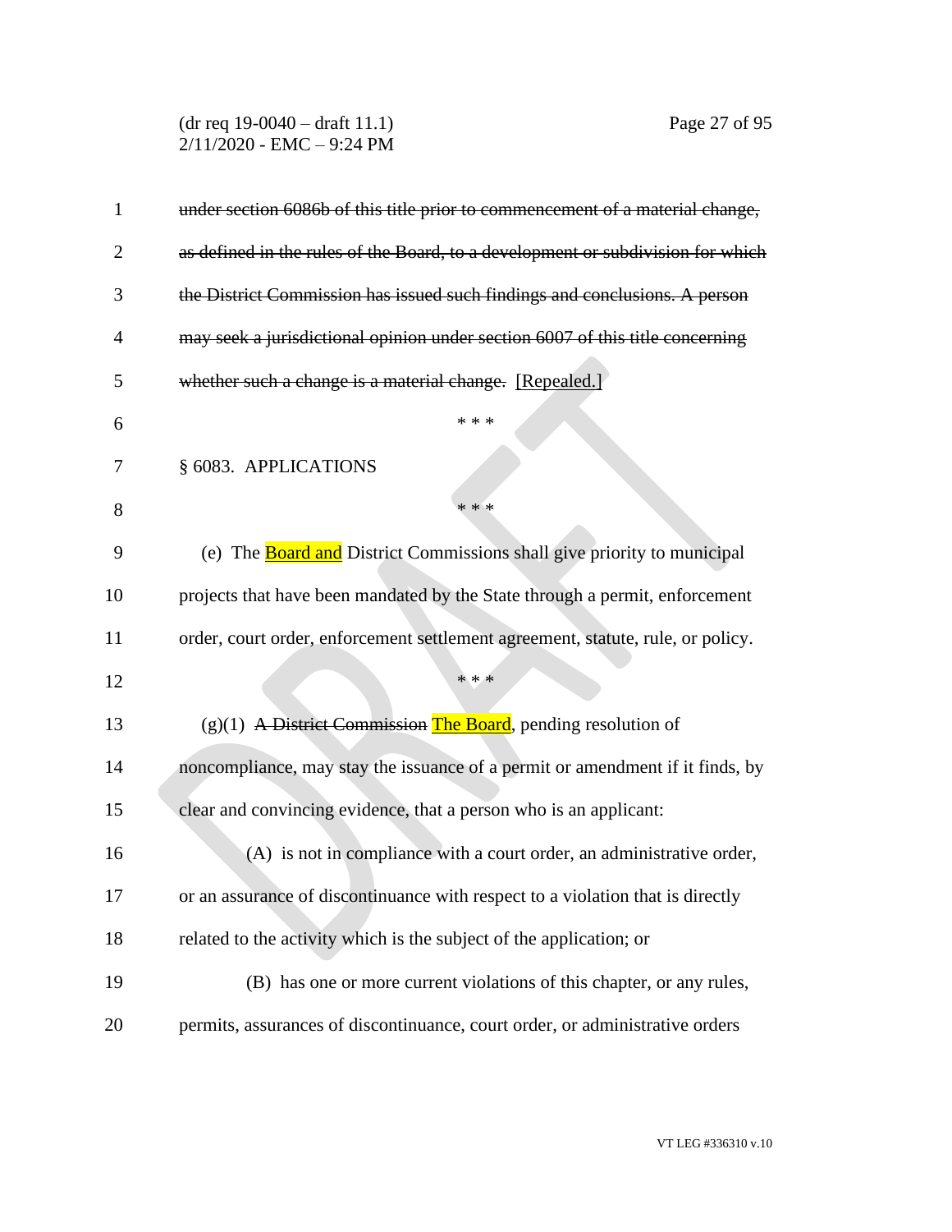~~under section 6086b of this title prior to commencement of a material change, as defined in the rules of the Board, to a development or subdivision for which the District Commission has issued such findings and conclusions. A person may seek a jurisdictional opinion under section 6007 of this title concerning whether such a change is a material change.~~ [Repealed.]

\* \* \*

§ 6083. APPLICATIONS

\* \* \*

(e) The Board and District Commissions shall give priority to municipal projects that have been mandated by the State through a permit, enforcement order, court order, enforcement settlement agreement, statute, rule, or policy.

\* \* \*

(g)(1) ~~A District Commission~~ The Board, pending resolution of noncompliance, may stay the issuance of a permit or amendment if it finds, by clear and convincing evidence, that a person who is an applicant:

(A) is not in compliance with a court order, an administrative order, or an assurance of discontinuance with respect to a violation that is directly related to the activity which is the subject of the application; or

(B) has one or more current violations of this chapter, or any rules, permits, assurances of discontinuance, court order, or administrative orders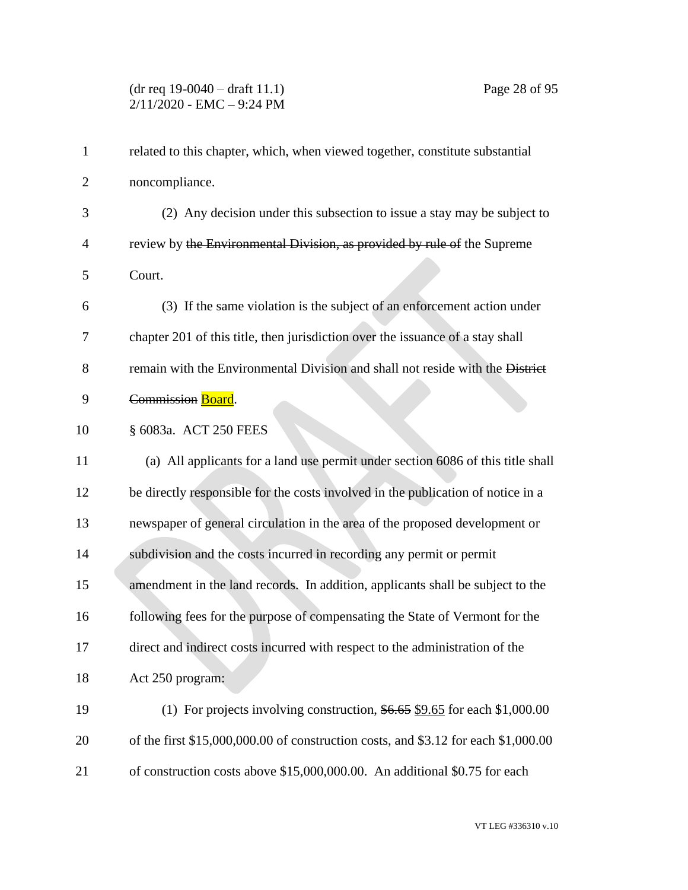related to this chapter, which, when viewed together, constitute substantial noncompliance.

(2) Any decision under this subsection to issue a stay may be subject to review by ~~the Environmental Division, as provided by rule of~~ the Supreme Court.

(3) If the same violation is the subject of an enforcement action under chapter 201 of this title, then jurisdiction over the issuance of a stay shall remain with the Environmental Division and shall not reside with the ~~District Commission~~ Board.

§ 6083a. ACT 250 FEES

(a) All applicants for a land use permit under section 6086 of this title shall be directly responsible for the costs involved in the publication of notice in a newspaper of general circulation in the area of the proposed development or subdivision and the costs incurred in recording any permit or permit amendment in the land records. In addition, applicants shall be subject to the following fees for the purpose of compensating the State of Vermont for the direct and indirect costs incurred with respect to the administration of the Act 250 program:

(1) For projects involving construction, ~~$6.65~~ $9.65 for each $1,000.00 of the first $15,000,000.00 of construction costs, and $3.12 for each $1,000.00 of construction costs above $15,000,000.00. An additional $0.75 for each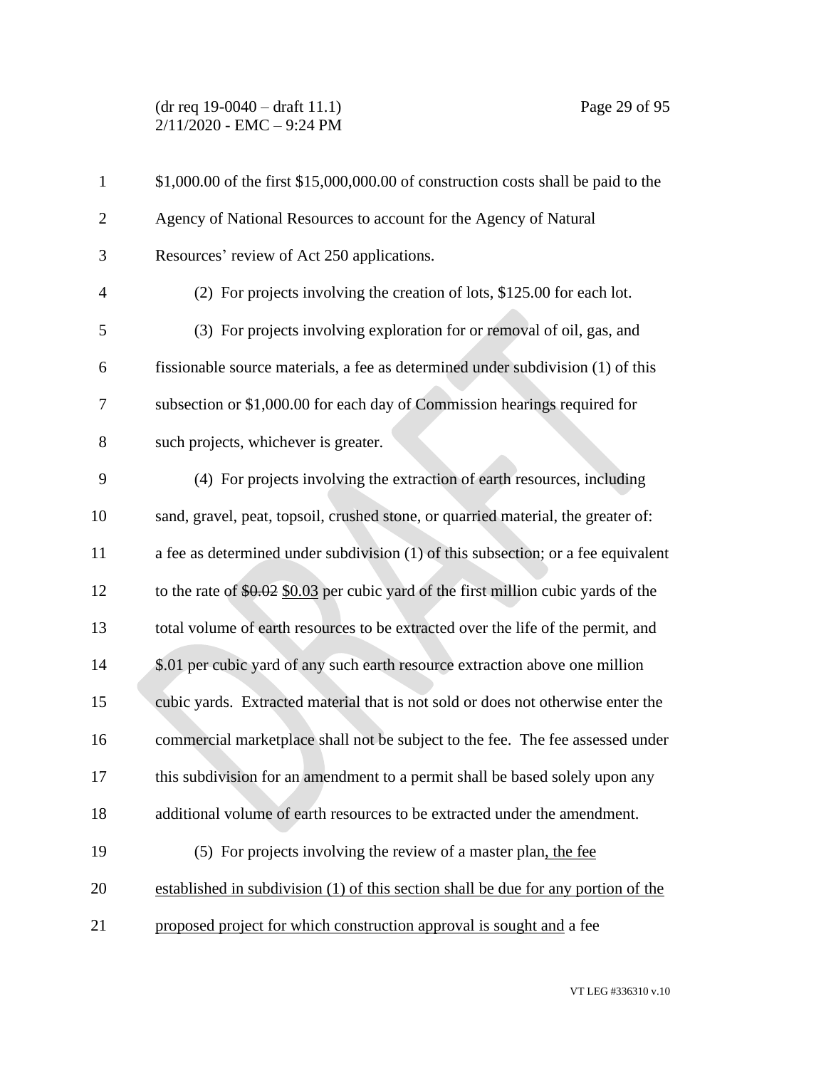\$1,000.00 of the first \$15,000,000.00 of construction costs shall be paid to the Agency of National Resources to account for the Agency of Natural Resources' review of Act 250 applications.

(2) For projects involving the creation of lots, \$125.00 for each lot.

(3) For projects involving exploration for or removal of oil, gas, and fissionable source materials, a fee as determined under subdivision (1) of this subsection or \$1,000.00 for each day of Commission hearings required for such projects, whichever is greater.

(4) For projects involving the extraction of earth resources, including sand, gravel, peat, topsoil, crushed stone, or quarried material, the greater of: a fee as determined under subdivision (1) of this subsection; or a fee equivalent to the rate of ~~\$0.02~~ <u>\$0.03</u> per cubic yard of the first million cubic yards of the total volume of earth resources to be extracted over the life of the permit, and \$.01 per cubic yard of any such earth resource extraction above one million cubic yards. Extracted material that is not sold or does not otherwise enter the commercial marketplace shall not be subject to the fee. The fee assessed under this subdivision for an amendment to a permit shall be based solely upon any additional volume of earth resources to be extracted under the amendment.

(5) For projects involving the review of a master plan<u>, the fee established in subdivision (1) of this section shall be due for any portion of the proposed project for which construction approval is sought and</u> a fee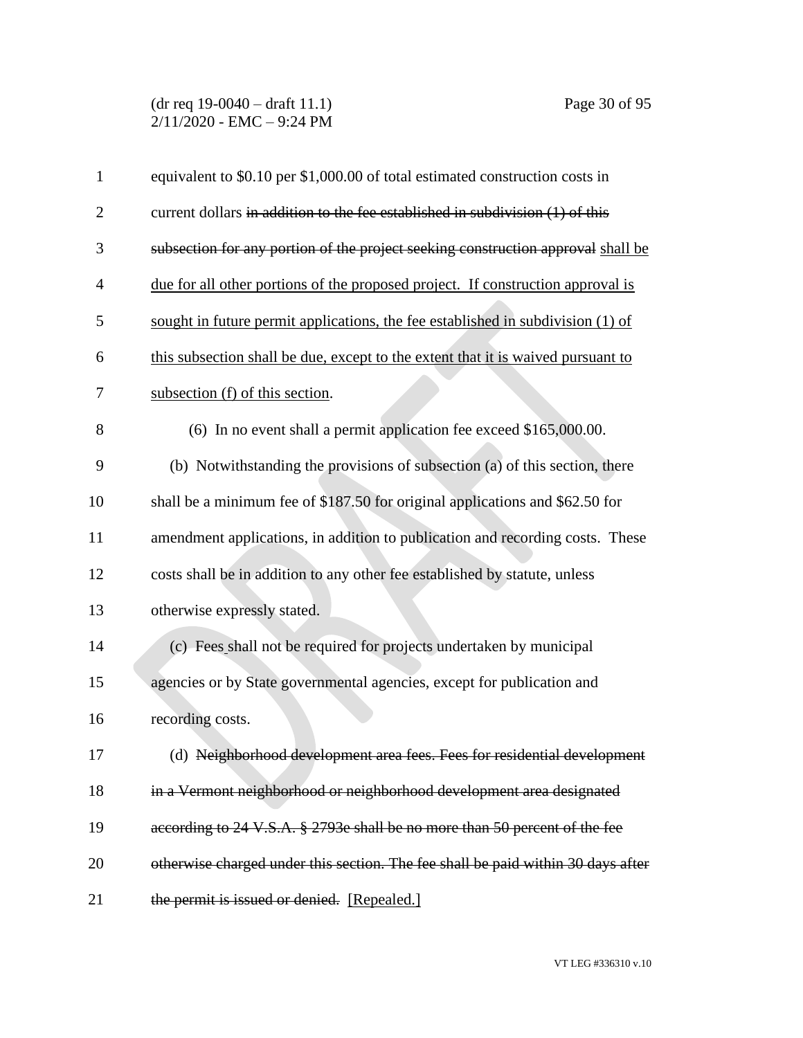equivalent to \$0.10 per \$1,000.00 of total estimated construction costs in current dollars ~~in addition to the fee established in subdivision (1) of this subsection for any portion of the project seeking construction approval~~ <u>shall be due for all other portions of the proposed project. If construction approval is sought in future permit applications, the fee established in subdivision (1) of this subsection shall be due, except to the extent that it is waived pursuant to subsection (f) of this section</u>.

(6) In no event shall a permit application fee exceed \$165,000.00.

(b) Notwithstanding the provisions of subsection (a) of this section, there shall be a minimum fee of \$187.50 for original applications and \$62.50 for amendment applications, in addition to publication and recording costs. These costs shall be in addition to any other fee established by statute, unless otherwise expressly stated.

(c) Fees shall not be required for projects undertaken by municipal agencies or by State governmental agencies, except for publication and recording costs.

(d) ~~Neighborhood development area fees. Fees for residential development in a Vermont neighborhood or neighborhood development area designated according to 24 V.S.A. § 2793e shall be no more than 50 percent of the fee otherwise charged under this section. The fee shall be paid within 30 days after the permit is issued or denied.~~ <u>[Repealed.]</u>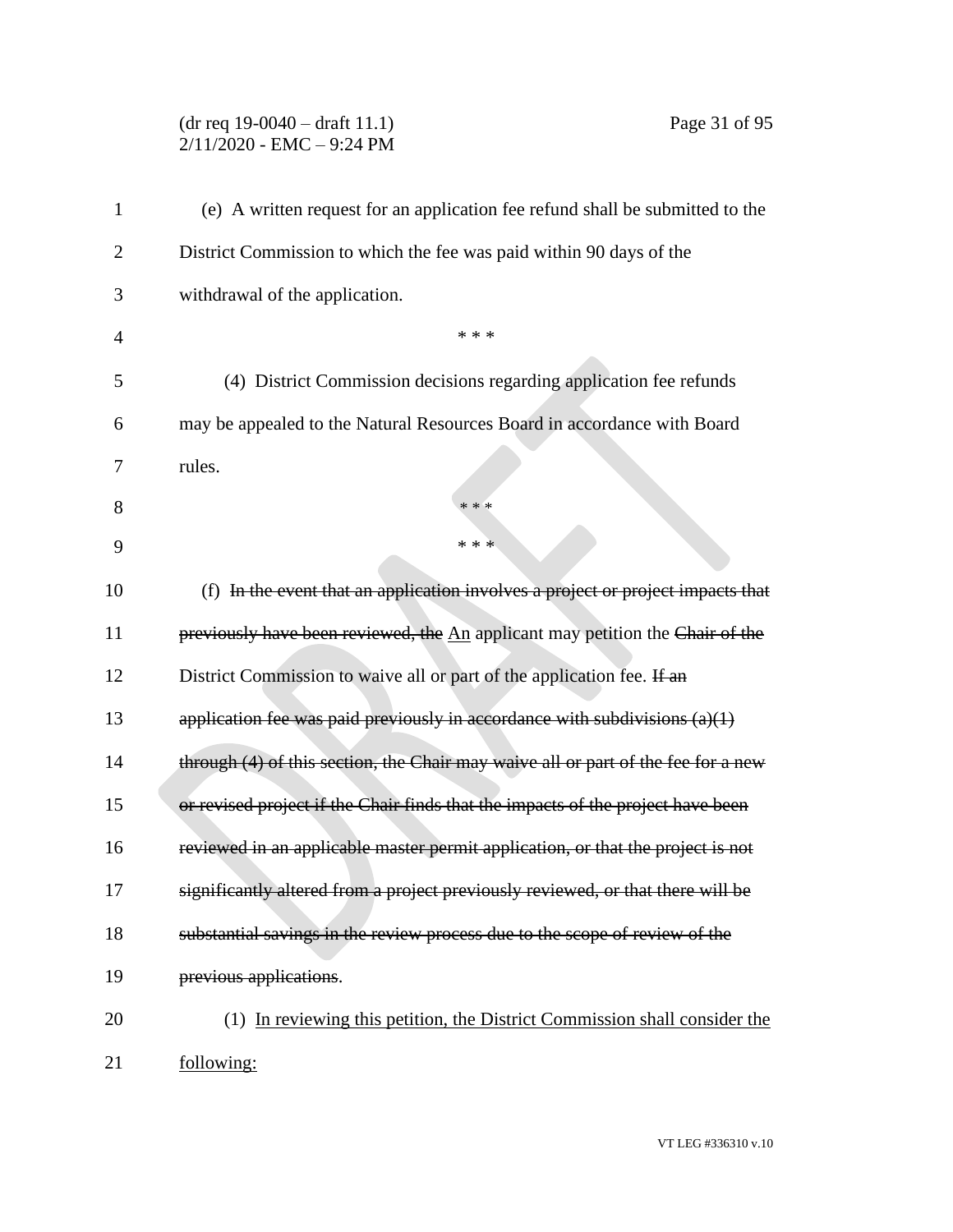(e) A written request for an application fee refund shall be submitted to the District Commission to which the fee was paid within 90 days of the withdrawal of the application.

\* \* \*

(4) District Commission decisions regarding application fee refunds may be appealed to the Natural Resources Board in accordance with Board rules.

\* \* \*

\* \* \*

(f) ~~In the event that an application involves a project or project impacts that previously have been reviewed, the~~ An applicant may petition the ~~Chair of the~~ District Commission to waive all or part of the application fee. ~~If an application fee was paid previously in accordance with subdivisions (a)(1) through (4) of this section, the Chair may waive all or part of the fee for a new or revised project if the Chair finds that the impacts of the project have been reviewed in an applicable master permit application, or that the project is not significantly altered from a project previously reviewed, or that there will be substantial savings in the review process due to the scope of review of the previous applications~~.

(1) In reviewing this petition, the District Commission shall consider the following: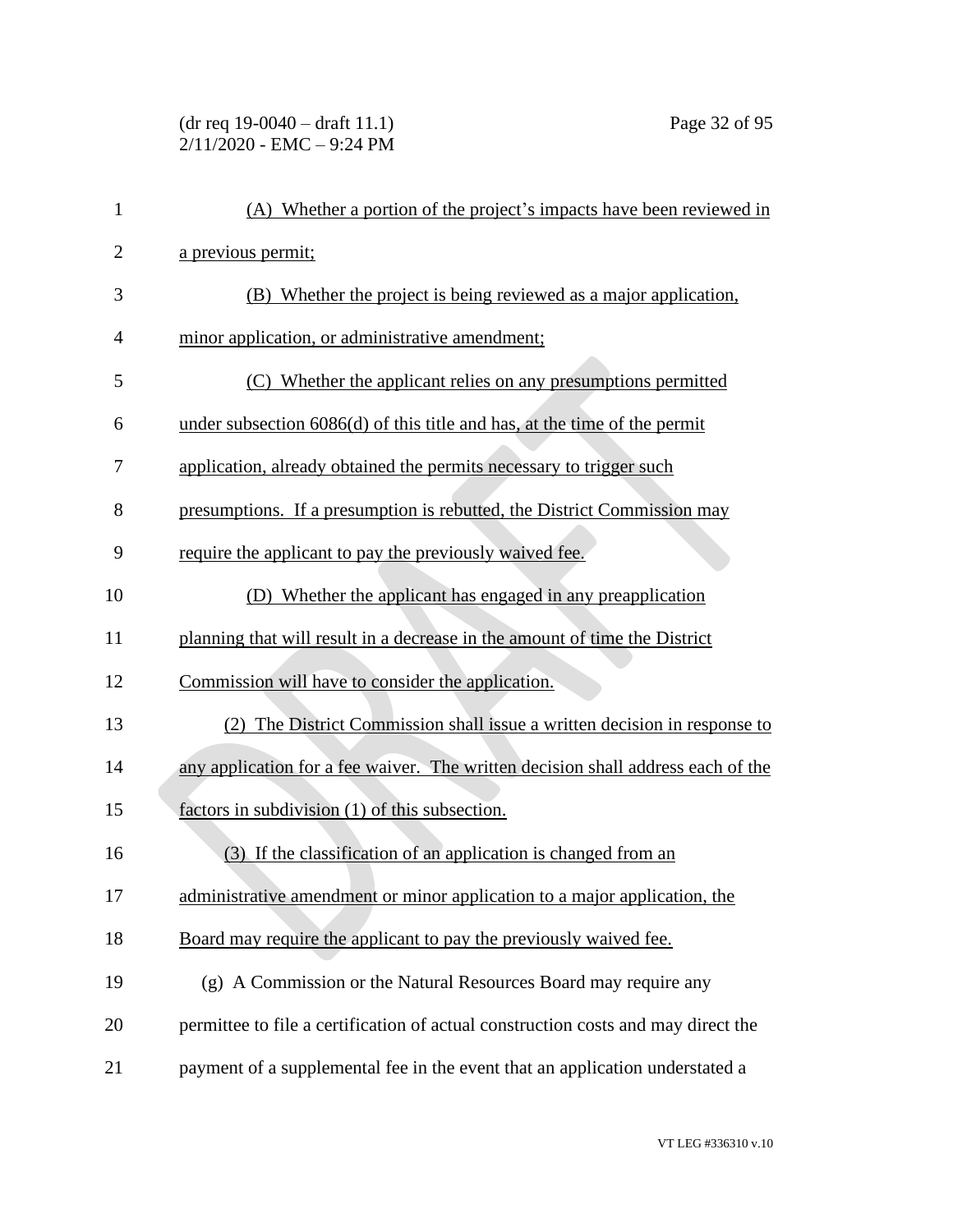(A) Whether a portion of the project's impacts have been reviewed in a previous permit;

(B) Whether the project is being reviewed as a major application, minor application, or administrative amendment;

(C) Whether the applicant relies on any presumptions permitted under subsection 6086(d) of this title and has, at the time of the permit application, already obtained the permits necessary to trigger such presumptions. If a presumption is rebutted, the District Commission may require the applicant to pay the previously waived fee.

(D) Whether the applicant has engaged in any preapplication planning that will result in a decrease in the amount of time the District Commission will have to consider the application.

(2) The District Commission shall issue a written decision in response to any application for a fee waiver. The written decision shall address each of the factors in subdivision (1) of this subsection.

(3) If the classification of an application is changed from an administrative amendment or minor application to a major application, the Board may require the applicant to pay the previously waived fee.

(g) A Commission or the Natural Resources Board may require any permittee to file a certification of actual construction costs and may direct the payment of a supplemental fee in the event that an application understated a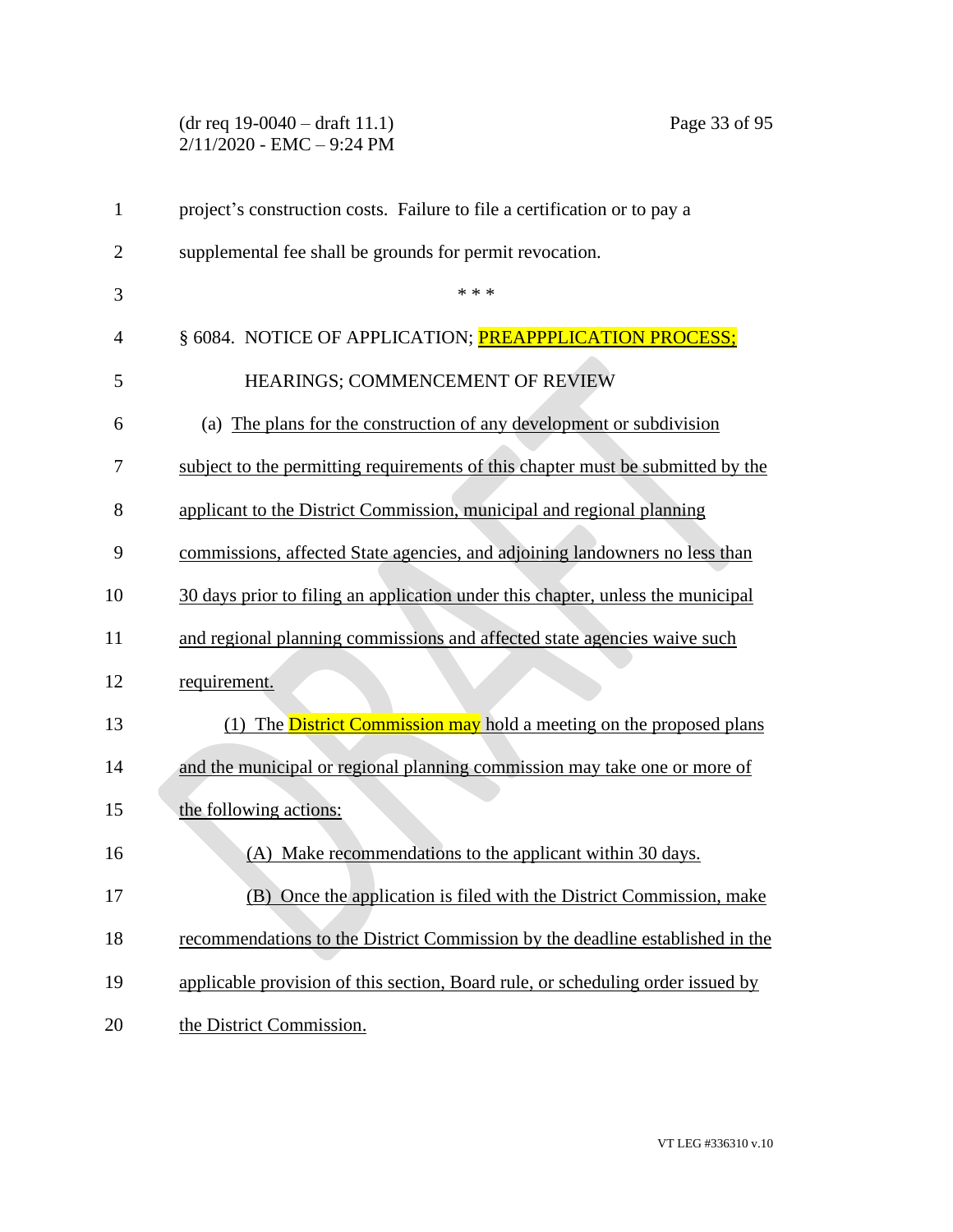project's construction costs. Failure to file a certification or to pay a supplemental fee shall be grounds for permit revocation.

\* \* \*

§ 6084. NOTICE OF APPLICATION; PREAPPPLICATION PROCESS; HEARINGS; COMMENCEMENT OF REVIEW

(a) <u>The plans for the construction of any development or subdivision subject to the permitting requirements of this chapter must be submitted by the applicant to the District Commission, municipal and regional planning commissions, affected State agencies, and adjoining landowners no less than 30 days prior to filing an application under this chapter, unless the municipal and regional planning commissions and affected state agencies waive such requirement.</u>

<u>(1) The District Commission may hold a meeting on the proposed plans and the municipal or regional planning commission may take one or more of the following actions:</u>

<u>(A) Make recommendations to the applicant within 30 days.</u>

<u>(B) Once the application is filed with the District Commission, make recommendations to the District Commission by the deadline established in the applicable provision of this section, Board rule, or scheduling order issued by the District Commission.</u>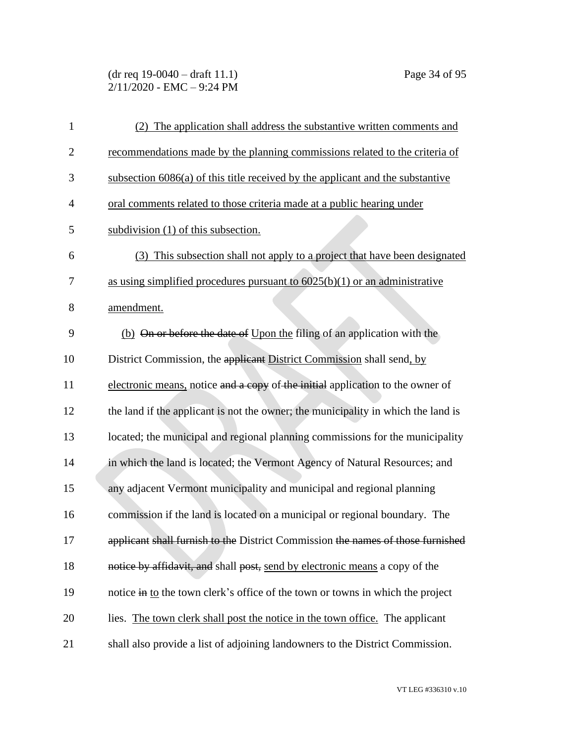(2) The application shall address the substantive written comments and recommendations made by the planning commissions related to the criteria of subsection 6086(a) of this title received by the applicant and the substantive oral comments related to those criteria made at a public hearing under subdivision (1) of this subsection.

(3) This subsection shall not apply to a project that have been designated as using simplified procedures pursuant to 6025(b)(1) or an administrative amendment.

(b) ~~On or before the date of~~ Upon the filing of an application with the District Commission, the ~~applicant~~ District Commission shall send, by electronic means, notice ~~and a copy~~ of ~~the initial~~ application to the owner of the land if the applicant is not the owner; the municipality in which the land is located; the municipal and regional planning commissions for the municipality in which the land is located; the Vermont Agency of Natural Resources; and any adjacent Vermont municipality and municipal and regional planning commission if the land is located on a municipal or regional boundary. The ~~applicant shall furnish to the~~ District Commission ~~the names of those furnished notice by affidavit, and~~ shall ~~post,~~ send by electronic means a copy of the notice ~~in~~ to the town clerk's office of the town or towns in which the project lies. The town clerk shall post the notice in the town office. The applicant shall also provide a list of adjoining landowners to the District Commission.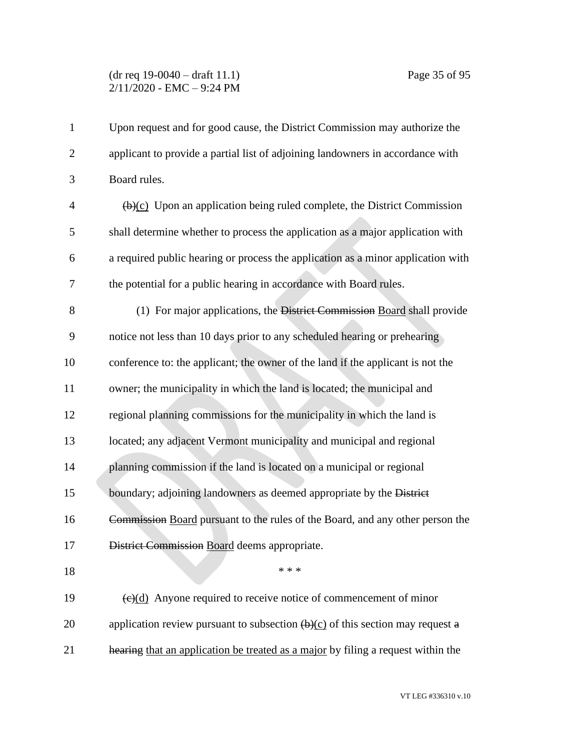Upon request and for good cause, the District Commission may authorize the applicant to provide a partial list of adjoining landowners in accordance with Board rules.

~~(b)~~(c) Upon an application being ruled complete, the District Commission shall determine whether to process the application as a major application with a required public hearing or process the application as a minor application with the potential for a public hearing in accordance with Board rules.

(1) For major applications, the ~~District Commission~~ Board shall provide notice not less than 10 days prior to any scheduled hearing or prehearing conference to: the applicant; the owner of the land if the applicant is not the owner; the municipality in which the land is located; the municipal and regional planning commissions for the municipality in which the land is located; any adjacent Vermont municipality and municipal and regional planning commission if the land is located on a municipal or regional boundary; adjoining landowners as deemed appropriate by the ~~District Commission~~ Board pursuant to the rules of the Board, and any other person the ~~District Commission~~ Board deems appropriate.

\* \* \*

~~(c)~~(d) Anyone required to receive notice of commencement of minor application review pursuant to subsection ~~(b)~~(c) of this section may request ~~a hearing~~ that an application be treated as a major by filing a request within the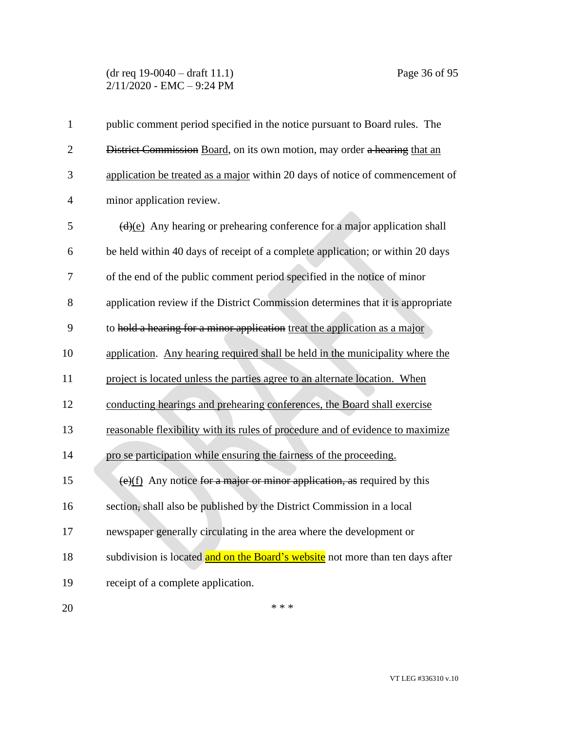public comment period specified in the notice pursuant to Board rules. The ~~District Commission~~ Board, on its own motion, may order ~~a hearing~~ that an application be treated as a major within 20 days of notice of commencement of minor application review.

~~(d)~~(e) Any hearing or prehearing conference for a major application shall be held within 40 days of receipt of a complete application; or within 20 days of the end of the public comment period specified in the notice of minor application review if the District Commission determines that it is appropriate to ~~hold a hearing for a minor application~~ treat the application as a major application. Any hearing required shall be held in the municipality where the project is located unless the parties agree to an alternate location. When conducting hearings and prehearing conferences, the Board shall exercise reasonable flexibility with its rules of procedure and of evidence to maximize pro se participation while ensuring the fairness of the proceeding.

~~(e)~~(f) Any notice ~~for a major or minor application, as~~ required by this section~~,~~ shall also be published by the District Commission in a local newspaper generally circulating in the area where the development or subdivision is located and on the Board's website not more than ten days after receipt of a complete application.

\* \* \*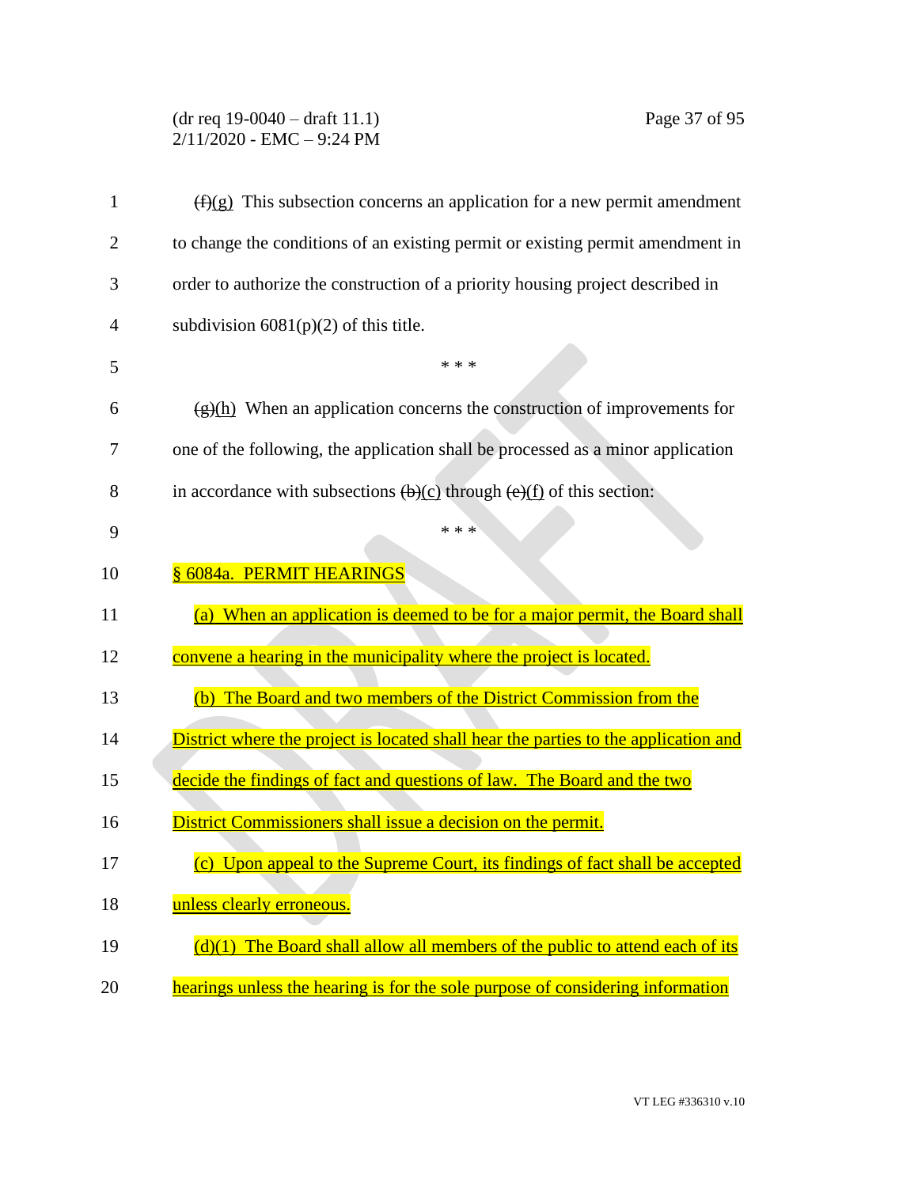~~(f)~~(g) This subsection concerns an application for a new permit amendment to change the conditions of an existing permit or existing permit amendment in order to authorize the construction of a priority housing project described in subdivision 6081(p)(2) of this title.

\* \* \*

~~(g)~~(h) When an application concerns the construction of improvements for one of the following, the application shall be processed as a minor application in accordance with subsections ~~(b)~~(c) through ~~(e)~~(f) of this section:

\* \* \*

<u>§ 6084a. PERMIT HEARINGS</u>

<u>(a) When an application is deemed to be for a major permit, the Board shall convene a hearing in the municipality where the project is located.</u>

<u>(b) The Board and two members of the District Commission from the District where the project is located shall hear the parties to the application and decide the findings of fact and questions of law. The Board and the two District Commissioners shall issue a decision on the permit.</u>

<u>(c) Upon appeal to the Supreme Court, its findings of fact shall be accepted unless clearly erroneous.</u>

<u>(d)(1) The Board shall allow all members of the public to attend each of its hearings unless the hearing is for the sole purpose of considering information</u>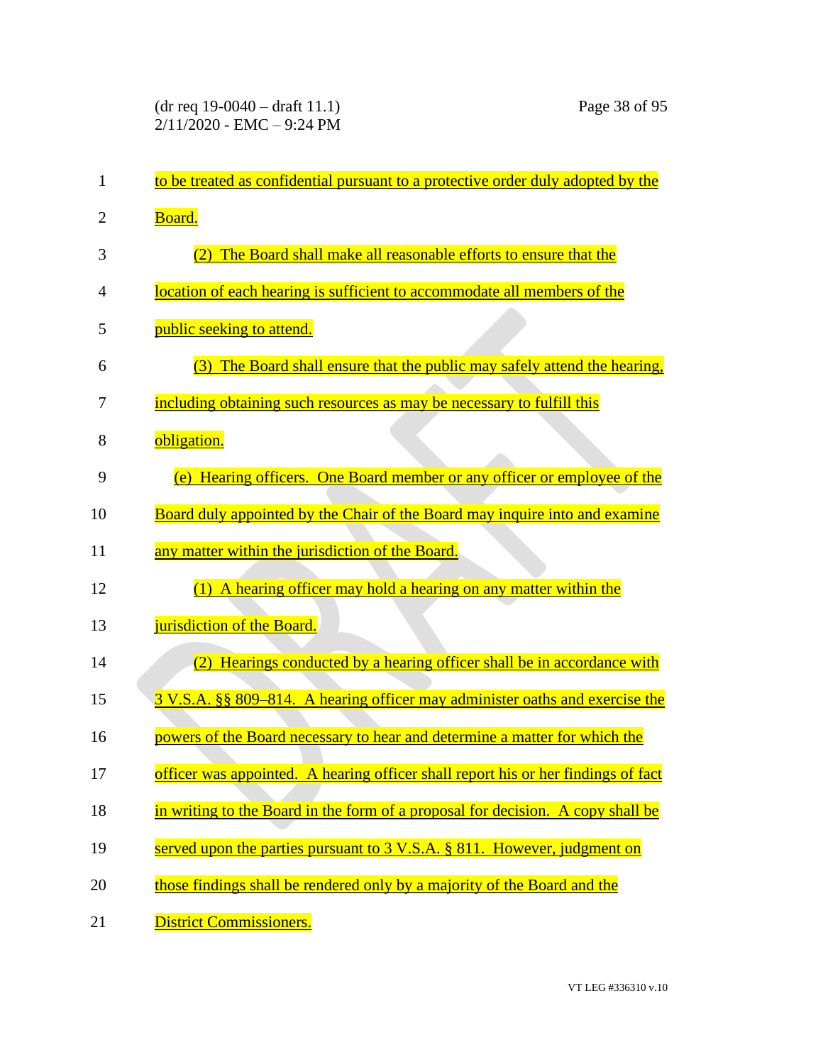to be treated as confidential pursuant to a protective order duly adopted by the Board.

(2) The Board shall make all reasonable efforts to ensure that the location of each hearing is sufficient to accommodate all members of the public seeking to attend.

(3) The Board shall ensure that the public may safely attend the hearing, including obtaining such resources as may be necessary to fulfill this obligation.

(e) Hearing officers. One Board member or any officer or employee of the Board duly appointed by the Chair of the Board may inquire into and examine any matter within the jurisdiction of the Board.

(1) A hearing officer may hold a hearing on any matter within the jurisdiction of the Board.

(2) Hearings conducted by a hearing officer shall be in accordance with 3 V.S.A. §§ 809–814. A hearing officer may administer oaths and exercise the powers of the Board necessary to hear and determine a matter for which the officer was appointed. A hearing officer shall report his or her findings of fact in writing to the Board in the form of a proposal for decision. A copy shall be served upon the parties pursuant to 3 V.S.A. § 811. However, judgment on those findings shall be rendered only by a majority of the Board and the District Commissioners.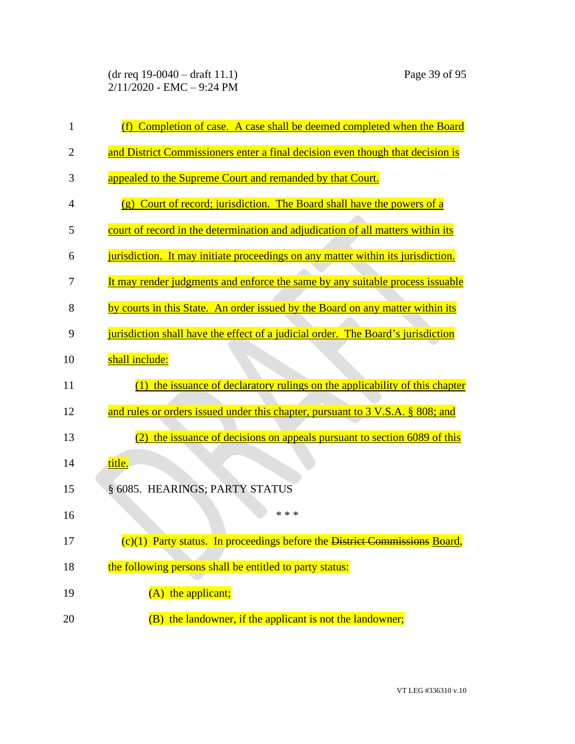(f) Completion of case. A case shall be deemed completed when the Board and District Commissioners enter a final decision even though that decision is appealed to the Supreme Court and remanded by that Court.

(g) Court of record; jurisdiction. The Board shall have the powers of a court of record in the determination and adjudication of all matters within its jurisdiction. It may initiate proceedings on any matter within its jurisdiction. It may render judgments and enforce the same by any suitable process issuable by courts in this State. An order issued by the Board on any matter within its jurisdiction shall have the effect of a judicial order. The Board's jurisdiction shall include:

(1) the issuance of declaratory rulings on the applicability of this chapter and rules or orders issued under this chapter, pursuant to 3 V.S.A. § 808; and

(2) the issuance of decisions on appeals pursuant to section 6089 of this title.

§ 6085. HEARINGS; PARTY STATUS

\* \* \*

(c)(1) Party status. In proceedings before the ~~District Commissions~~ Board, the following persons shall be entitled to party status:

(A) the applicant;

(B) the landowner, if the applicant is not the landowner;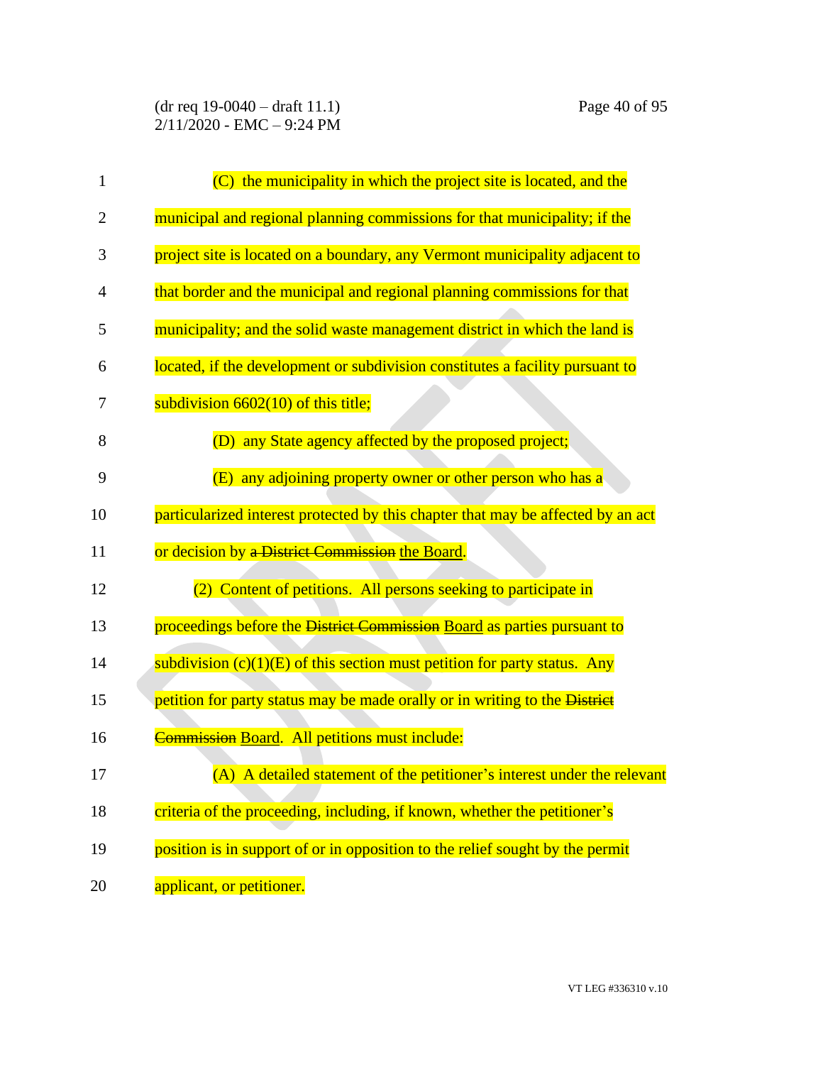(C) the municipality in which the project site is located, and the municipal and regional planning commissions for that municipality; if the project site is located on a boundary, any Vermont municipality adjacent to that border and the municipal and regional planning commissions for that municipality; and the solid waste management district in which the land is located, if the development or subdivision constitutes a facility pursuant to subdivision 6602(10) of this title;

(D) any State agency affected by the proposed project;

(E) any adjoining property owner or other person who has a particularized interest protected by this chapter that may be affected by an act or decision by ~~a District Commission~~ <u>the Board</u>.

(2) Content of petitions. All persons seeking to participate in proceedings before the ~~District Commission~~ <u>Board</u> as parties pursuant to subdivision (c)(1)(E) of this section must petition for party status. Any petition for party status may be made orally or in writing to the ~~District Commission~~ <u>Board</u>. All petitions must include:

(A) A detailed statement of the petitioner's interest under the relevant criteria of the proceeding, including, if known, whether the petitioner's position is in support of or in opposition to the relief sought by the permit applicant, or petitioner.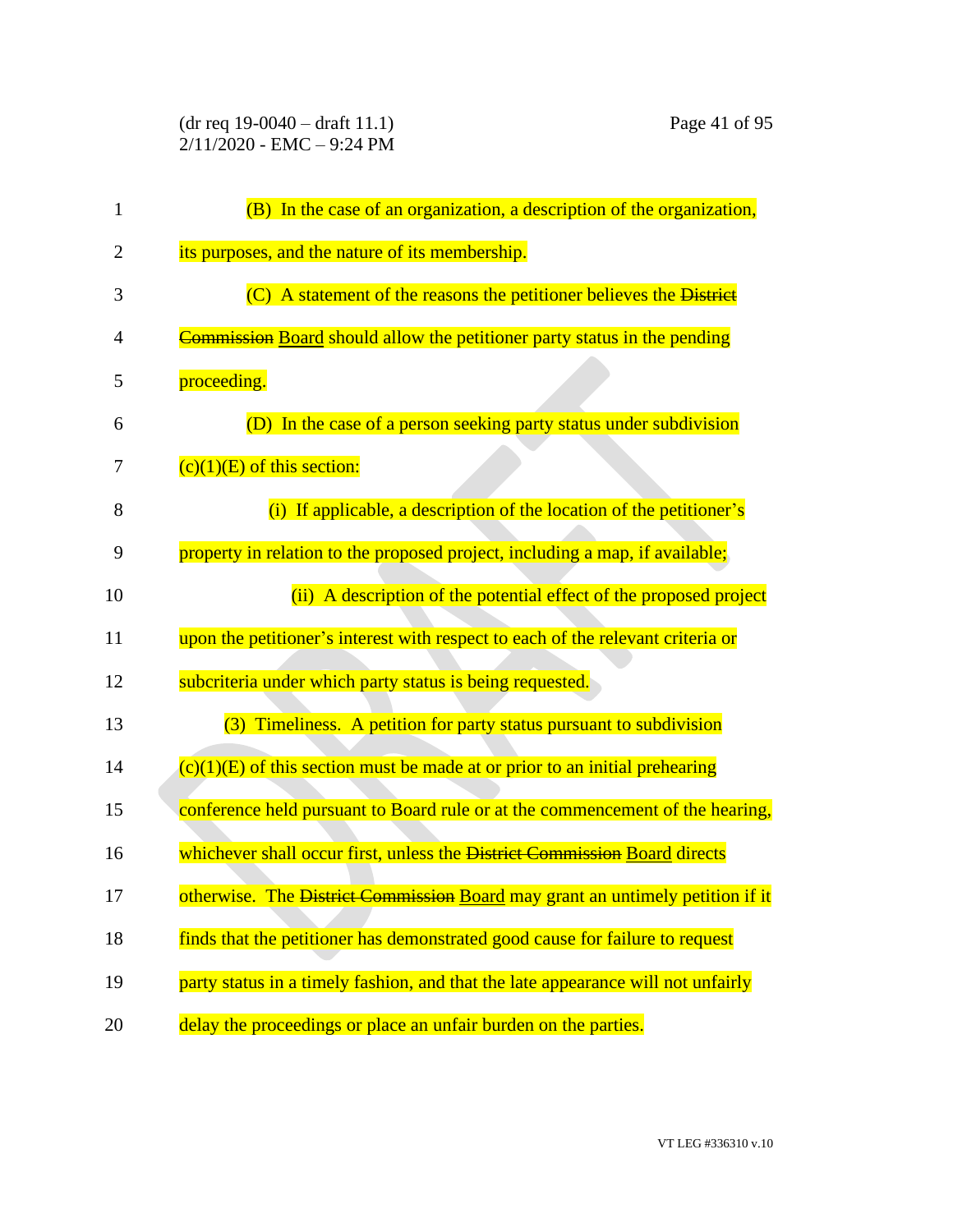(B) In the case of an organization, a description of the organization, its purposes, and the nature of its membership.

(C) A statement of the reasons the petitioner believes the ~~District Commission~~ Board should allow the petitioner party status in the pending proceeding.

(D) In the case of a person seeking party status under subdivision (c)(1)(E) of this section:

(i) If applicable, a description of the location of the petitioner's property in relation to the proposed project, including a map, if available;

(ii) A description of the potential effect of the proposed project upon the petitioner's interest with respect to each of the relevant criteria or subcriteria under which party status is being requested.

(3) Timeliness. A petition for party status pursuant to subdivision (c)(1)(E) of this section must be made at or prior to an initial prehearing conference held pursuant to Board rule or at the commencement of the hearing, whichever shall occur first, unless the ~~District Commission~~ Board directs otherwise. The ~~District Commission~~ Board may grant an untimely petition if it finds that the petitioner has demonstrated good cause for failure to request party status in a timely fashion, and that the late appearance will not unfairly delay the proceedings or place an unfair burden on the parties.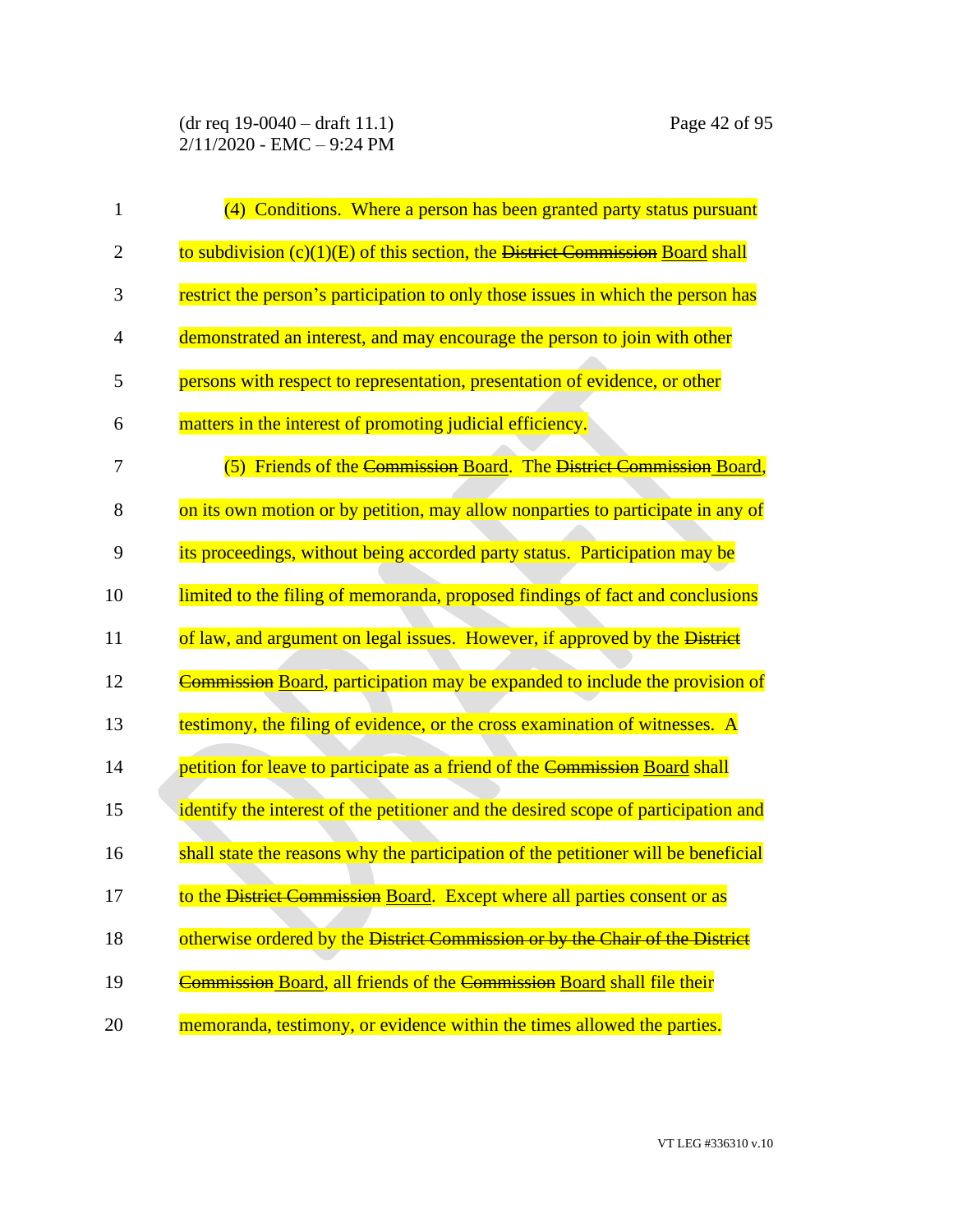(4) Conditions. Where a person has been granted party status pursuant to subdivision (c)(1)(E) of this section, the ~~District Commission~~ Board shall restrict the person's participation to only those issues in which the person has demonstrated an interest, and may encourage the person to join with other persons with respect to representation, presentation of evidence, or other matters in the interest of promoting judicial efficiency.

(5) Friends of the ~~Commission~~ Board. The ~~District Commission~~ Board, on its own motion or by petition, may allow nonparties to participate in any of its proceedings, without being accorded party status. Participation may be limited to the filing of memoranda, proposed findings of fact and conclusions of law, and argument on legal issues. However, if approved by the ~~District Commission~~ Board, participation may be expanded to include the provision of testimony, the filing of evidence, or the cross examination of witnesses. A petition for leave to participate as a friend of the ~~Commission~~ Board shall identify the interest of the petitioner and the desired scope of participation and shall state the reasons why the participation of the petitioner will be beneficial to the ~~District Commission~~ Board. Except where all parties consent or as otherwise ordered by the ~~District Commission or by the Chair of the District Commission~~ Board, all friends of the ~~Commission~~ Board shall file their memoranda, testimony, or evidence within the times allowed the parties.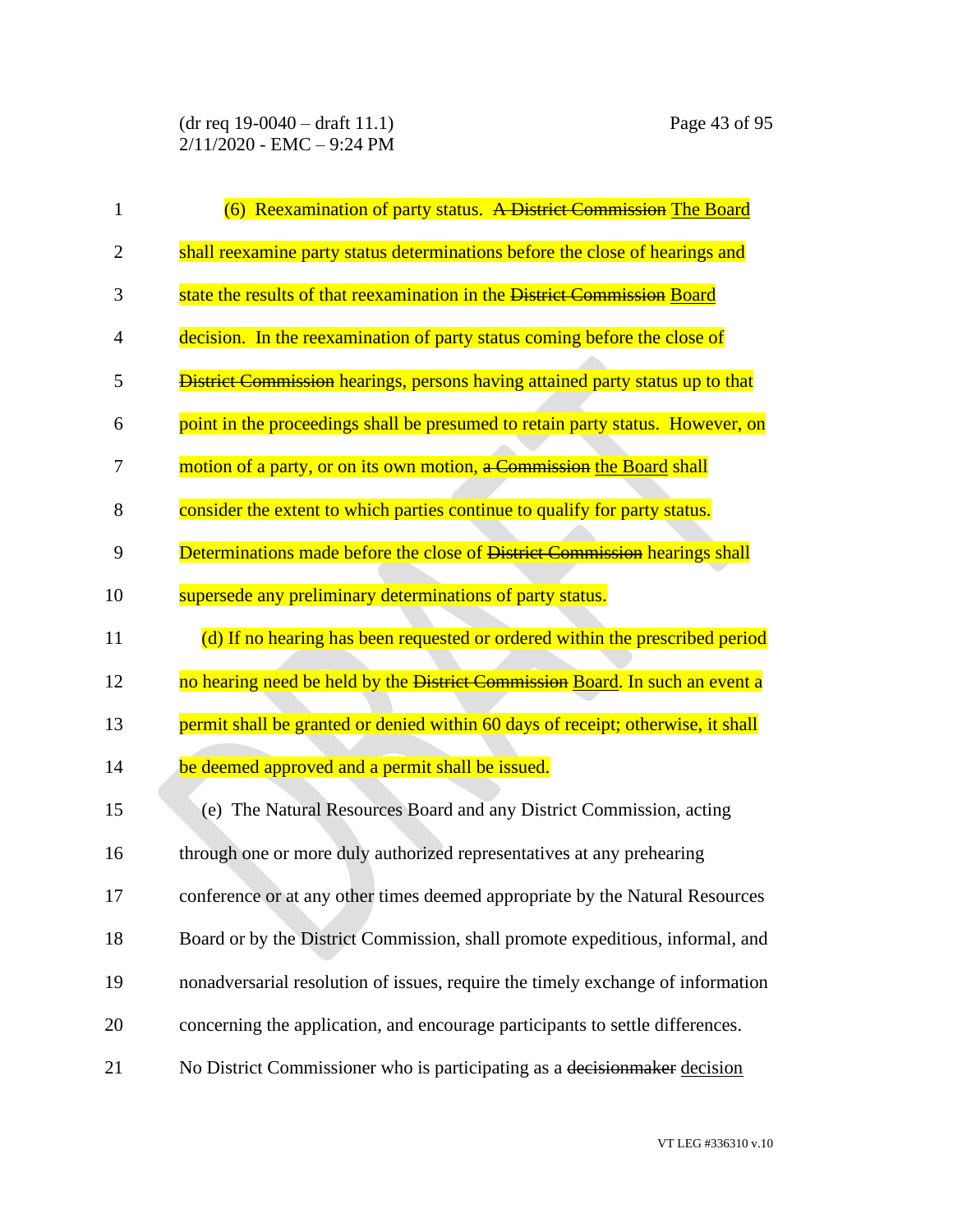(6) Reexamination of party status. ~~A District Commission~~ The Board shall reexamine party status determinations before the close of hearings and state the results of that reexamination in the ~~District Commission~~ Board decision. In the reexamination of party status coming before the close of ~~District Commission~~ hearings, persons having attained party status up to that point in the proceedings shall be presumed to retain party status. However, on motion of a party, or on its own motion, ~~a Commission~~ the Board shall consider the extent to which parties continue to qualify for party status. Determinations made before the close of ~~District Commission~~ hearings shall supersede any preliminary determinations of party status.

(d) If no hearing has been requested or ordered within the prescribed period no hearing need be held by the ~~District Commission~~ Board. In such an event a permit shall be granted or denied within 60 days of receipt; otherwise, it shall be deemed approved and a permit shall be issued.

(e) The Natural Resources Board and any District Commission, acting through one or more duly authorized representatives at any prehearing conference or at any other times deemed appropriate by the Natural Resources Board or by the District Commission, shall promote expeditious, informal, and nonadversarial resolution of issues, require the timely exchange of information concerning the application, and encourage participants to settle differences. No District Commissioner who is participating as a ~~decisionmaker~~ decision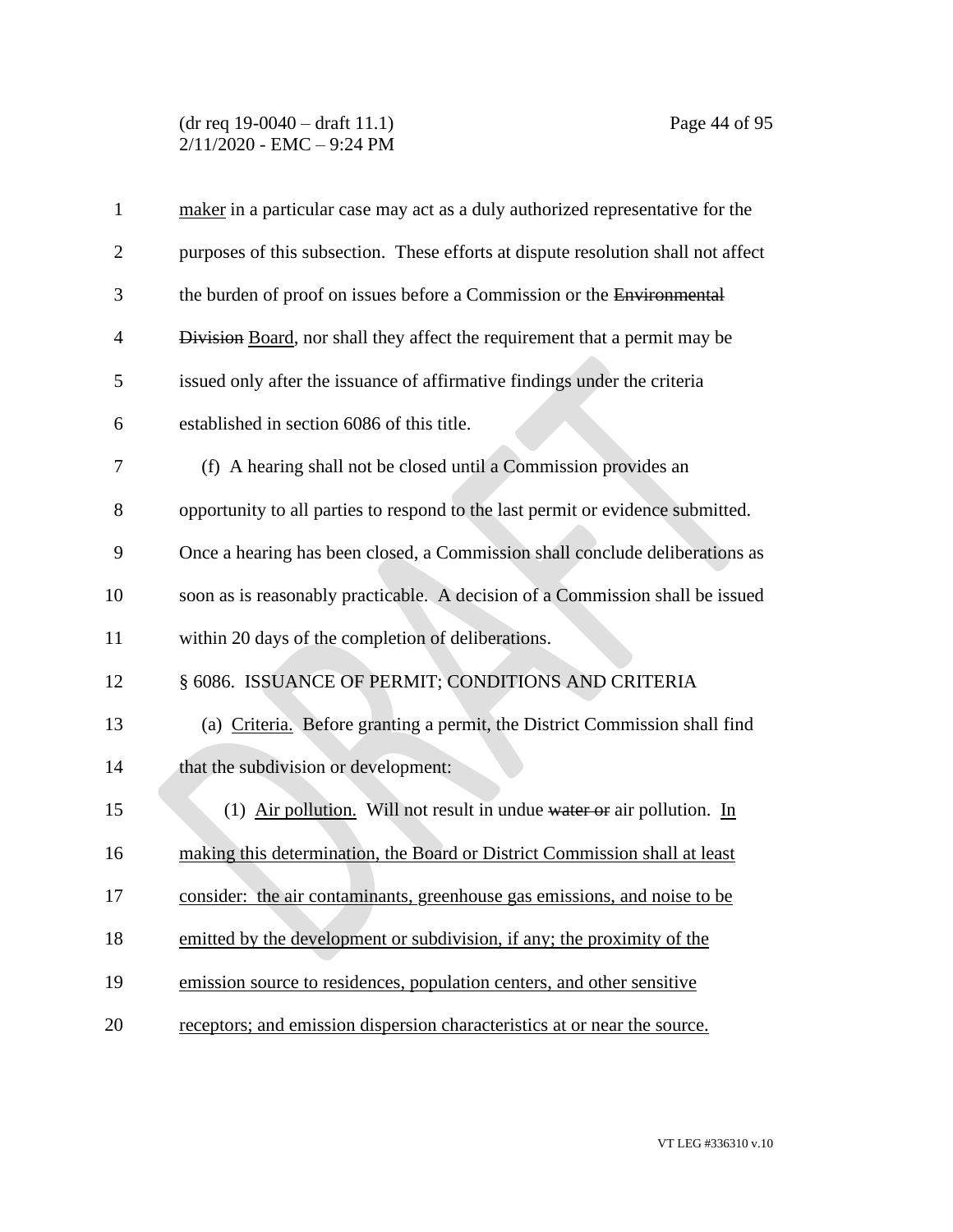maker in a particular case may act as a duly authorized representative for the purposes of this subsection. These efforts at dispute resolution shall not affect the burden of proof on issues before a Commission or the ~~Environmental Division~~ Board, nor shall they affect the requirement that a permit may be issued only after the issuance of affirmative findings under the criteria established in section 6086 of this title.

(f) A hearing shall not be closed until a Commission provides an opportunity to all parties to respond to the last permit or evidence submitted. Once a hearing has been closed, a Commission shall conclude deliberations as soon as is reasonably practicable. A decision of a Commission shall be issued within 20 days of the completion of deliberations.

§ 6086. ISSUANCE OF PERMIT; CONDITIONS AND CRITERIA

(a) Criteria. Before granting a permit, the District Commission shall find that the subdivision or development:

(1) Air pollution. Will not result in undue ~~water or~~ air pollution. In making this determination, the Board or District Commission shall at least consider: the air contaminants, greenhouse gas emissions, and noise to be emitted by the development or subdivision, if any; the proximity of the emission source to residences, population centers, and other sensitive receptors; and emission dispersion characteristics at or near the source.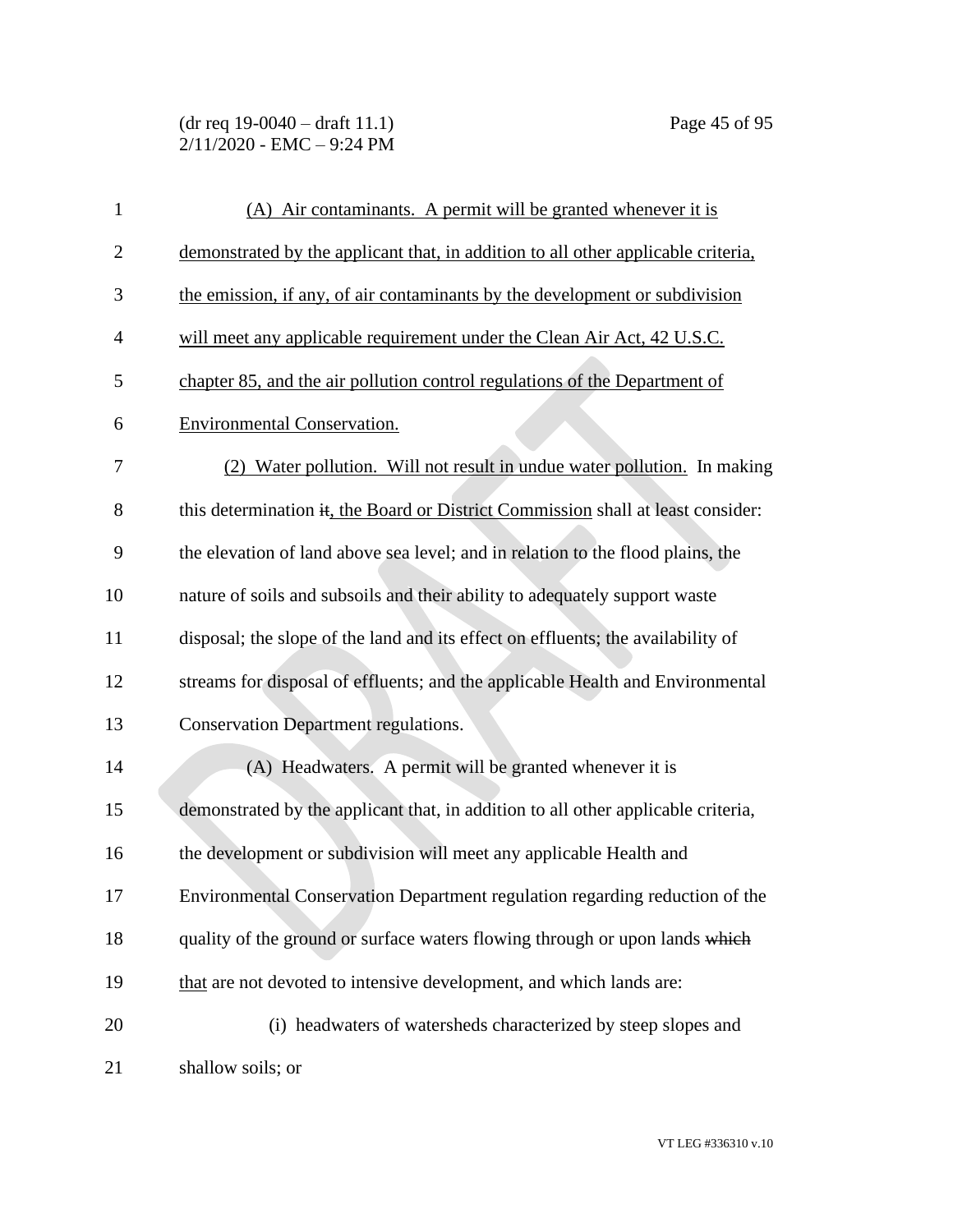(A) Air contaminants. A permit will be granted whenever it is demonstrated by the applicant that, in addition to all other applicable criteria, the emission, if any, of air contaminants by the development or subdivision will meet any applicable requirement under the Clean Air Act, 42 U.S.C. chapter 85, and the air pollution control regulations of the Department of Environmental Conservation.

(2) Water pollution. Will not result in undue water pollution. In making this determination ~~it~~, the Board or District Commission shall at least consider: the elevation of land above sea level; and in relation to the flood plains, the nature of soils and subsoils and their ability to adequately support waste disposal; the slope of the land and its effect on effluents; the availability of streams for disposal of effluents; and the applicable Health and Environmental Conservation Department regulations.

(A) Headwaters. A permit will be granted whenever it is demonstrated by the applicant that, in addition to all other applicable criteria, the development or subdivision will meet any applicable Health and Environmental Conservation Department regulation regarding reduction of the quality of the ground or surface waters flowing through or upon lands ~~which~~ that are not devoted to intensive development, and which lands are:

(i) headwaters of watersheds characterized by steep slopes and shallow soils; or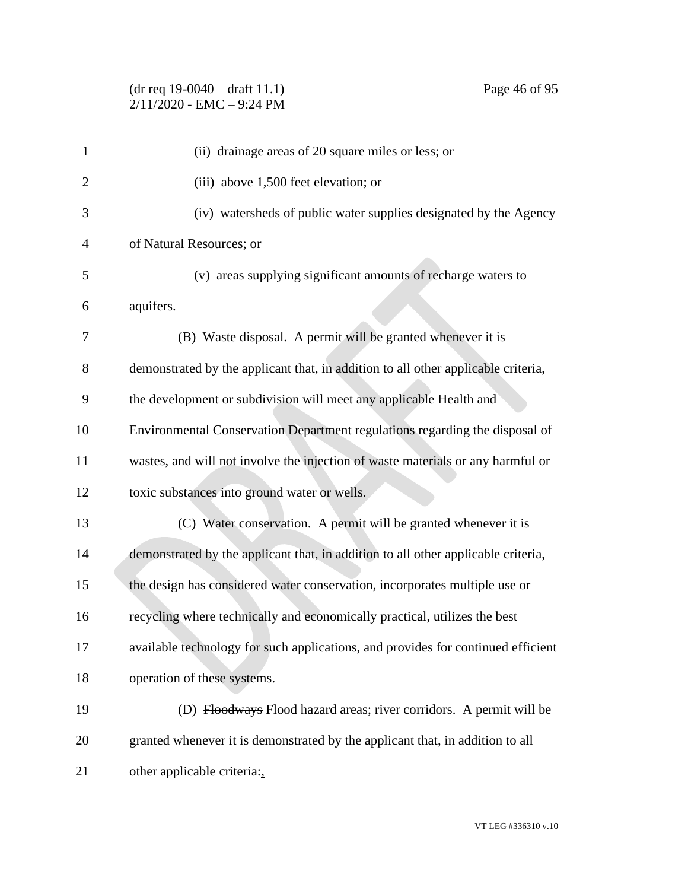(ii) drainage areas of 20 square miles or less; or

(iii) above 1,500 feet elevation; or

(iv) watersheds of public water supplies designated by the Agency of Natural Resources; or

(v) areas supplying significant amounts of recharge waters to aquifers.

(B) Waste disposal. A permit will be granted whenever it is demonstrated by the applicant that, in addition to all other applicable criteria, the development or subdivision will meet any applicable Health and Environmental Conservation Department regulations regarding the disposal of wastes, and will not involve the injection of waste materials or any harmful or toxic substances into ground water or wells.

(C) Water conservation. A permit will be granted whenever it is demonstrated by the applicant that, in addition to all other applicable criteria, the design has considered water conservation, incorporates multiple use or recycling where technically and economically practical, utilizes the best available technology for such applications, and provides for continued efficient operation of these systems.

(D) ~~Floodways~~ <u>Flood hazard areas; river corridors</u>. A permit will be granted whenever it is demonstrated by the applicant that, in addition to all other applicable criteria~~:~~<u>,</u>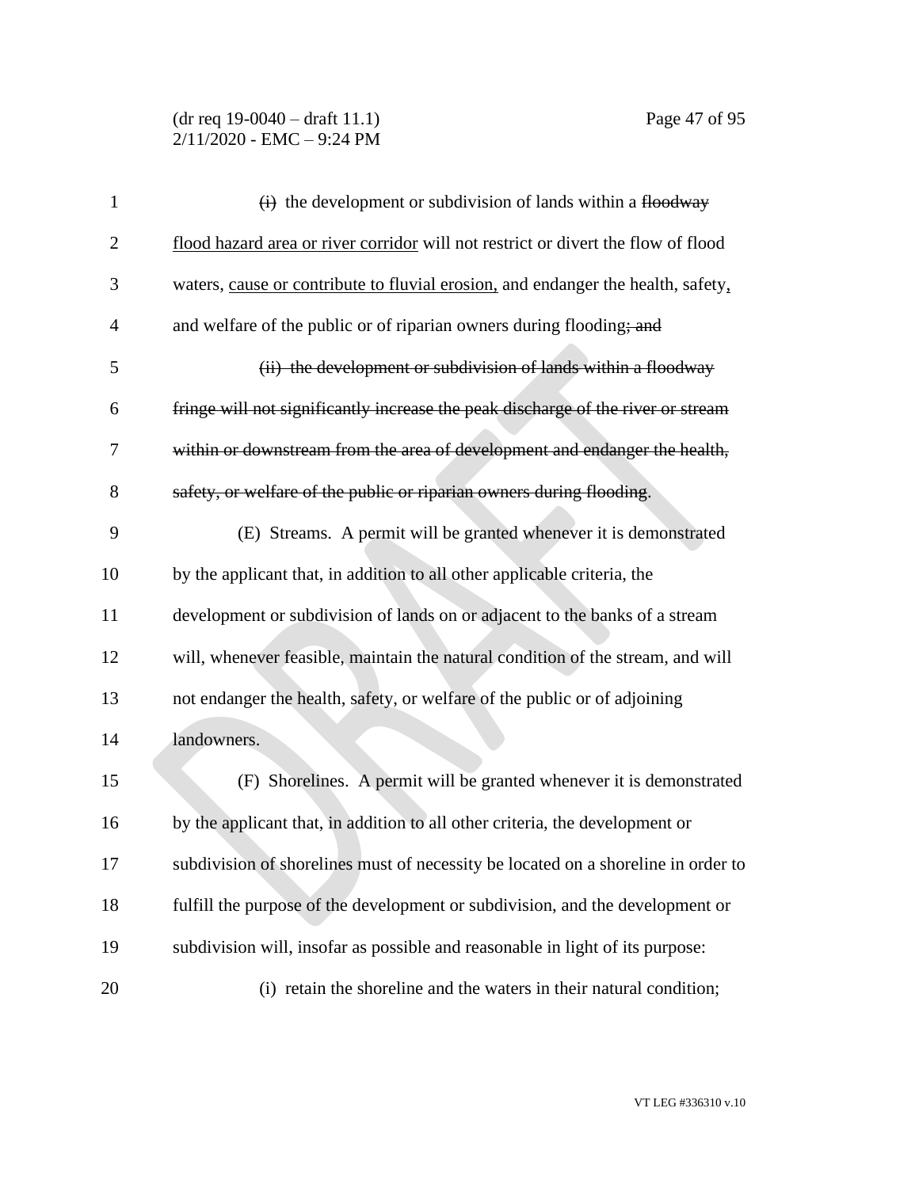~~(i)~~ the development or subdivision of lands within a ~~floodway~~ <u>flood hazard area or river corridor</u> will not restrict or divert the flow of flood waters, <u>cause or contribute to fluvial erosion,</u> and endanger the health, safety<u>,</u> and welfare of the public or of riparian owners during flooding~~; and~~

~~(ii) the development or subdivision of lands within a floodway fringe will not significantly increase the peak discharge of the river or stream within or downstream from the area of development and endanger the health, safety, or welfare of the public or riparian owners during flooding~~.

(E) Streams. A permit will be granted whenever it is demonstrated by the applicant that, in addition to all other applicable criteria, the development or subdivision of lands on or adjacent to the banks of a stream will, whenever feasible, maintain the natural condition of the stream, and will not endanger the health, safety, or welfare of the public or of adjoining landowners.

(F) Shorelines. A permit will be granted whenever it is demonstrated by the applicant that, in addition to all other criteria, the development or subdivision of shorelines must of necessity be located on a shoreline in order to fulfill the purpose of the development or subdivision, and the development or subdivision will, insofar as possible and reasonable in light of its purpose:

(i) retain the shoreline and the waters in their natural condition;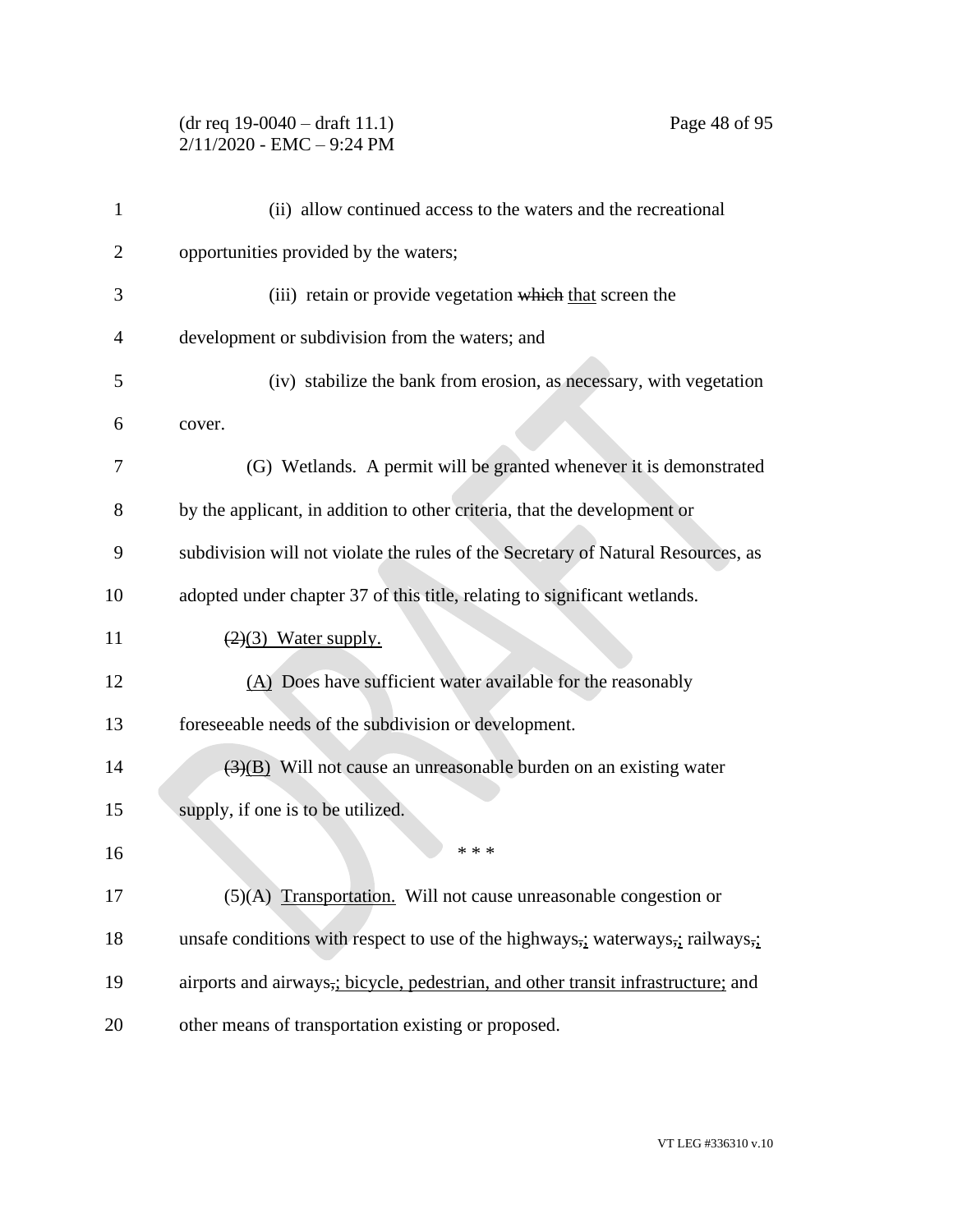(ii) allow continued access to the waters and the recreational opportunities provided by the waters;

(iii) retain or provide vegetation ~~which~~ that screen the development or subdivision from the waters; and

(iv) stabilize the bank from erosion, as necessary, with vegetation cover.

(G) Wetlands. A permit will be granted whenever it is demonstrated by the applicant, in addition to other criteria, that the development or subdivision will not violate the rules of the Secretary of Natural Resources, as adopted under chapter 37 of this title, relating to significant wetlands.

~~(2)~~(3) Water supply.

(A) Does have sufficient water available for the reasonably foreseeable needs of the subdivision or development.

~~(3)~~(B) Will not cause an unreasonable burden on an existing water supply, if one is to be utilized.

\* \* \*

(5)(A) Transportation. Will not cause unreasonable congestion or unsafe conditions with respect to use of the highways~~,~~; waterways~~,~~; railways~~,~~; airports and airways~~,~~; bicycle, pedestrian, and other transit infrastructure; and other means of transportation existing or proposed.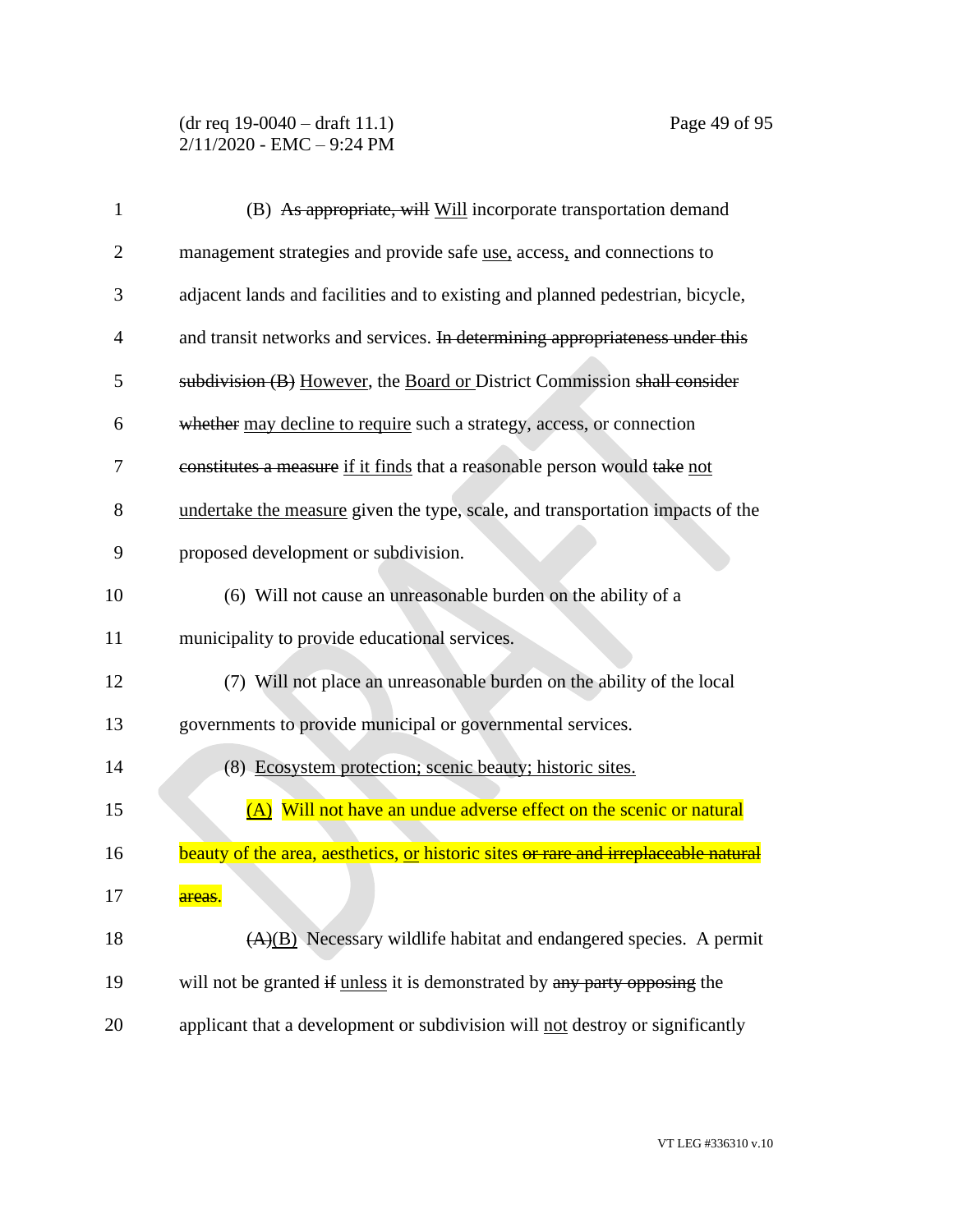(B) ~~As appropriate, will~~ <u>Will</u> incorporate transportation demand management strategies and provide safe <u>use,</u> access<u>,</u> and connections to adjacent lands and facilities and to existing and planned pedestrian, bicycle, and transit networks and services. ~~In determining appropriateness under this subdivision (B)~~ <u>However</u>, the <u>Board or</u> District Commission ~~shall consider whether~~ <u>may decline to require</u> such a strategy, access, or connection ~~constitutes a measure~~ <u>if it finds</u> that a reasonable person would ~~take~~ <u>not undertake the measure</u> given the type, scale, and transportation impacts of the proposed development or subdivision.

(6) Will not cause an unreasonable burden on the ability of a municipality to provide educational services.

(7) Will not place an unreasonable burden on the ability of the local governments to provide municipal or governmental services.

(8) <u>Ecosystem protection; scenic beauty; historic sites.</u>

<u>(A)</u> Will not have an undue adverse effect on the scenic or natural beauty of the area, aesthetics, <u>or</u> historic sites ~~or rare and irreplaceable natural areas~~.

~~(A)~~<u>(B)</u> Necessary wildlife habitat and endangered species. A permit will not be granted ~~if~~ <u>unless</u> it is demonstrated by ~~any party opposing~~ the applicant that a development or subdivision will <u>not</u> destroy or significantly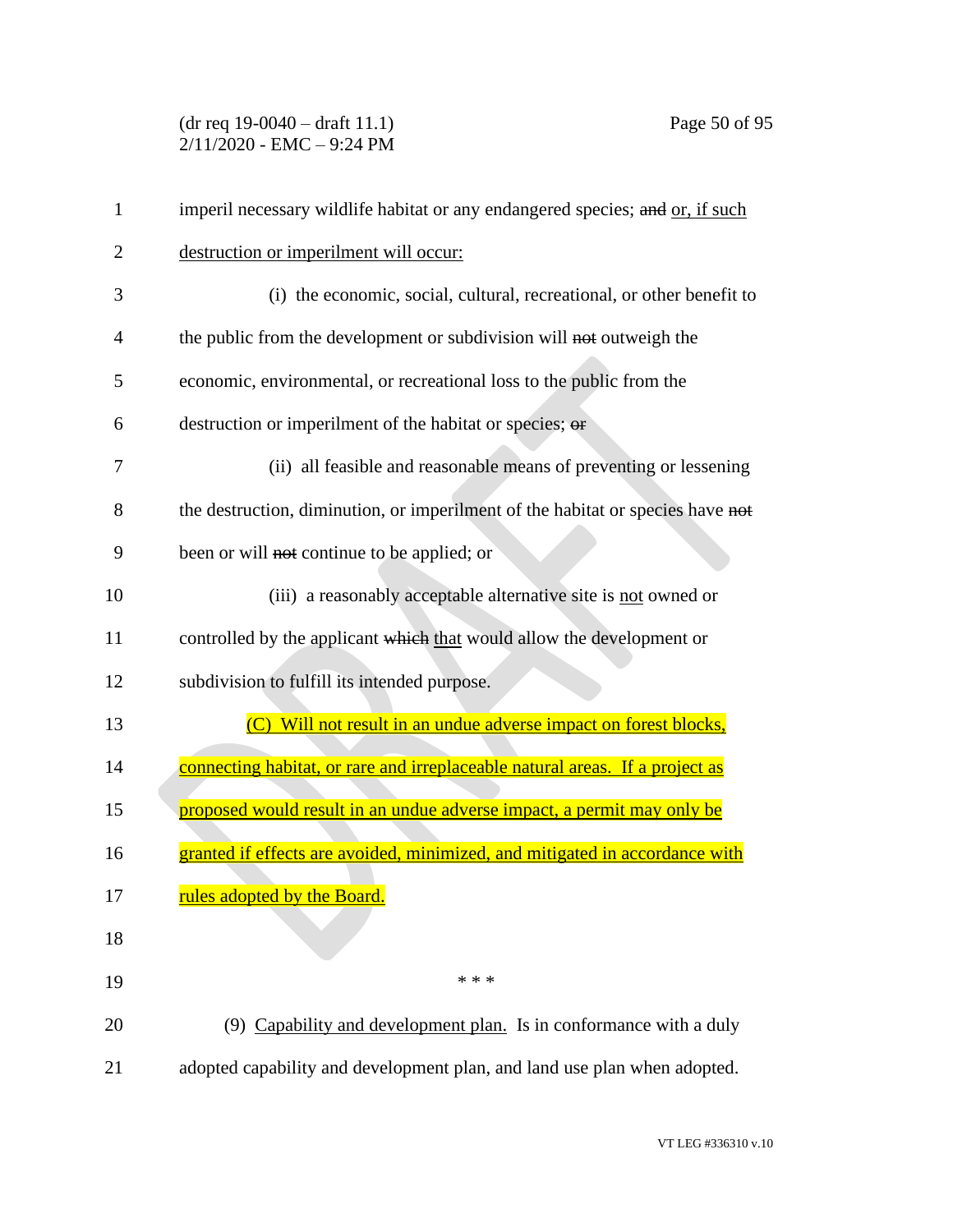imperil necessary wildlife habitat or any endangered species; ~~and~~ <u>or, if such destruction or imperilment will occur:</u>

(i) the economic, social, cultural, recreational, or other benefit to the public from the development or subdivision will ~~not~~ outweigh the economic, environmental, or recreational loss to the public from the destruction or imperilment of the habitat or species; ~~or~~

(ii) all feasible and reasonable means of preventing or lessening the destruction, diminution, or imperilment of the habitat or species have ~~not~~ been or will ~~not~~ continue to be applied; or

(iii) a reasonably acceptable alternative site is <u>not</u> owned or controlled by the applicant ~~which~~ <u>that</u> would allow the development or subdivision to fulfill its intended purpose.

<u>(C) Will not result in an undue adverse impact on forest blocks, connecting habitat, or rare and irreplaceable natural areas. If a project as proposed would result in an undue adverse impact, a permit may only be granted if effects are avoided, minimized, and mitigated in accordance with rules adopted by the Board.</u>

\* \* \*

(9) <u>Capability and development plan.</u> Is in conformance with a duly adopted capability and development plan, and land use plan when adopted.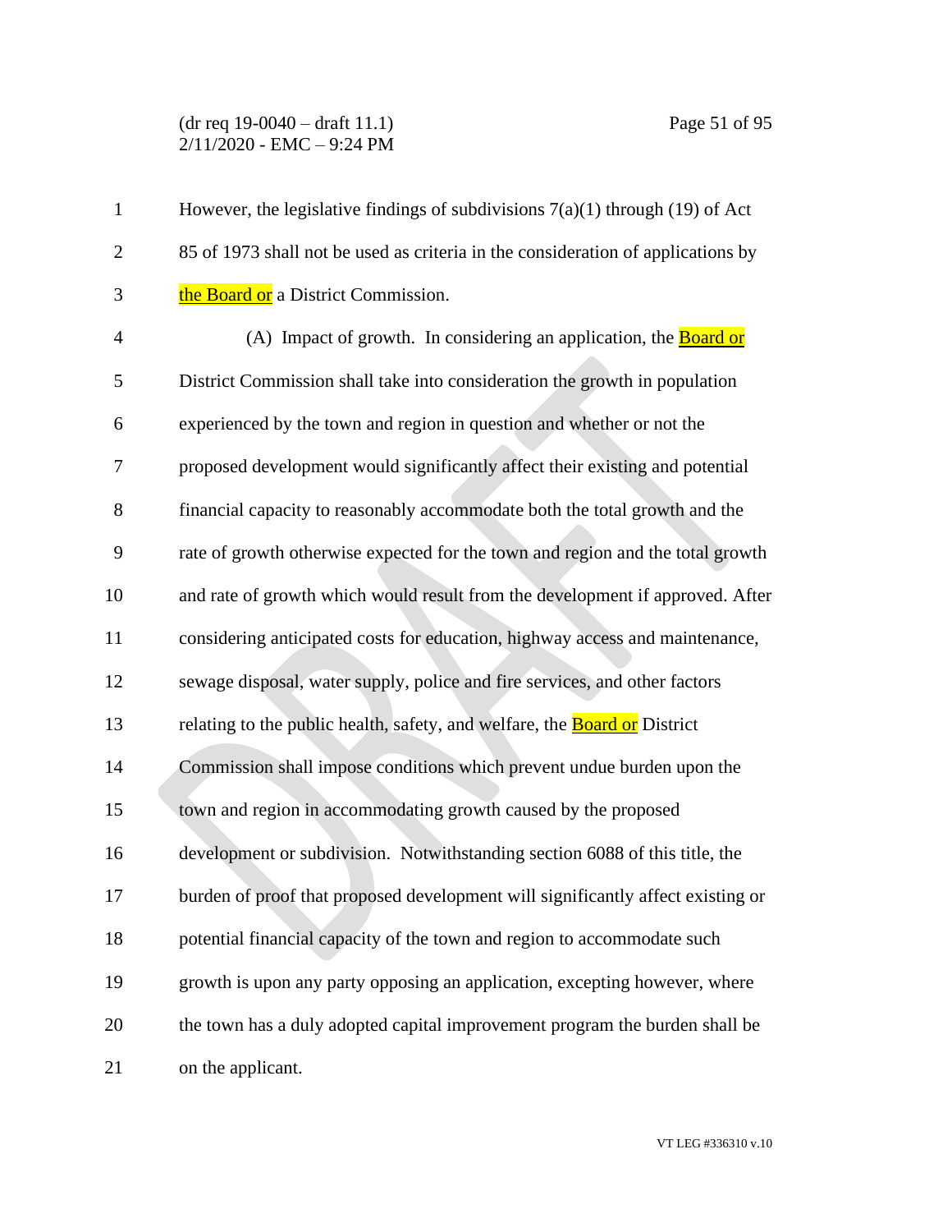However, the legislative findings of subdivisions 7(a)(1) through (19) of Act 85 of 1973 shall not be used as criteria in the consideration of applications by the Board or a District Commission.

(A) Impact of growth. In considering an application, the Board or District Commission shall take into consideration the growth in population experienced by the town and region in question and whether or not the proposed development would significantly affect their existing and potential financial capacity to reasonably accommodate both the total growth and the rate of growth otherwise expected for the town and region and the total growth and rate of growth which would result from the development if approved. After considering anticipated costs for education, highway access and maintenance, sewage disposal, water supply, police and fire services, and other factors relating to the public health, safety, and welfare, the Board or District Commission shall impose conditions which prevent undue burden upon the town and region in accommodating growth caused by the proposed development or subdivision. Notwithstanding section 6088 of this title, the burden of proof that proposed development will significantly affect existing or potential financial capacity of the town and region to accommodate such growth is upon any party opposing an application, excepting however, where the town has a duly adopted capital improvement program the burden shall be on the applicant.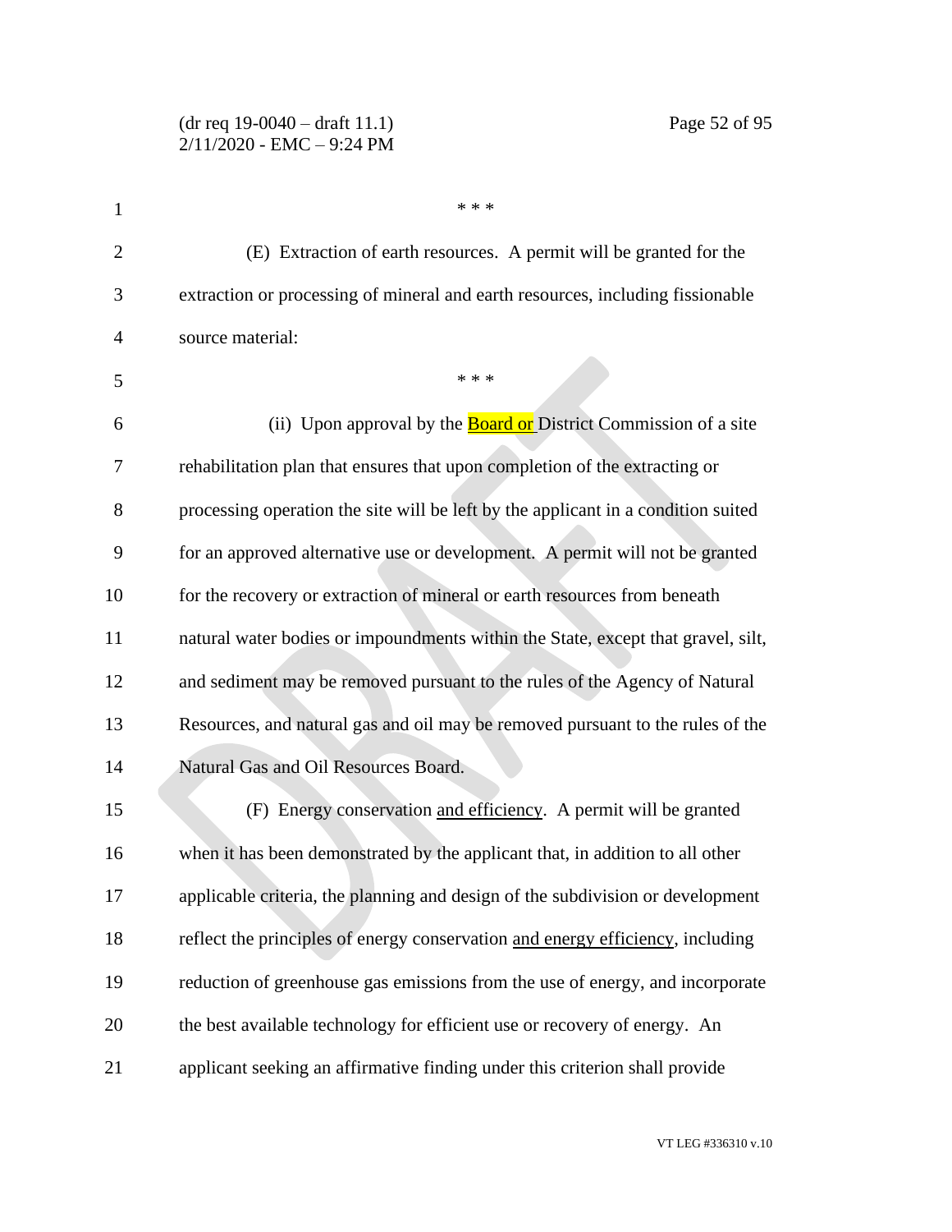\* \* \*

(E) Extraction of earth resources. A permit will be granted for the extraction or processing of mineral and earth resources, including fissionable source material:

\* \* \*

(ii) Upon approval by the Board or District Commission of a site rehabilitation plan that ensures that upon completion of the extracting or processing operation the site will be left by the applicant in a condition suited for an approved alternative use or development. A permit will not be granted for the recovery or extraction of mineral or earth resources from beneath natural water bodies or impoundments within the State, except that gravel, silt, and sediment may be removed pursuant to the rules of the Agency of Natural Resources, and natural gas and oil may be removed pursuant to the rules of the Natural Gas and Oil Resources Board.

(F) Energy conservation <u>and efficiency</u>. A permit will be granted when it has been demonstrated by the applicant that, in addition to all other applicable criteria, the planning and design of the subdivision or development reflect the principles of energy conservation <u>and energy efficiency</u>, including reduction of greenhouse gas emissions from the use of energy, and incorporate the best available technology for efficient use or recovery of energy. An applicant seeking an affirmative finding under this criterion shall provide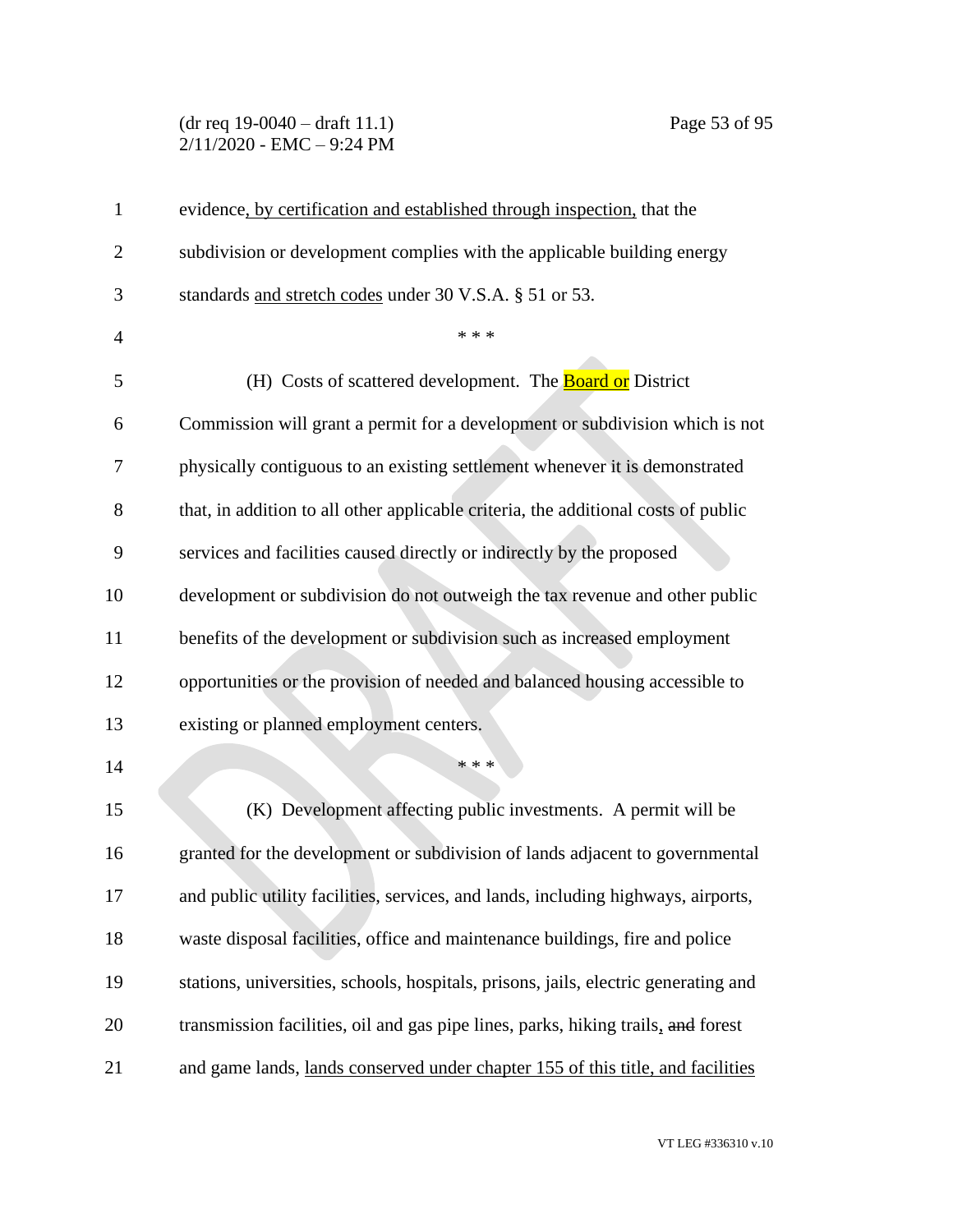evidence, by certification and established through inspection, that the subdivision or development complies with the applicable building energy standards and stretch codes under 30 V.S.A. § 51 or 53.

\* \* \*

(H) Costs of scattered development. The Board or District Commission will grant a permit for a development or subdivision which is not physically contiguous to an existing settlement whenever it is demonstrated that, in addition to all other applicable criteria, the additional costs of public services and facilities caused directly or indirectly by the proposed development or subdivision do not outweigh the tax revenue and other public benefits of the development or subdivision such as increased employment opportunities or the provision of needed and balanced housing accessible to existing or planned employment centers.

\* \* \*

(K) Development affecting public investments. A permit will be granted for the development or subdivision of lands adjacent to governmental and public utility facilities, services, and lands, including highways, airports, waste disposal facilities, office and maintenance buildings, fire and police stations, universities, schools, hospitals, prisons, jails, electric generating and transmission facilities, oil and gas pipe lines, parks, hiking trails, ~~and~~ forest and game lands, lands conserved under chapter 155 of this title, and facilities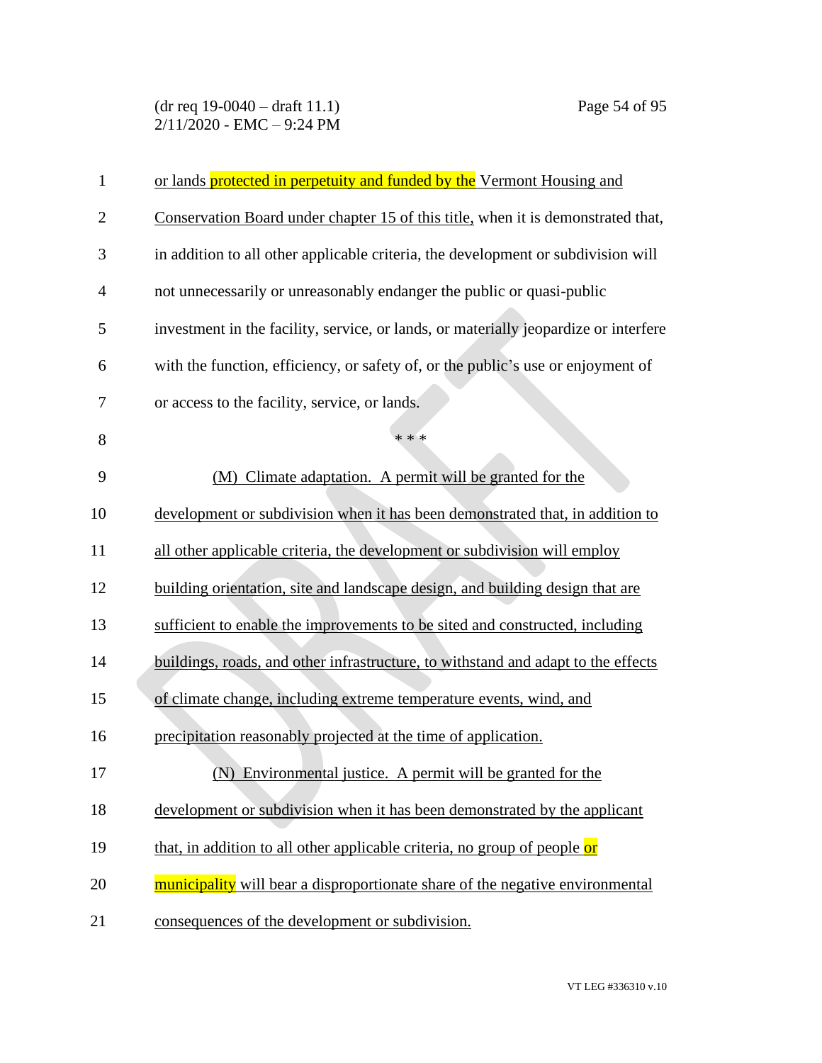or lands protected in perpetuity and funded by the Vermont Housing and Conservation Board under chapter 15 of this title, when it is demonstrated that, in addition to all other applicable criteria, the development or subdivision will not unnecessarily or unreasonably endanger the public or quasi-public investment in the facility, service, or lands, or materially jeopardize or interfere with the function, efficiency, or safety of, or the public's use or enjoyment of or access to the facility, service, or lands.

\* \* \*

(M) Climate adaptation. A permit will be granted for the development or subdivision when it has been demonstrated that, in addition to all other applicable criteria, the development or subdivision will employ building orientation, site and landscape design, and building design that are sufficient to enable the improvements to be sited and constructed, including buildings, roads, and other infrastructure, to withstand and adapt to the effects of climate change, including extreme temperature events, wind, and precipitation reasonably projected at the time of application.

(N) Environmental justice. A permit will be granted for the development or subdivision when it has been demonstrated by the applicant that, in addition to all other applicable criteria, no group of people or municipality will bear a disproportionate share of the negative environmental consequences of the development or subdivision.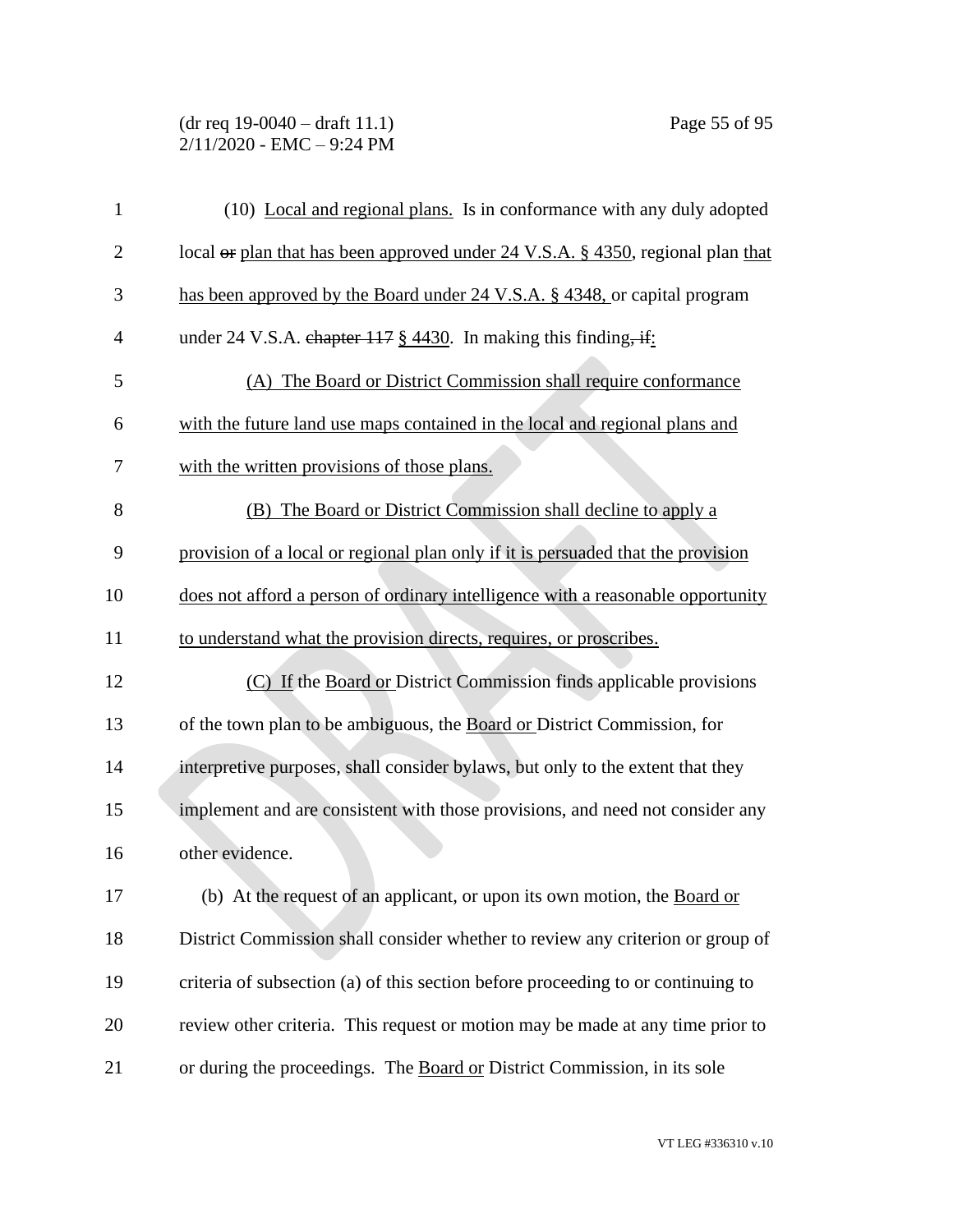(10) Local and regional plans. Is in conformance with any duly adopted local ~~or~~ plan that has been approved under 24 V.S.A. § 4350, regional plan that has been approved by the Board under 24 V.S.A. § 4348, or capital program under 24 V.S.A. ~~chapter 117~~ § 4430. In making this finding~~, if~~:

(A) The Board or District Commission shall require conformance with the future land use maps contained in the local and regional plans and with the written provisions of those plans.

(B) The Board or District Commission shall decline to apply a provision of a local or regional plan only if it is persuaded that the provision does not afford a person of ordinary intelligence with a reasonable opportunity to understand what the provision directs, requires, or proscribes.

(C) If the Board or District Commission finds applicable provisions of the town plan to be ambiguous, the Board or District Commission, for interpretive purposes, shall consider bylaws, but only to the extent that they implement and are consistent with those provisions, and need not consider any other evidence.

(b) At the request of an applicant, or upon its own motion, the Board or District Commission shall consider whether to review any criterion or group of criteria of subsection (a) of this section before proceeding to or continuing to review other criteria. This request or motion may be made at any time prior to or during the proceedings. The Board or District Commission, in its sole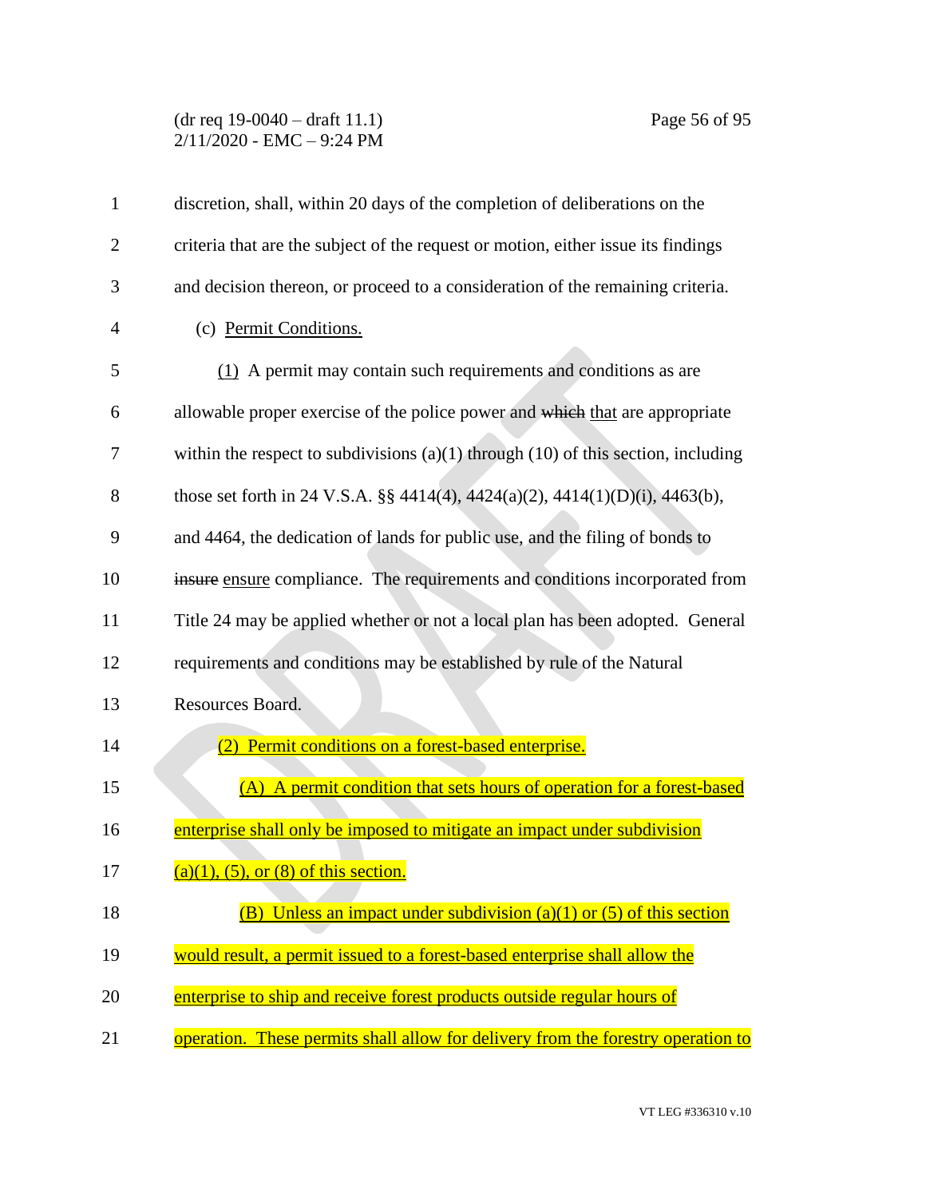discretion, shall, within 20 days of the completion of deliberations on the criteria that are the subject of the request or motion, either issue its findings and decision thereon, or proceed to a consideration of the remaining criteria.

(c) Permit Conditions.

(1) A permit may contain such requirements and conditions as are allowable proper exercise of the police power and ~~which~~ that are appropriate within the respect to subdivisions (a)(1) through (10) of this section, including those set forth in 24 V.S.A. §§ 4414(4), 4424(a)(2), 4414(1)(D)(i), 4463(b), and 4464, the dedication of lands for public use, and the filing of bonds to ~~insure~~ ensure compliance. The requirements and conditions incorporated from Title 24 may be applied whether or not a local plan has been adopted. General requirements and conditions may be established by rule of the Natural Resources Board.

(2) Permit conditions on a forest-based enterprise.

(A) A permit condition that sets hours of operation for a forest-based enterprise shall only be imposed to mitigate an impact under subdivision (a)(1), (5), or (8) of this section.

(B) Unless an impact under subdivision (a)(1) or (5) of this section would result, a permit issued to a forest-based enterprise shall allow the enterprise to ship and receive forest products outside regular hours of operation. These permits shall allow for delivery from the forestry operation to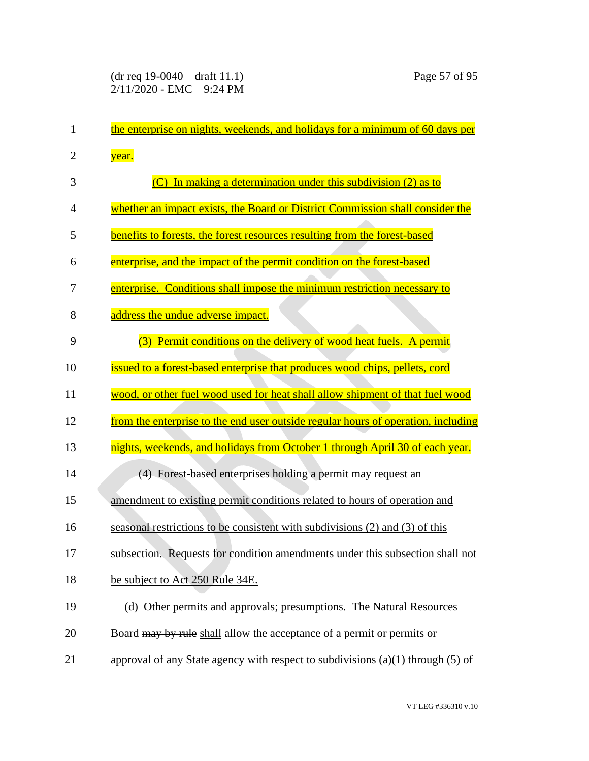the enterprise on nights, weekends, and holidays for a minimum of 60 days per year.

(C) In making a determination under this subdivision (2) as to whether an impact exists, the Board or District Commission shall consider the benefits to forests, the forest resources resulting from the forest-based enterprise, and the impact of the permit condition on the forest-based enterprise. Conditions shall impose the minimum restriction necessary to address the undue adverse impact.

(3) Permit conditions on the delivery of wood heat fuels. A permit issued to a forest-based enterprise that produces wood chips, pellets, cord wood, or other fuel wood used for heat shall allow shipment of that fuel wood from the enterprise to the end user outside regular hours of operation, including nights, weekends, and holidays from October 1 through April 30 of each year.

(4) Forest-based enterprises holding a permit may request an amendment to existing permit conditions related to hours of operation and seasonal restrictions to be consistent with subdivisions (2) and (3) of this subsection. Requests for condition amendments under this subsection shall not be subject to Act 250 Rule 34E.

(d) Other permits and approvals; presumptions. The Natural Resources Board ~~may by rule~~ shall allow the acceptance of a permit or permits or approval of any State agency with respect to subdivisions (a)(1) through (5) of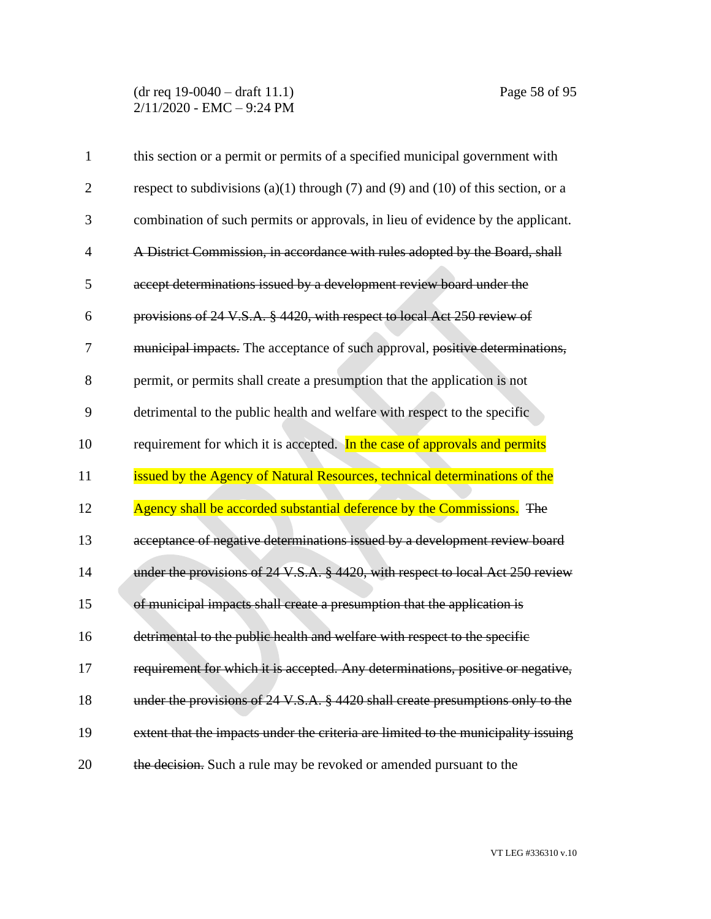this section or a permit or permits of a specified municipal government with respect to subdivisions (a)(1) through (7) and (9) and (10) of this section, or a combination of such permits or approvals, in lieu of evidence by the applicant. ~~A District Commission, in accordance with rules adopted by the Board, shall accept determinations issued by a development review board under the provisions of 24 V.S.A. § 4420, with respect to local Act 250 review of municipal impacts.~~ The acceptance of such approval, ~~positive determinations,~~ permit, or permits shall create a presumption that the application is not detrimental to the public health and welfare with respect to the specific requirement for which it is accepted. In the case of approvals and permits issued by the Agency of Natural Resources, technical determinations of the Agency shall be accorded substantial deference by the Commissions. ~~The acceptance of negative determinations issued by a development review board under the provisions of 24 V.S.A. § 4420, with respect to local Act 250 review of municipal impacts shall create a presumption that the application is detrimental to the public health and welfare with respect to the specific requirement for which it is accepted. Any determinations, positive or negative, under the provisions of 24 V.S.A. § 4420 shall create presumptions only to the extent that the impacts under the criteria are limited to the municipality issuing the decision.~~ Such a rule may be revoked or amended pursuant to the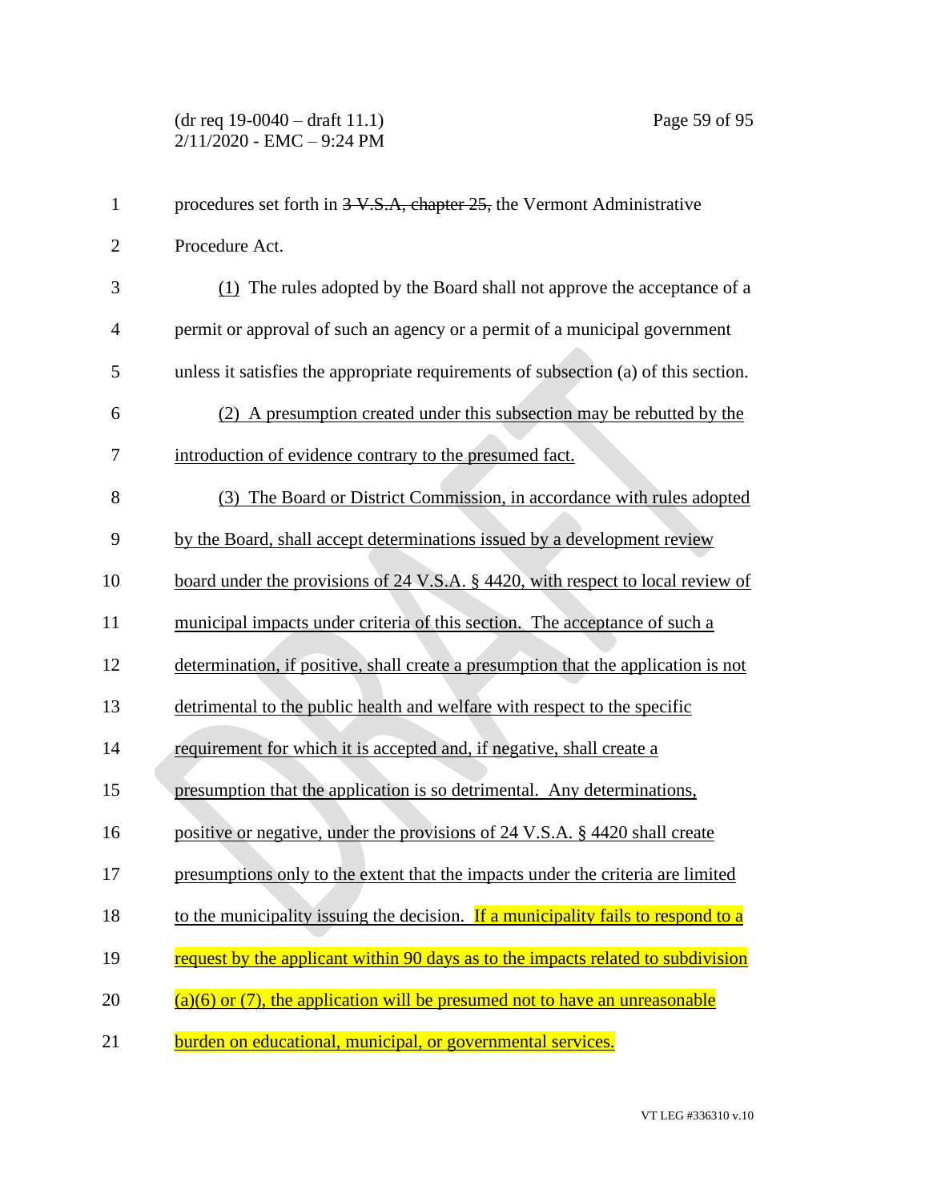procedures set forth in ~~3 V.S.A, chapter 25,~~ the Vermont Administrative Procedure Act.

<u>(1)</u> The rules adopted by the Board shall not approve the acceptance of a permit or approval of such an agency or a permit of a municipal government unless it satisfies the appropriate requirements of subsection (a) of this section.

<u>(2) A presumption created under this subsection may be rebutted by the introduction of evidence contrary to the presumed fact.</u>

<u>(3) The Board or District Commission, in accordance with rules adopted by the Board, shall accept determinations issued by a development review board under the provisions of 24 V.S.A. § 4420, with respect to local review of municipal impacts under criteria of this section. The acceptance of such a determination, if positive, shall create a presumption that the application is not detrimental to the public health and welfare with respect to the specific requirement for which it is accepted and, if negative, shall create a presumption that the application is so detrimental. Any determinations, positive or negative, under the provisions of 24 V.S.A. § 4420 shall create presumptions only to the extent that the impacts under the criteria are limited to the municipality issuing the decision. If a municipality fails to respond to a request by the applicant within 90 days as to the impacts related to subdivision (a)(6) or (7), the application will be presumed not to have an unreasonable burden on educational, municipal, or governmental services.</u>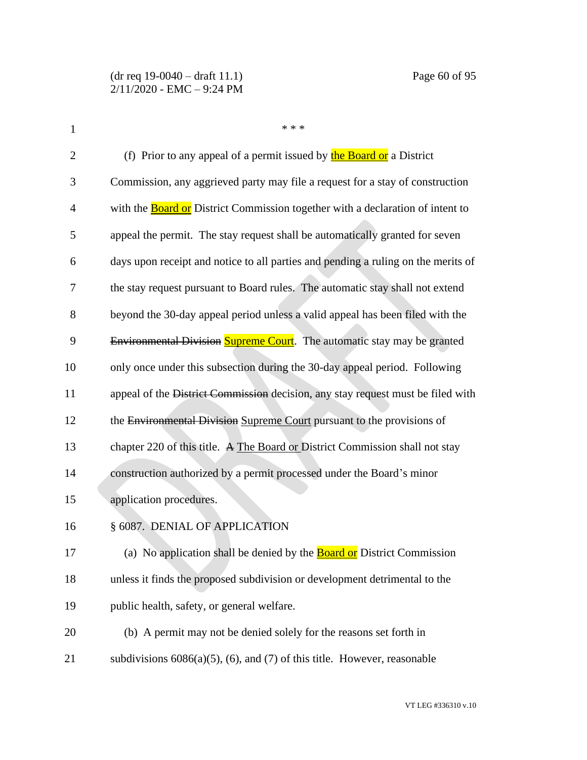\* \* \*

(f) Prior to any appeal of a permit issued by the Board or a District Commission, any aggrieved party may file a request for a stay of construction with the Board or District Commission together with a declaration of intent to appeal the permit. The stay request shall be automatically granted for seven days upon receipt and notice to all parties and pending a ruling on the merits of the stay request pursuant to Board rules. The automatic stay shall not extend beyond the 30-day appeal period unless a valid appeal has been filed with the ~~Environmental Division~~ Supreme Court. The automatic stay may be granted only once under this subsection during the 30-day appeal period. Following appeal of the ~~District Commission~~ decision, any stay request must be filed with the ~~Environmental Division~~ Supreme Court pursuant to the provisions of chapter 220 of this title. ~~A~~ The Board or District Commission shall not stay construction authorized by a permit processed under the Board's minor application procedures.

§ 6087. DENIAL OF APPLICATION

(a) No application shall be denied by the Board or District Commission unless it finds the proposed subdivision or development detrimental to the public health, safety, or general welfare.

(b) A permit may not be denied solely for the reasons set forth in subdivisions 6086(a)(5), (6), and (7) of this title. However, reasonable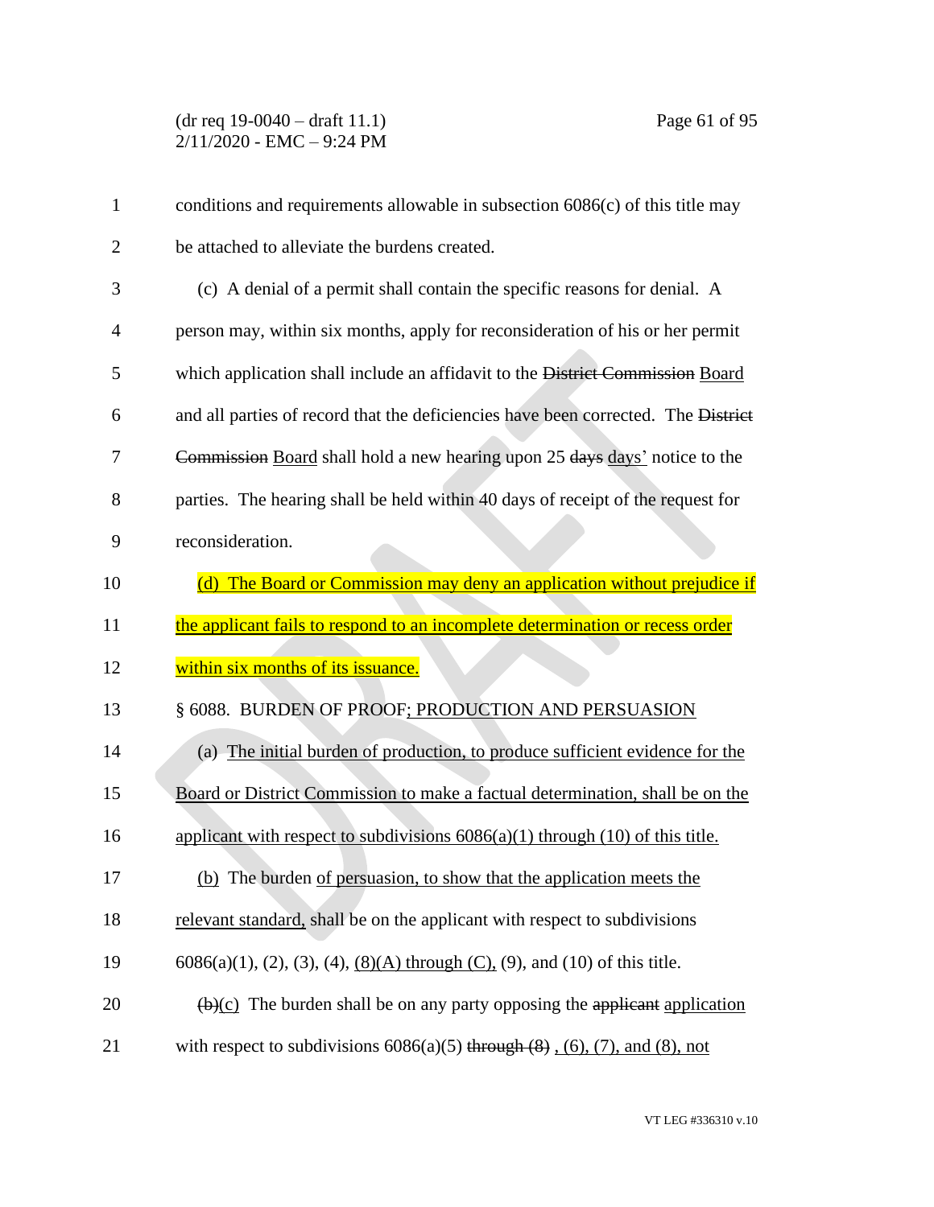conditions and requirements allowable in subsection 6086(c) of this title may be attached to alleviate the burdens created.

(c) A denial of a permit shall contain the specific reasons for denial. A person may, within six months, apply for reconsideration of his or her permit which application shall include an affidavit to the ~~District Commission~~ Board and all parties of record that the deficiencies have been corrected. The ~~District Commission~~ Board shall hold a new hearing upon 25 ~~days~~ days' notice to the parties. The hearing shall be held within 40 days of receipt of the request for reconsideration.

(d) The Board or Commission may deny an application without prejudice if the applicant fails to respond to an incomplete determination or recess order within six months of its issuance.

§ 6088. BURDEN OF PROOF; PRODUCTION AND PERSUASION

(a) The initial burden of production, to produce sufficient evidence for the Board or District Commission to make a factual determination, shall be on the applicant with respect to subdivisions 6086(a)(1) through (10) of this title.

(b) The burden of persuasion, to show that the application meets the relevant standard, shall be on the applicant with respect to subdivisions 6086(a)(1), (2), (3), (4), (8)(A) through (C), (9), and (10) of this title.

~~(b)~~(c) The burden shall be on any party opposing the ~~applicant~~ application with respect to subdivisions 6086(a)(5) ~~through (8)~~ , (6), (7), and (8), not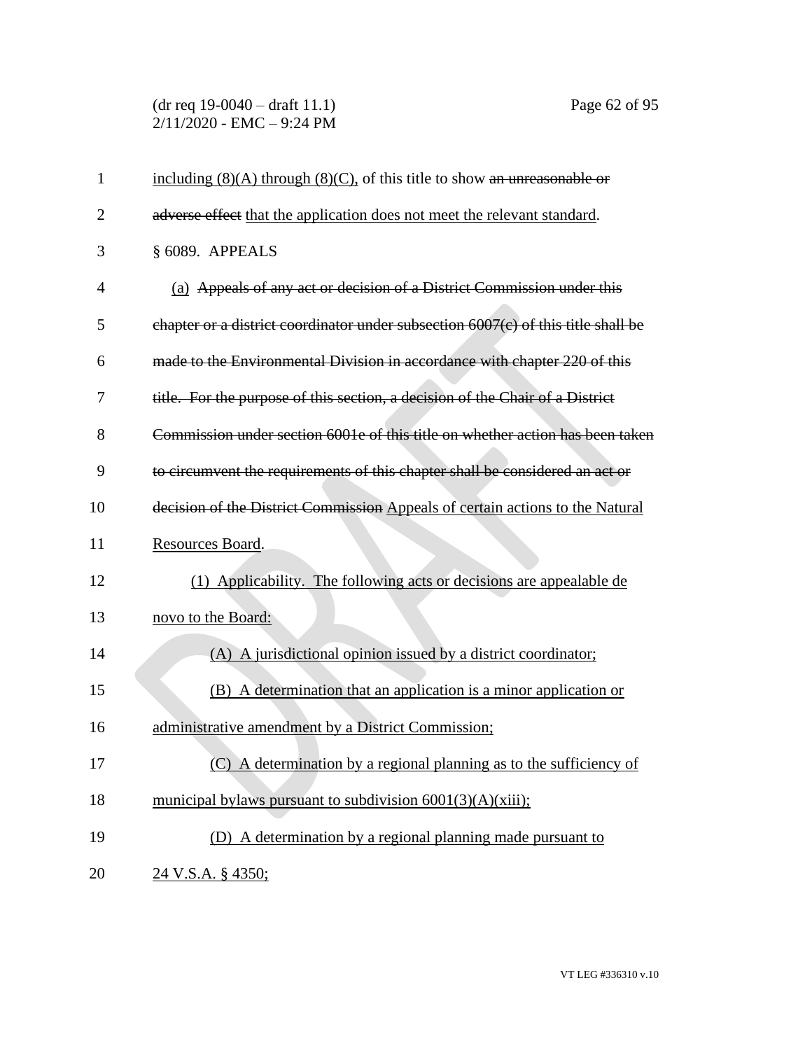including (8)(A) through (8)(C), of this title to show ~~an unreasonable or adverse effect~~ that the application does not meet the relevant standard.

§ 6089. APPEALS

(a) ~~Appeals of any act or decision of a District Commission under this chapter or a district coordinator under subsection 6007(c) of this title shall be made to the Environmental Division in accordance with chapter 220 of this title. For the purpose of this section, a decision of the Chair of a District Commission under section 6001e of this title on whether action has been taken to circumvent the requirements of this chapter shall be considered an act or decision of the District Commission~~ Appeals of certain actions to the Natural Resources Board.

(1) Applicability. The following acts or decisions are appealable de novo to the Board:

(A) A jurisdictional opinion issued by a district coordinator;

(B) A determination that an application is a minor application or administrative amendment by a District Commission;

(C) A determination by a regional planning as to the sufficiency of municipal bylaws pursuant to subdivision 6001(3)(A)(xiii);

(D) A determination by a regional planning made pursuant to 24 V.S.A. § 4350;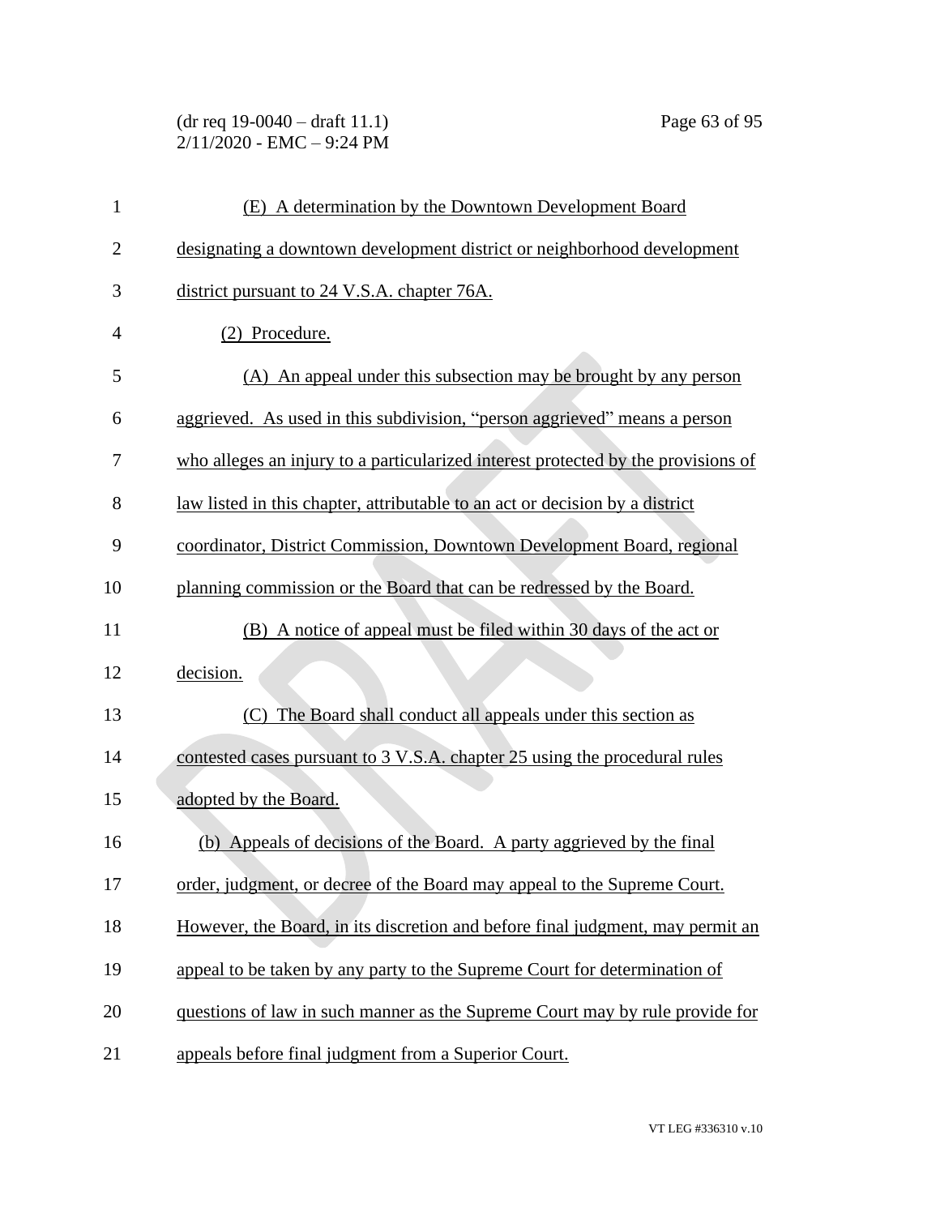(E) A determination by the Downtown Development Board designating a downtown development district or neighborhood development district pursuant to 24 V.S.A. chapter 76A.

(2) Procedure.

(A) An appeal under this subsection may be brought by any person aggrieved. As used in this subdivision, "person aggrieved" means a person who alleges an injury to a particularized interest protected by the provisions of law listed in this chapter, attributable to an act or decision by a district coordinator, District Commission, Downtown Development Board, regional planning commission or the Board that can be redressed by the Board.

(B) A notice of appeal must be filed within 30 days of the act or decision.

(C) The Board shall conduct all appeals under this section as contested cases pursuant to 3 V.S.A. chapter 25 using the procedural rules adopted by the Board.

(b) Appeals of decisions of the Board. A party aggrieved by the final order, judgment, or decree of the Board may appeal to the Supreme Court. However, the Board, in its discretion and before final judgment, may permit an appeal to be taken by any party to the Supreme Court for determination of questions of law in such manner as the Supreme Court may by rule provide for appeals before final judgment from a Superior Court.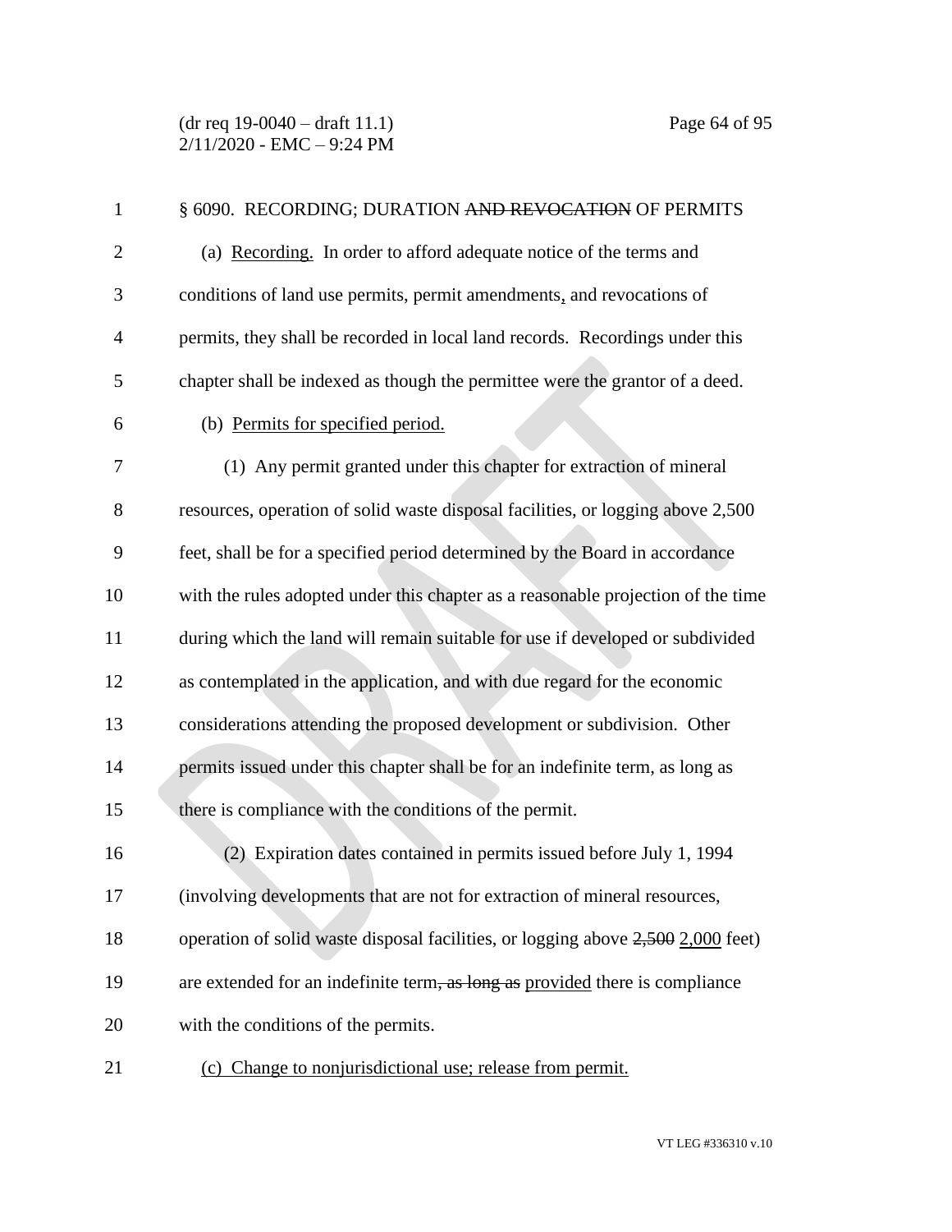§ 6090. RECORDING; DURATION ~~AND REVOCATION~~ OF PERMITS

(a) <u>Recording.</u> In order to afford adequate notice of the terms and conditions of land use permits, permit amendments<u>,</u> and revocations of permits, they shall be recorded in local land records. Recordings under this chapter shall be indexed as though the permittee were the grantor of a deed.

(b) <u>Permits for specified period.</u>

(1) Any permit granted under this chapter for extraction of mineral resources, operation of solid waste disposal facilities, or logging above 2,500 feet, shall be for a specified period determined by the Board in accordance with the rules adopted under this chapter as a reasonable projection of the time during which the land will remain suitable for use if developed or subdivided as contemplated in the application, and with due regard for the economic considerations attending the proposed development or subdivision. Other permits issued under this chapter shall be for an indefinite term, as long as there is compliance with the conditions of the permit.

(2) Expiration dates contained in permits issued before July 1, 1994 (involving developments that are not for extraction of mineral resources, operation of solid waste disposal facilities, or logging above ~~2,500~~ <u>2,000</u> feet) are extended for an indefinite term~~, as long as~~ <u>provided</u> there is compliance with the conditions of the permits.

(c) <u>Change to nonjurisdictional use; release from permit.</u>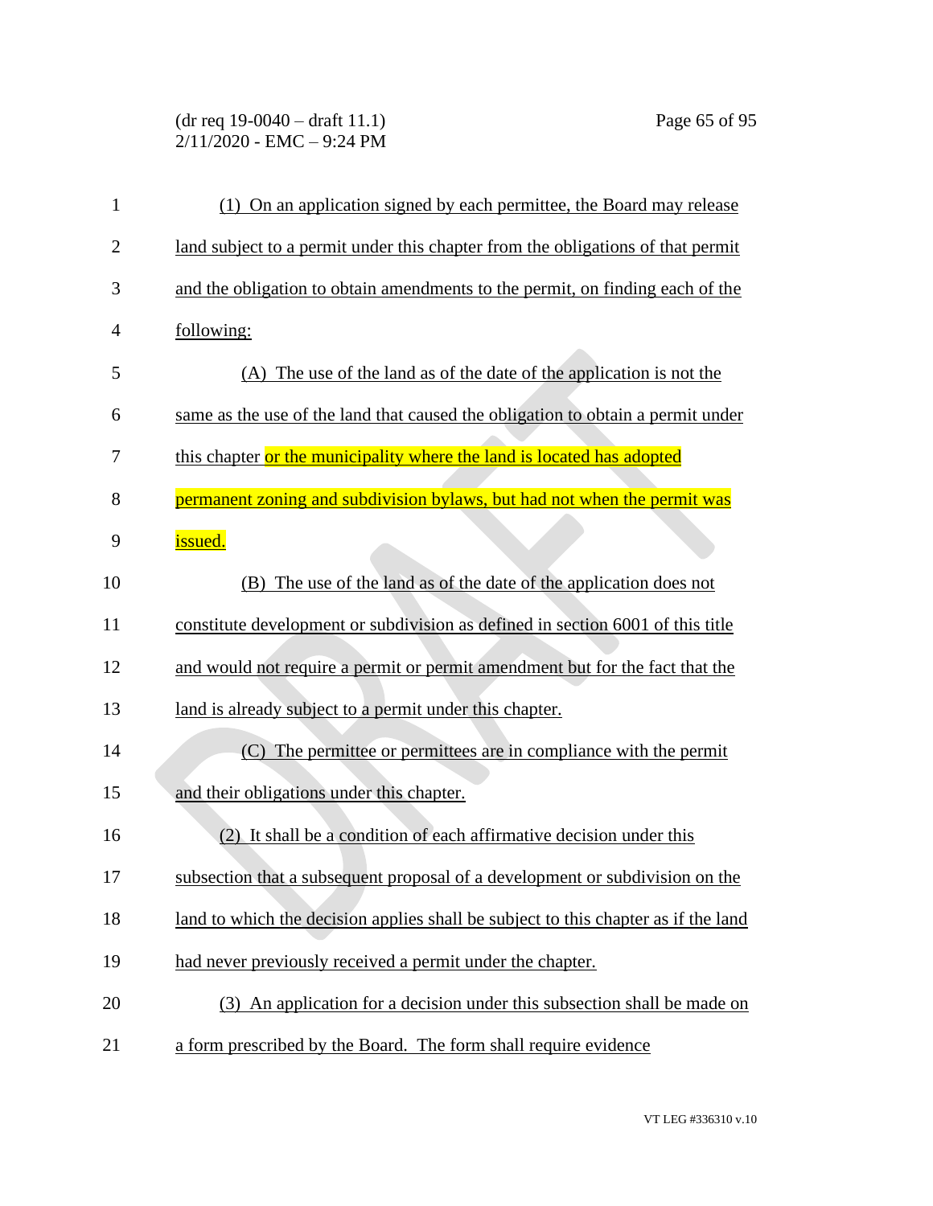(1) On an application signed by each permittee, the Board may release land subject to a permit under this chapter from the obligations of that permit and the obligation to obtain amendments to the permit, on finding each of the following:

(A) The use of the land as of the date of the application is not the same as the use of the land that caused the obligation to obtain a permit under this chapter or the municipality where the land is located has adopted permanent zoning and subdivision bylaws, but had not when the permit was issued.

(B) The use of the land as of the date of the application does not constitute development or subdivision as defined in section 6001 of this title and would not require a permit or permit amendment but for the fact that the land is already subject to a permit under this chapter.

(C) The permittee or permittees are in compliance with the permit and their obligations under this chapter.

(2) It shall be a condition of each affirmative decision under this subsection that a subsequent proposal of a development or subdivision on the land to which the decision applies shall be subject to this chapter as if the land had never previously received a permit under the chapter.

(3) An application for a decision under this subsection shall be made on a form prescribed by the Board. The form shall require evidence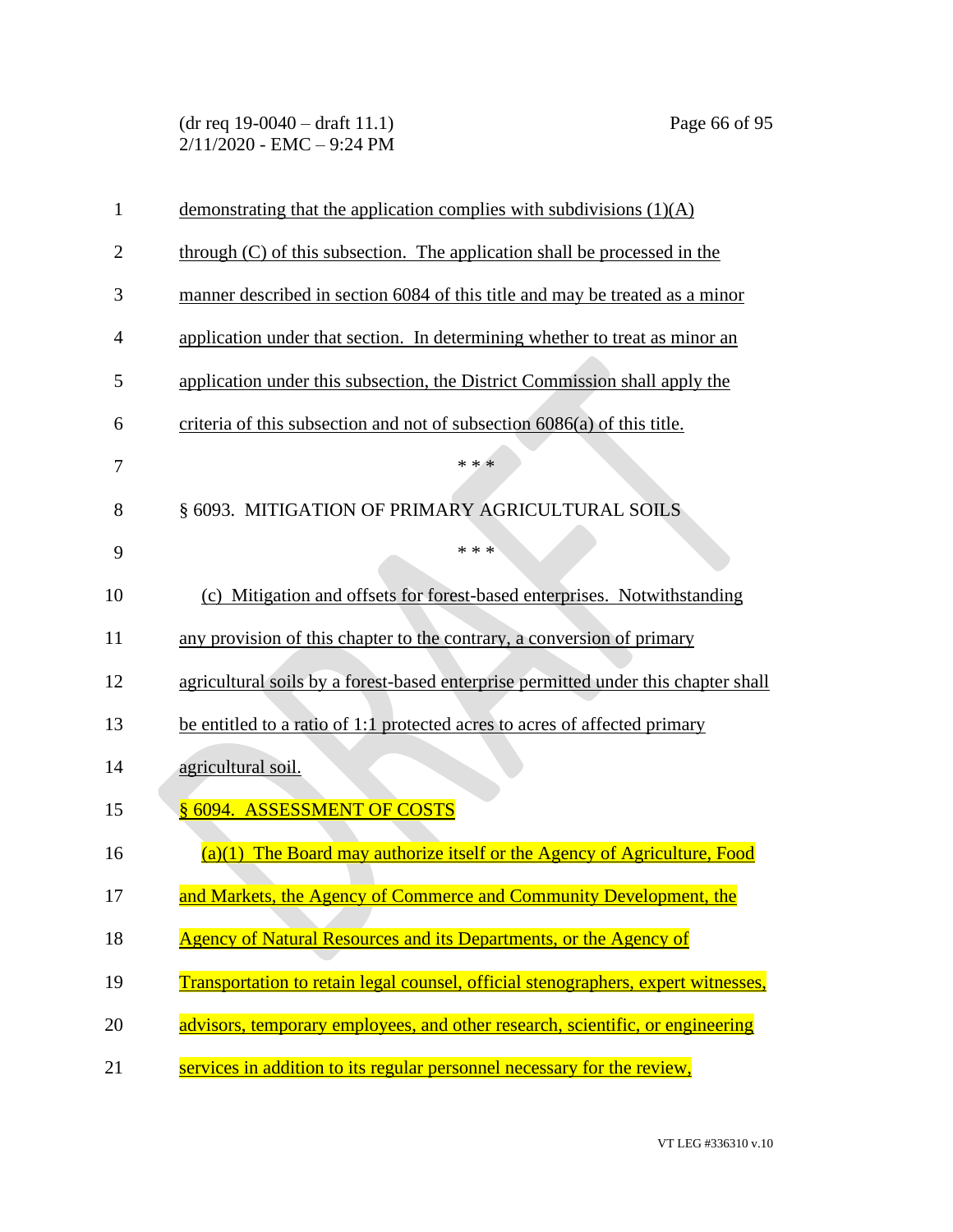demonstrating that the application complies with subdivisions (1)(A) through (C) of this subsection. The application shall be processed in the manner described in section 6084 of this title and may be treated as a minor application under that section. In determining whether to treat as minor an application under this subsection, the District Commission shall apply the criteria of this subsection and not of subsection 6086(a) of this title.

\* \* \*

§ 6093. MITIGATION OF PRIMARY AGRICULTURAL SOILS

\* \* \*

(c) Mitigation and offsets for forest-based enterprises. Notwithstanding any provision of this chapter to the contrary, a conversion of primary agricultural soils by a forest-based enterprise permitted under this chapter shall be entitled to a ratio of 1:1 protected acres to acres of affected primary agricultural soil.

§ 6094. ASSESSMENT OF COSTS

(a)(1) The Board may authorize itself or the Agency of Agriculture, Food and Markets, the Agency of Commerce and Community Development, the Agency of Natural Resources and its Departments, or the Agency of Transportation to retain legal counsel, official stenographers, expert witnesses, advisors, temporary employees, and other research, scientific, or engineering services in addition to its regular personnel necessary for the review,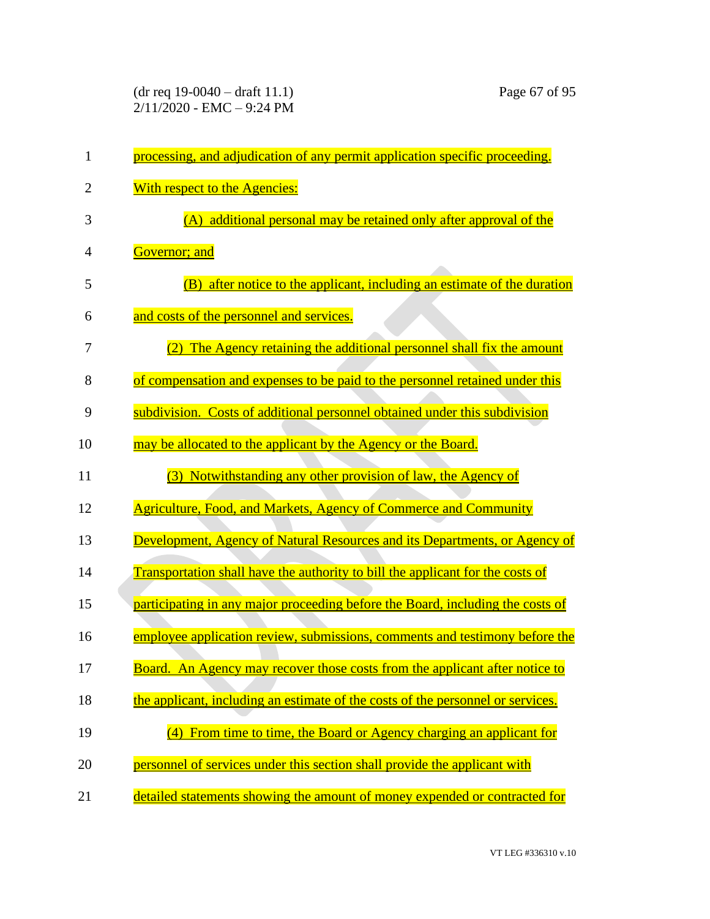processing, and adjudication of any permit application specific proceeding. With respect to the Agencies:

(A) additional personal may be retained only after approval of the Governor; and

(B) after notice to the applicant, including an estimate of the duration and costs of the personnel and services.

(2) The Agency retaining the additional personnel shall fix the amount of compensation and expenses to be paid to the personnel retained under this subdivision. Costs of additional personnel obtained under this subdivision may be allocated to the applicant by the Agency or the Board.

(3) Notwithstanding any other provision of law, the Agency of Agriculture, Food, and Markets, Agency of Commerce and Community Development, Agency of Natural Resources and its Departments, or Agency of Transportation shall have the authority to bill the applicant for the costs of participating in any major proceeding before the Board, including the costs of employee application review, submissions, comments and testimony before the Board. An Agency may recover those costs from the applicant after notice to the applicant, including an estimate of the costs of the personnel or services.

(4) From time to time, the Board or Agency charging an applicant for personnel of services under this section shall provide the applicant with detailed statements showing the amount of money expended or contracted for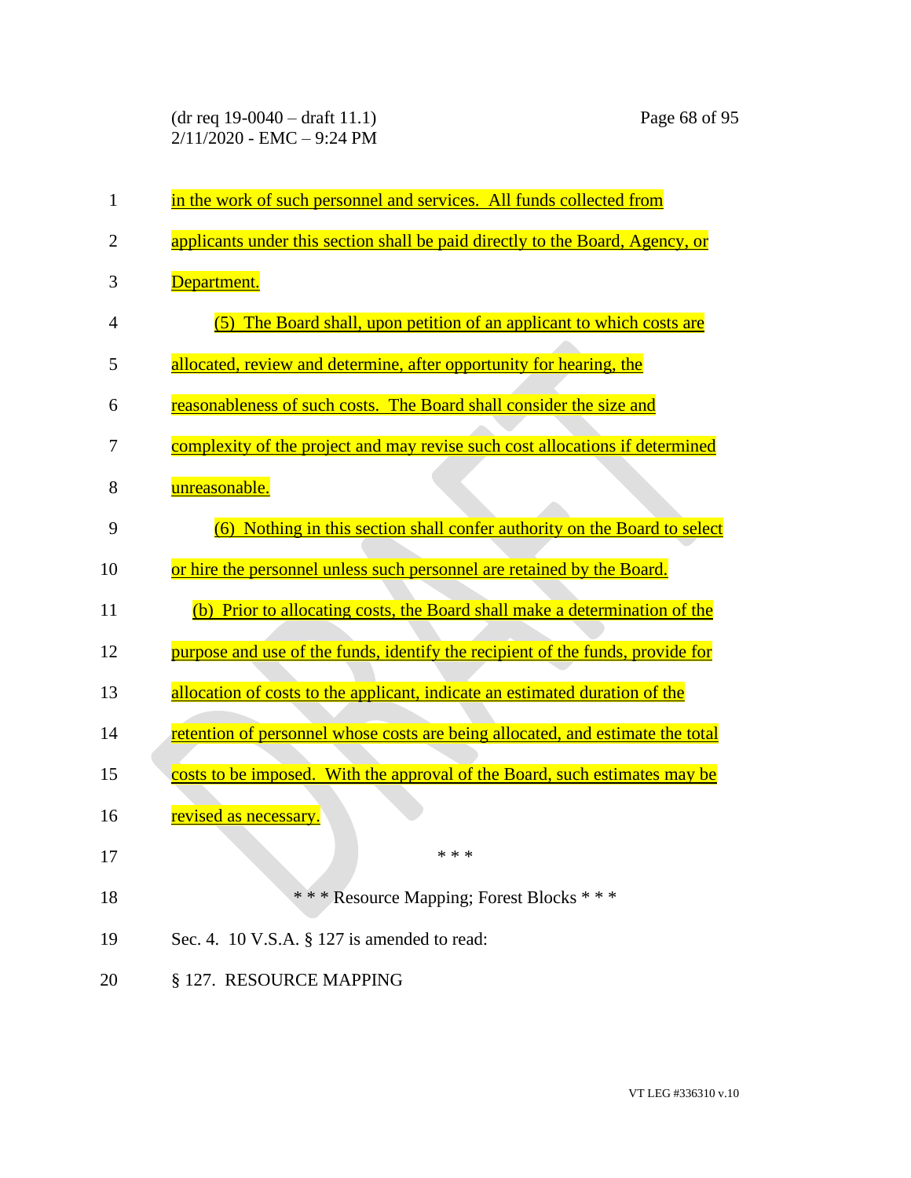in the work of such personnel and services. All funds collected from applicants under this section shall be paid directly to the Board, Agency, or Department.

(5) The Board shall, upon petition of an applicant to which costs are allocated, review and determine, after opportunity for hearing, the reasonableness of such costs. The Board shall consider the size and complexity of the project and may revise such cost allocations if determined unreasonable.

(6) Nothing in this section shall confer authority on the Board to select or hire the personnel unless such personnel are retained by the Board.

(b) Prior to allocating costs, the Board shall make a determination of the purpose and use of the funds, identify the recipient of the funds, provide for allocation of costs to the applicant, indicate an estimated duration of the retention of personnel whose costs are being allocated, and estimate the total costs to be imposed. With the approval of the Board, such estimates may be revised as necessary.

\* \* \*

\* \* \* Resource Mapping; Forest Blocks \* \* \*

Sec. 4. 10 V.S.A. § 127 is amended to read:

§ 127. RESOURCE MAPPING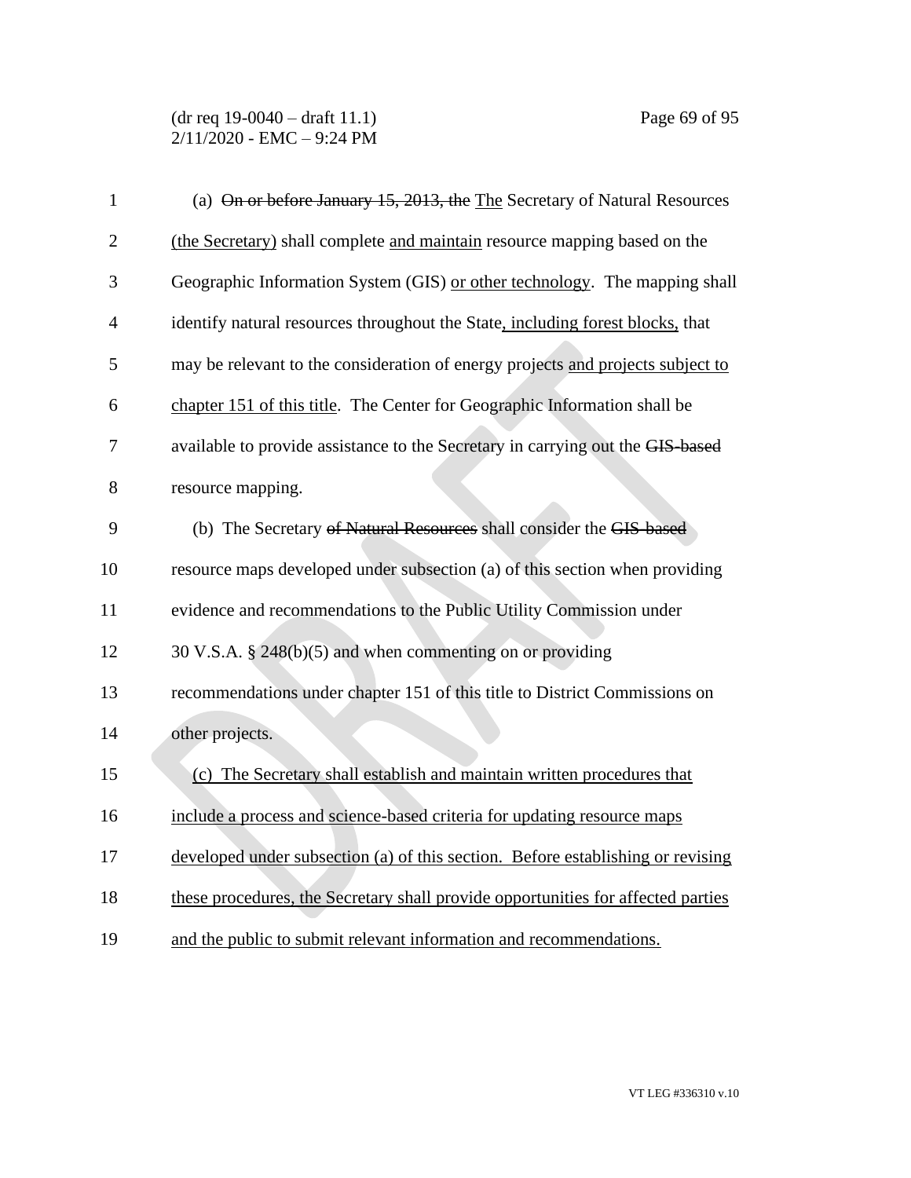(a) ~~On or before January 15, 2013, the~~ <u>The</u> Secretary of Natural Resources <u>(the Secretary)</u> shall complete <u>and maintain</u> resource mapping based on the Geographic Information System (GIS) <u>or other technology</u>. The mapping shall identify natural resources throughout the State<u>, including forest blocks,</u> that may be relevant to the consideration of energy projects <u>and projects subject to chapter 151 of this title</u>. The Center for Geographic Information shall be available to provide assistance to the Secretary in carrying out the ~~GIS-based~~ resource mapping.

(b) The Secretary ~~of Natural Resources~~ shall consider the ~~GIS-based~~ resource maps developed under subsection (a) of this section when providing evidence and recommendations to the Public Utility Commission under 30 V.S.A. § 248(b)(5) and when commenting on or providing recommendations under chapter 151 of this title to District Commissions on other projects.

<u>(c) The Secretary shall establish and maintain written procedures that include a process and science-based criteria for updating resource maps developed under subsection (a) of this section. Before establishing or revising these procedures, the Secretary shall provide opportunities for affected parties and the public to submit relevant information and recommendations.</u>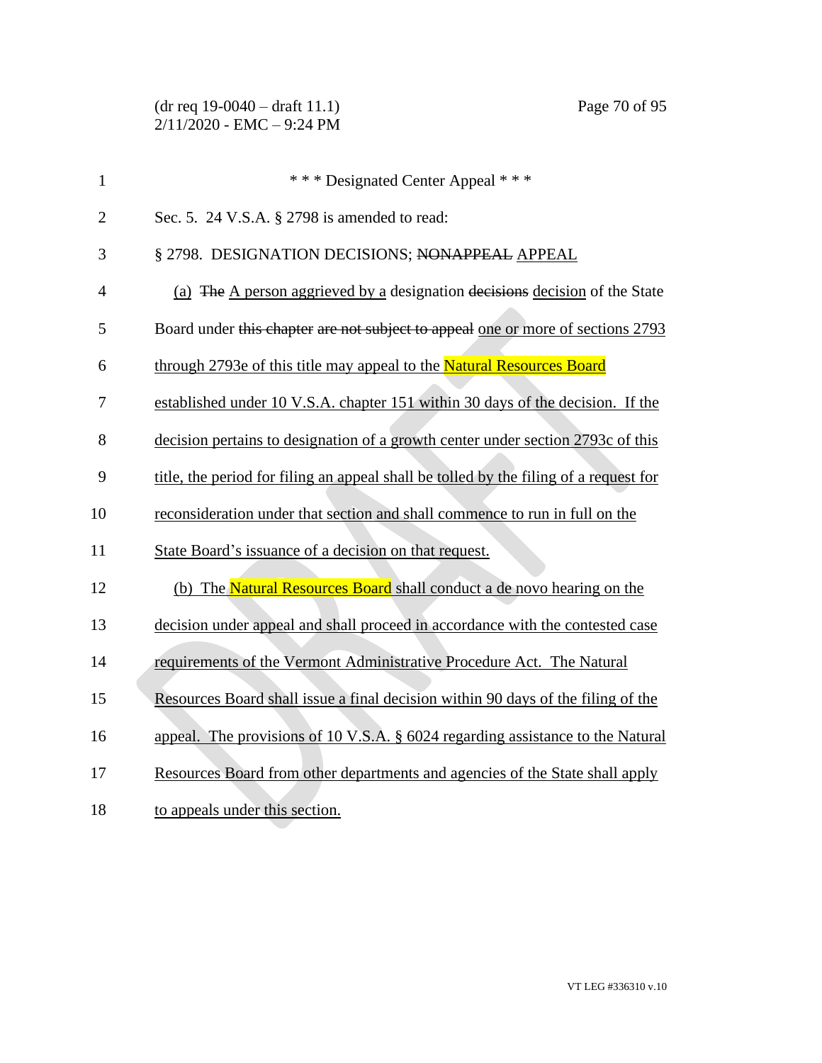\* \* \* Designated Center Appeal \* \* \*

Sec. 5. 24 V.S.A. § 2798 is amended to read:

§ 2798. DESIGNATION DECISIONS; ~~NONAPPEAL~~ APPEAL

(a) ~~The~~ A person aggrieved by a designation ~~decisions~~ decision of the State Board under ~~this chapter are not subject to appeal~~ one or more of sections 2793 through 2793e of this title may appeal to the Natural Resources Board established under 10 V.S.A. chapter 151 within 30 days of the decision. If the decision pertains to designation of a growth center under section 2793c of this title, the period for filing an appeal shall be tolled by the filing of a request for reconsideration under that section and shall commence to run in full on the State Board's issuance of a decision on that request.

(b) The Natural Resources Board shall conduct a de novo hearing on the decision under appeal and shall proceed in accordance with the contested case requirements of the Vermont Administrative Procedure Act. The Natural Resources Board shall issue a final decision within 90 days of the filing of the appeal. The provisions of 10 V.S.A. § 6024 regarding assistance to the Natural Resources Board from other departments and agencies of the State shall apply to appeals under this section.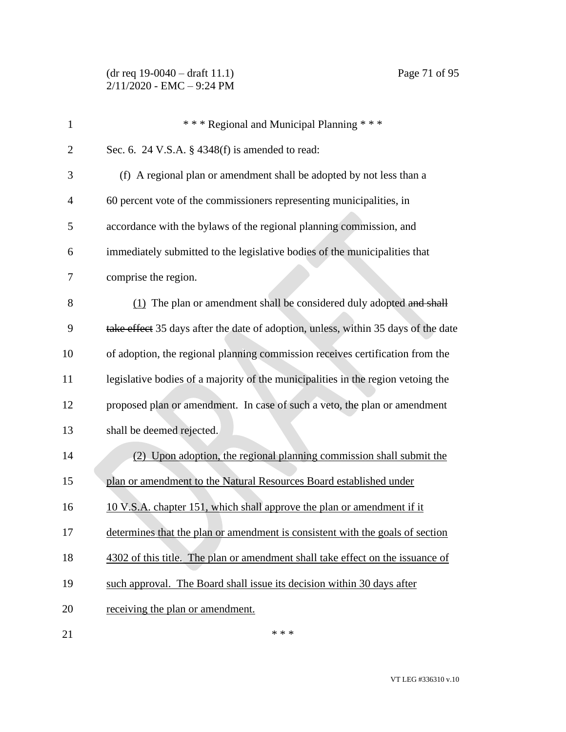\* \* \* Regional and Municipal Planning \* \* \*

Sec. 6. 24 V.S.A. § 4348(f) is amended to read:

(f) A regional plan or amendment shall be adopted by not less than a 60 percent vote of the commissioners representing municipalities, in accordance with the bylaws of the regional planning commission, and immediately submitted to the legislative bodies of the municipalities that comprise the region.

<u>(1)</u> The plan or amendment shall be considered duly adopted ~~and shall take effect~~ 35 days after the date of adoption, unless, within 35 days of the date of adoption, the regional planning commission receives certification from the legislative bodies of a majority of the municipalities in the region vetoing the proposed plan or amendment. In case of such a veto, the plan or amendment shall be deemed rejected.

<u>(2) Upon adoption, the regional planning commission shall submit the plan or amendment to the Natural Resources Board established under 10 V.S.A. chapter 151, which shall approve the plan or amendment if it determines that the plan or amendment is consistent with the goals of section 4302 of this title. The plan or amendment shall take effect on the issuance of such approval. The Board shall issue its decision within 30 days after receiving the plan or amendment.</u>

\* \* \*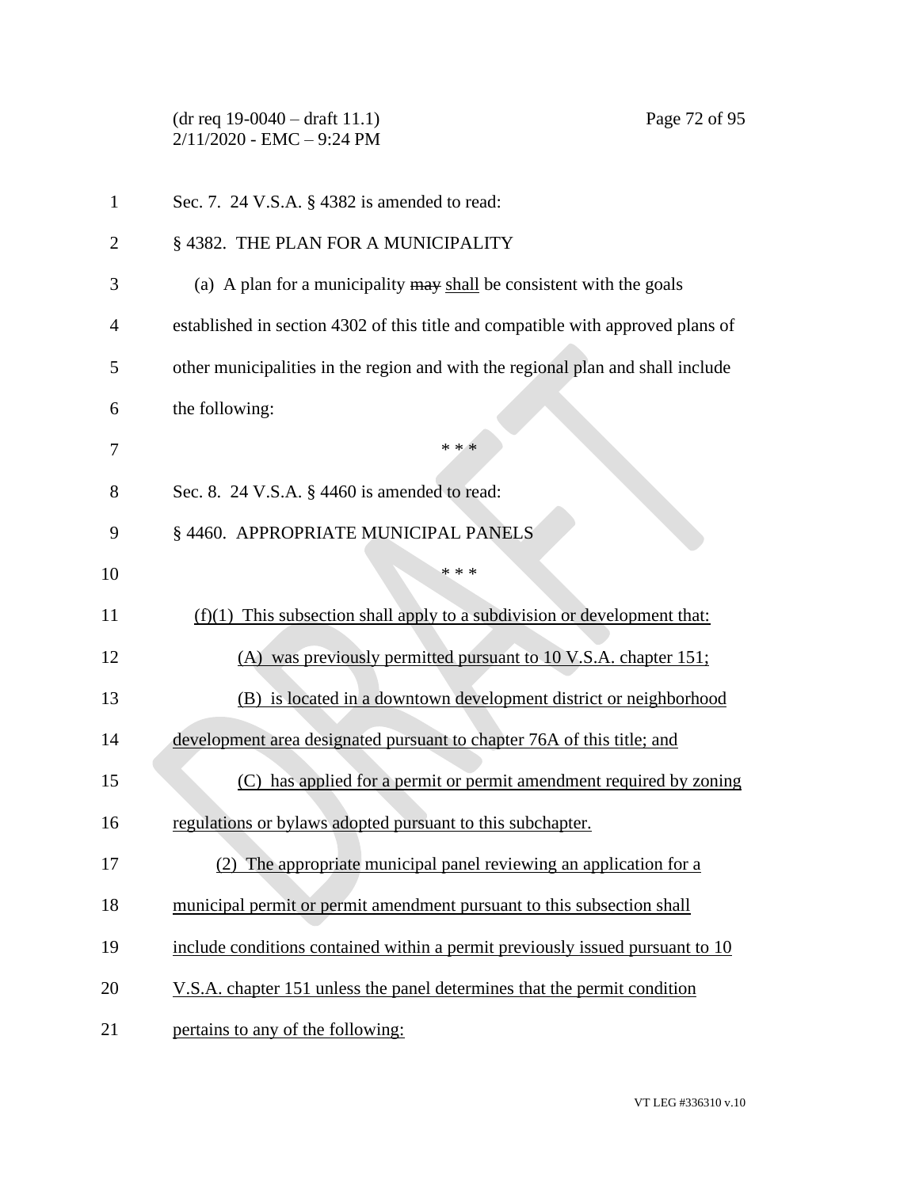Sec. 7. 24 V.S.A. § 4382 is amended to read:

§ 4382. THE PLAN FOR A MUNICIPALITY

(a) A plan for a municipality ~~may~~ shall be consistent with the goals established in section 4302 of this title and compatible with approved plans of other municipalities in the region and with the regional plan and shall include the following:

\* \* \*

Sec. 8. 24 V.S.A. § 4460 is amended to read:

§ 4460. APPROPRIATE MUNICIPAL PANELS

\* \* \*

(f)(1) This subsection shall apply to a subdivision or development that:

(A) was previously permitted pursuant to 10 V.S.A. chapter 151;

(B) is located in a downtown development district or neighborhood development area designated pursuant to chapter 76A of this title; and

(C) has applied for a permit or permit amendment required by zoning regulations or bylaws adopted pursuant to this subchapter.

(2) The appropriate municipal panel reviewing an application for a municipal permit or permit amendment pursuant to this subsection shall include conditions contained within a permit previously issued pursuant to 10 V.S.A. chapter 151 unless the panel determines that the permit condition pertains to any of the following: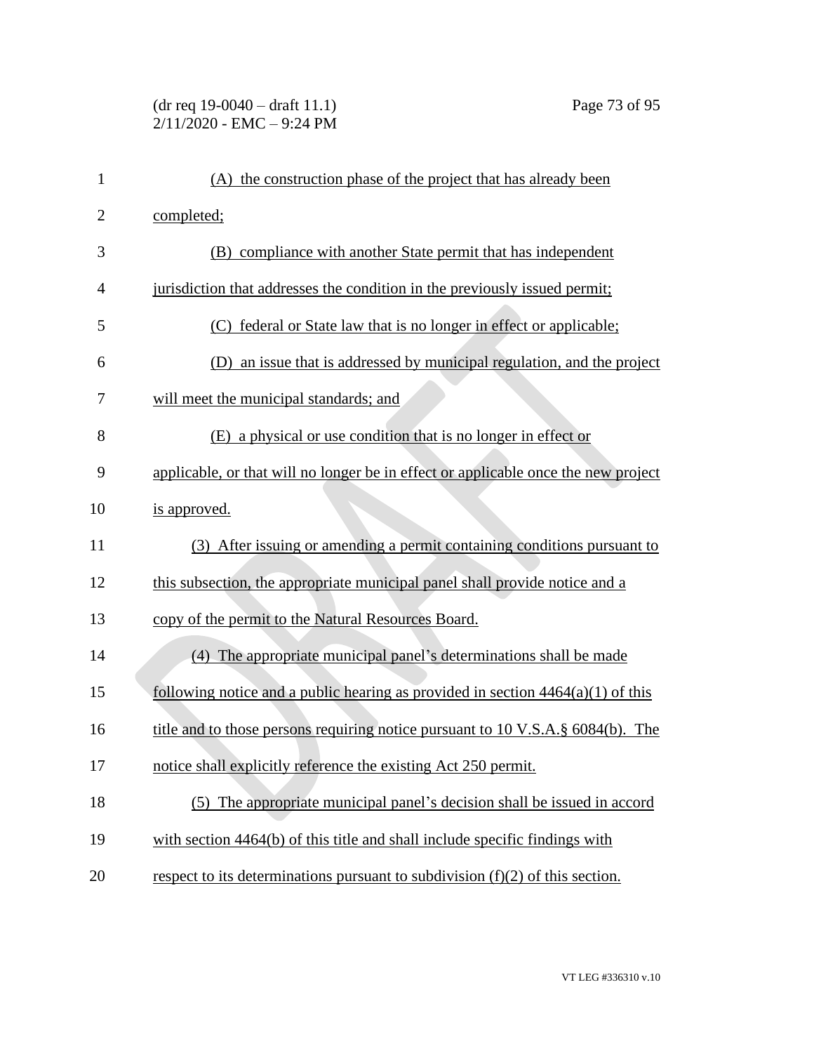(A) the construction phase of the project that has already been completed;

(B) compliance with another State permit that has independent jurisdiction that addresses the condition in the previously issued permit;

(C) federal or State law that is no longer in effect or applicable;

(D) an issue that is addressed by municipal regulation, and the project will meet the municipal standards; and

(E) a physical or use condition that is no longer in effect or applicable, or that will no longer be in effect or applicable once the new project is approved.

(3) After issuing or amending a permit containing conditions pursuant to this subsection, the appropriate municipal panel shall provide notice and a copy of the permit to the Natural Resources Board.

(4) The appropriate municipal panel's determinations shall be made following notice and a public hearing as provided in section 4464(a)(1) of this title and to those persons requiring notice pursuant to 10 V.S.A.§ 6084(b). The notice shall explicitly reference the existing Act 250 permit.

(5) The appropriate municipal panel's decision shall be issued in accord with section 4464(b) of this title and shall include specific findings with respect to its determinations pursuant to subdivision (f)(2) of this section.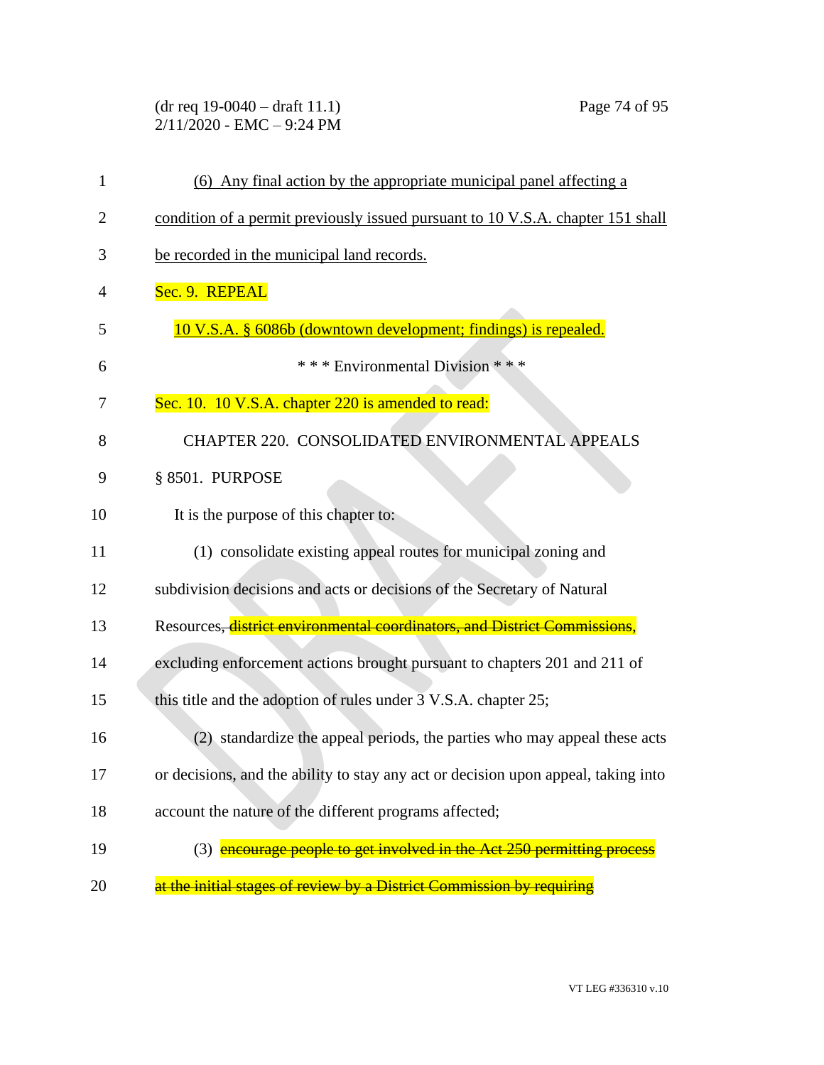(6) Any final action by the appropriate municipal panel affecting a condition of a permit previously issued pursuant to 10 V.S.A. chapter 151 shall be recorded in the municipal land records.

Sec. 9. REPEAL

10 V.S.A. § 6086b (downtown development; findings) is repealed.

* * * Environmental Division * * *

Sec. 10. 10 V.S.A. chapter 220 is amended to read:

CHAPTER 220. CONSOLIDATED ENVIRONMENTAL APPEALS

§ 8501. PURPOSE

It is the purpose of this chapter to:

(1) consolidate existing appeal routes for municipal zoning and subdivision decisions and acts or decisions of the Secretary of Natural Resources~~, district environmental coordinators, and District Commissions~~, excluding enforcement actions brought pursuant to chapters 201 and 211 of this title and the adoption of rules under 3 V.S.A. chapter 25;

(2) standardize the appeal periods, the parties who may appeal these acts or decisions, and the ability to stay any act or decision upon appeal, taking into account the nature of the different programs affected;

(3) ~~encourage people to get involved in the Act 250 permitting process at the initial stages of review by a District Commission by requiring~~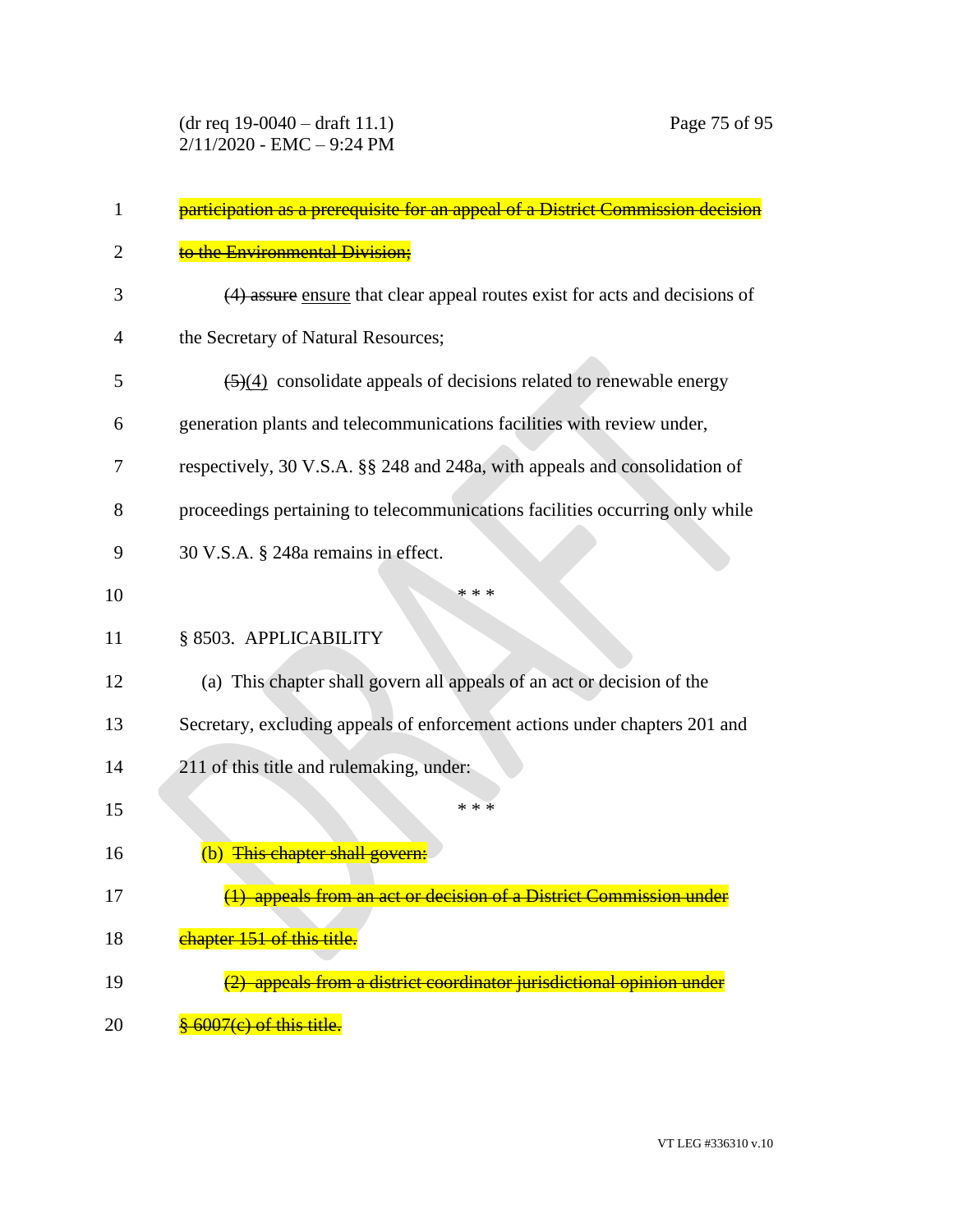~~participation as a prerequisite for an appeal of a District Commission decision to the Environmental Division;~~

~~(4) assure~~ ensure that clear appeal routes exist for acts and decisions of the Secretary of Natural Resources;

~~(5)~~(4) consolidate appeals of decisions related to renewable energy generation plants and telecommunications facilities with review under, respectively, 30 V.S.A. §§ 248 and 248a, with appeals and consolidation of proceedings pertaining to telecommunications facilities occurring only while 30 V.S.A. § 248a remains in effect.

* * *

§ 8503. APPLICABILITY

(a) This chapter shall govern all appeals of an act or decision of the Secretary, excluding appeals of enforcement actions under chapters 201 and 211 of this title and rulemaking, under:

* * *

(b) ~~This chapter shall govern:~~

~~(1) appeals from an act or decision of a District Commission under chapter 151 of this title.~~

~~(2) appeals from a district coordinator jurisdictional opinion under § 6007(c) of this title.~~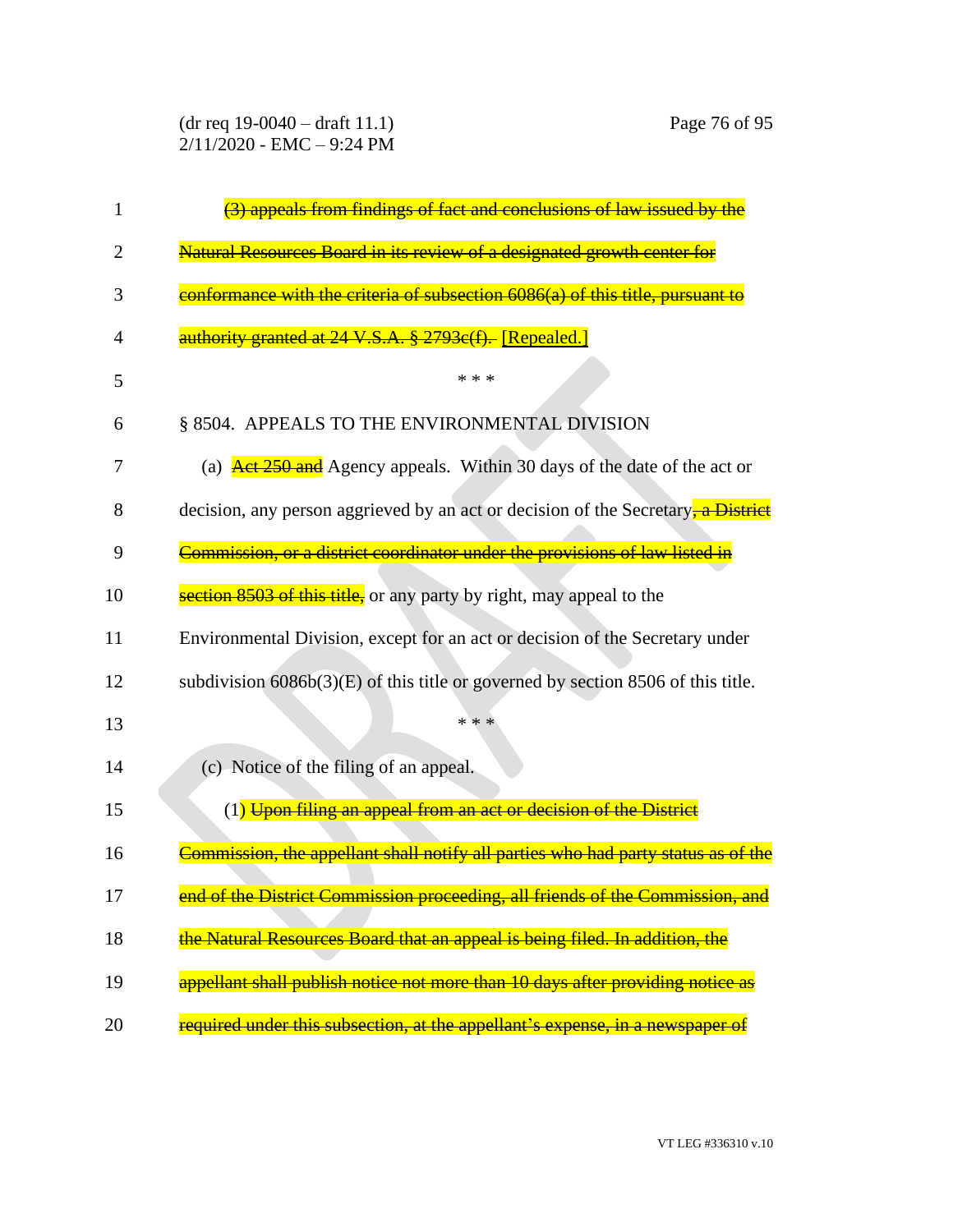~~(3) appeals from findings of fact and conclusions of law issued by the Natural Resources Board in its review of a designated growth center for conformance with the criteria of subsection 6086(a) of this title, pursuant to authority granted at 24 V.S.A. § 2793c(f).~~ [Repealed.]

\* \* \*

§ 8504. APPEALS TO THE ENVIRONMENTAL DIVISION

(a) ~~Act 250 and~~ Agency appeals. Within 30 days of the date of the act or decision, any person aggrieved by an act or decision of the Secretary~~, a District Commission, or a district coordinator under the provisions of law listed in section 8503 of this title,~~ or any party by right, may appeal to the Environmental Division, except for an act or decision of the Secretary under subdivision 6086b(3)(E) of this title or governed by section 8506 of this title.

\* \* \*

(c) Notice of the filing of an appeal.

(1) ~~Upon filing an appeal from an act or decision of the District Commission, the appellant shall notify all parties who had party status as of the end of the District Commission proceeding, all friends of the Commission, and the Natural Resources Board that an appeal is being filed. In addition, the appellant shall publish notice not more than 10 days after providing notice as required under this subsection, at the appellant's expense, in a newspaper of~~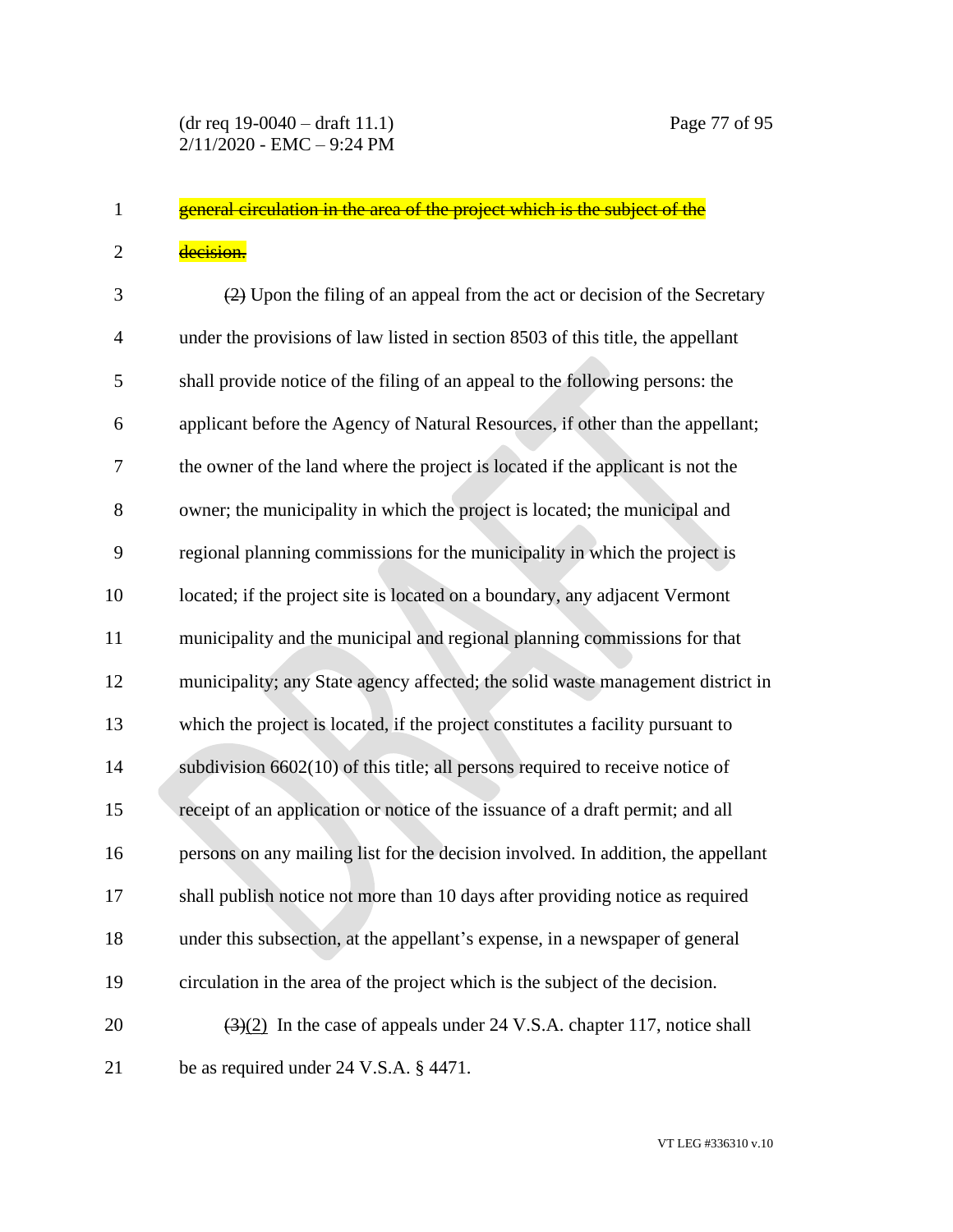~~general circulation in the area of the project which is the subject of the decision.~~

~~(2)~~ Upon the filing of an appeal from the act or decision of the Secretary under the provisions of law listed in section 8503 of this title, the appellant shall provide notice of the filing of an appeal to the following persons: the applicant before the Agency of Natural Resources, if other than the appellant; the owner of the land where the project is located if the applicant is not the owner; the municipality in which the project is located; the municipal and regional planning commissions for the municipality in which the project is located; if the project site is located on a boundary, any adjacent Vermont municipality and the municipal and regional planning commissions for that municipality; any State agency affected; the solid waste management district in which the project is located, if the project constitutes a facility pursuant to subdivision 6602(10) of this title; all persons required to receive notice of receipt of an application or notice of the issuance of a draft permit; and all persons on any mailing list for the decision involved. In addition, the appellant shall publish notice not more than 10 days after providing notice as required under this subsection, at the appellant's expense, in a newspaper of general circulation in the area of the project which is the subject of the decision.

~~(3)~~(2) In the case of appeals under 24 V.S.A. chapter 117, notice shall be as required under 24 V.S.A. § 4471.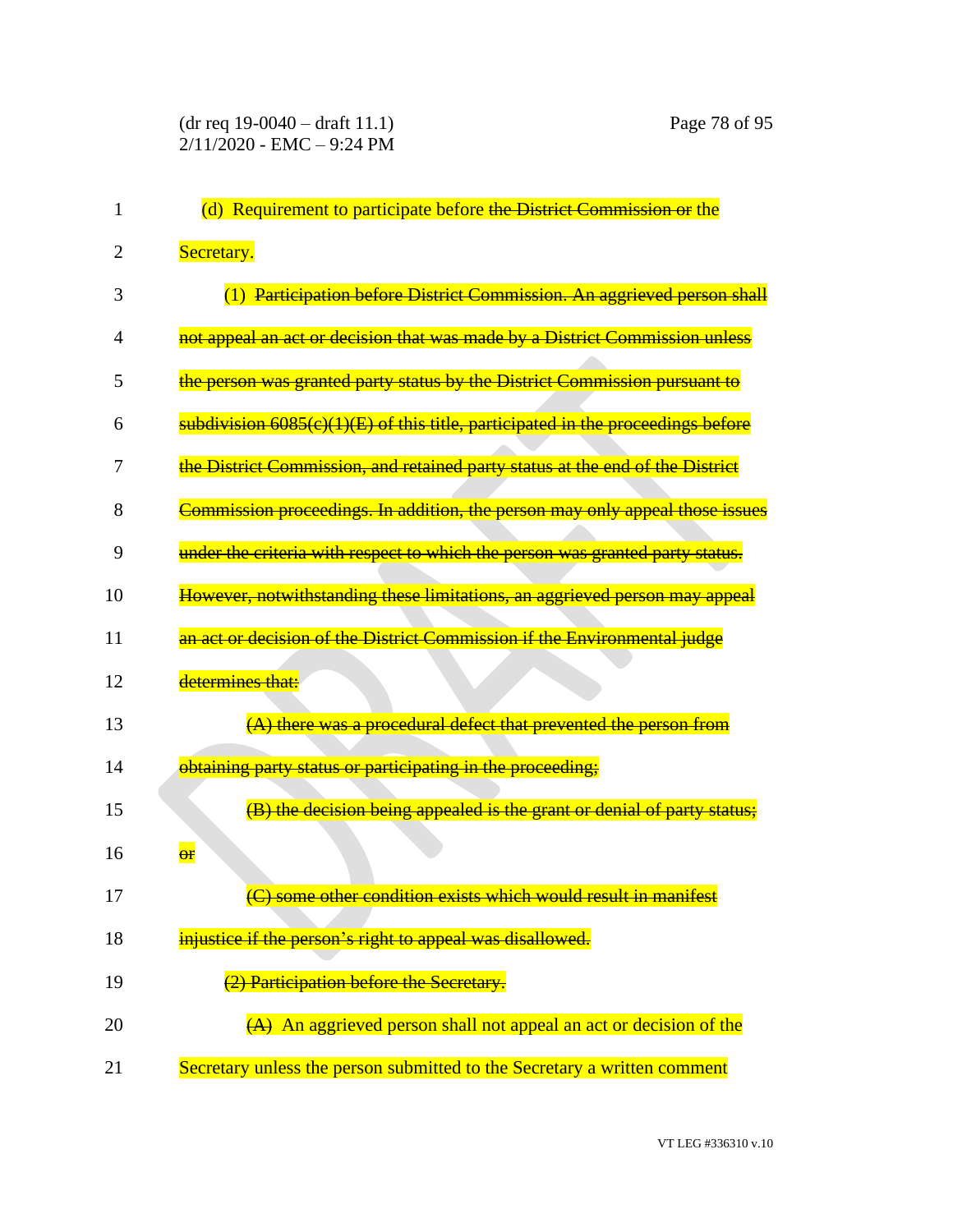(d) Requirement to participate before ~~the District Commission or~~ the Secretary.

(1) ~~Participation before District Commission. An aggrieved person shall not appeal an act or decision that was made by a District Commission unless the person was granted party status by the District Commission pursuant to subdivision 6085(c)(1)(E) of this title, participated in the proceedings before the District Commission, and retained party status at the end of the District Commission proceedings. In addition, the person may only appeal those issues under the criteria with respect to which the person was granted party status. However, notwithstanding these limitations, an aggrieved person may appeal an act or decision of the District Commission if the Environmental judge determines that:~~

~~(A) there was a procedural defect that prevented the person from obtaining party status or participating in the proceeding;~~

~~(B) the decision being appealed is the grant or denial of party status; or~~

~~(C) some other condition exists which would result in manifest injustice if the person's right to appeal was disallowed.~~

~~(2) Participation before the Secretary.~~

~~(A)~~ An aggrieved person shall not appeal an act or decision of the Secretary unless the person submitted to the Secretary a written comment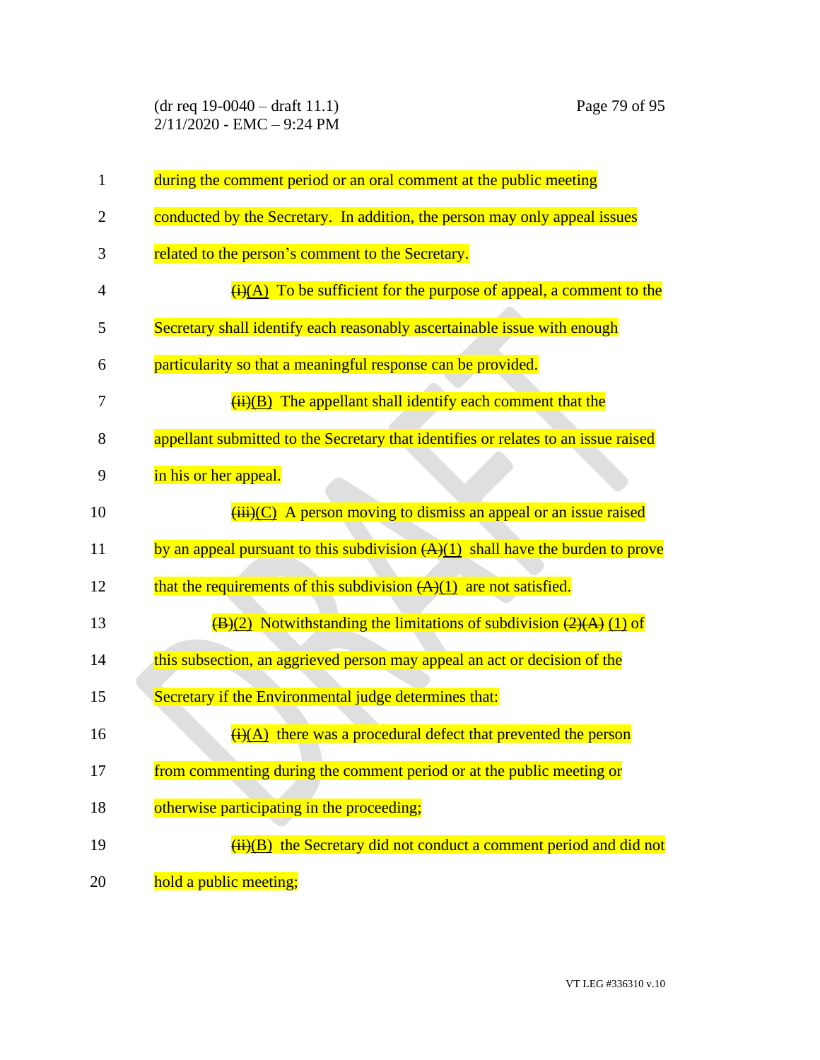during the comment period or an oral comment at the public meeting conducted by the Secretary. In addition, the person may only appeal issues related to the person's comment to the Secretary.

~~(i)~~(A) To be sufficient for the purpose of appeal, a comment to the Secretary shall identify each reasonably ascertainable issue with enough particularity so that a meaningful response can be provided.

~~(ii)~~(B) The appellant shall identify each comment that the appellant submitted to the Secretary that identifies or relates to an issue raised in his or her appeal.

~~(iii)~~(C) A person moving to dismiss an appeal or an issue raised by an appeal pursuant to this subdivision ~~(A)~~(1) shall have the burden to prove that the requirements of this subdivision ~~(A)~~(1) are not satisfied.

~~(B)~~(2) Notwithstanding the limitations of subdivision ~~(2)(A)~~ (1) of this subsection, an aggrieved person may appeal an act or decision of the Secretary if the Environmental judge determines that:

~~(i)~~(A) there was a procedural defect that prevented the person from commenting during the comment period or at the public meeting or otherwise participating in the proceeding;

~~(ii)~~(B) the Secretary did not conduct a comment period and did not hold a public meeting;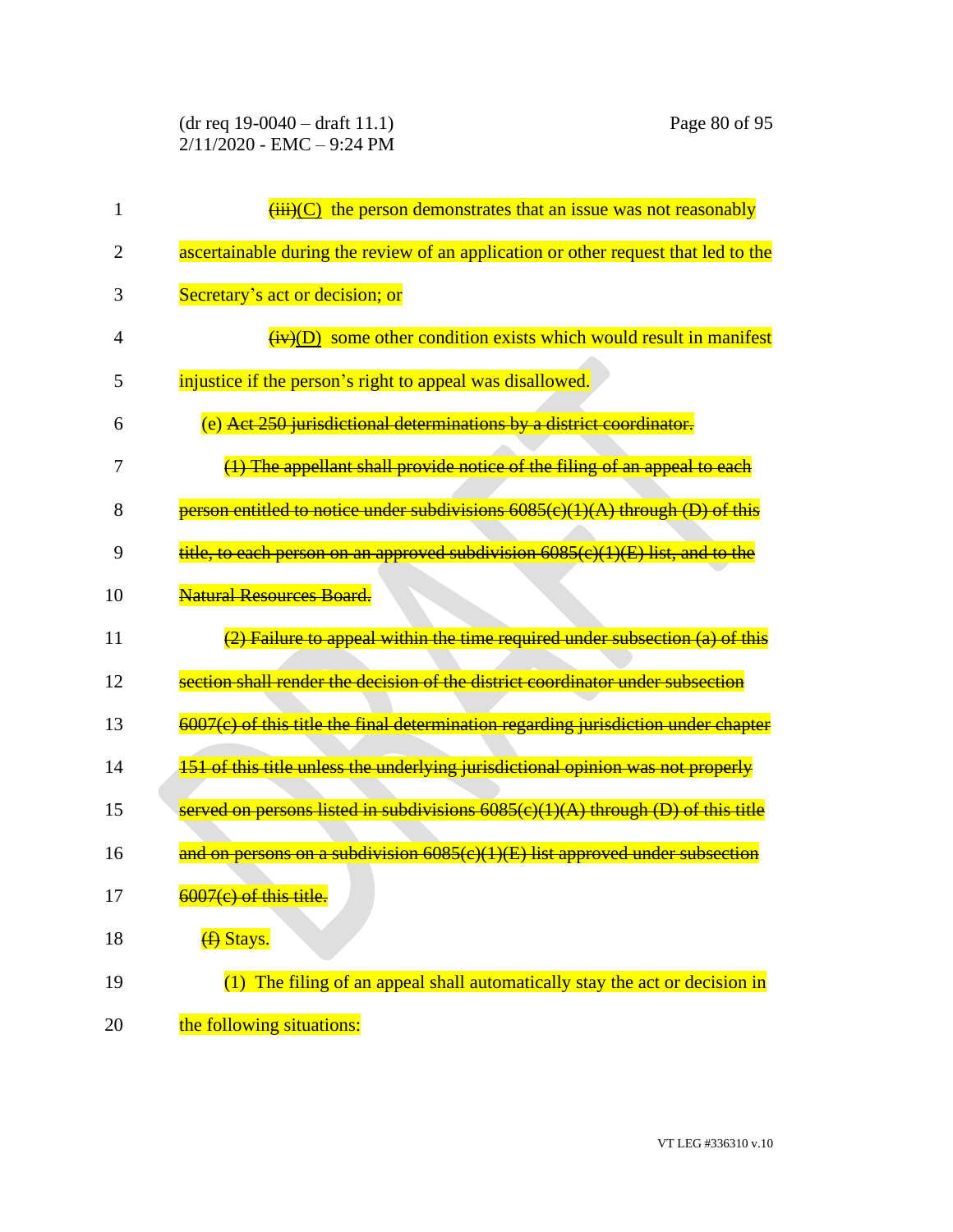~~(iii)~~(C) the person demonstrates that an issue was not reasonably ascertainable during the review of an application or other request that led to the Secretary's act or decision; or

~~(iv)~~(D) some other condition exists which would result in manifest injustice if the person's right to appeal was disallowed.

(e) ~~Act 250 jurisdictional determinations by a district coordinator.~~

~~(1) The appellant shall provide notice of the filing of an appeal to each person entitled to notice under subdivisions 6085(c)(1)(A) through (D) of this title, to each person on an approved subdivision 6085(c)(1)(E) list, and to the Natural Resources Board.~~

~~(2) Failure to appeal within the time required under subsection (a) of this section shall render the decision of the district coordinator under subsection 6007(c) of this title the final determination regarding jurisdiction under chapter 151 of this title unless the underlying jurisdictional opinion was not properly served on persons listed in subdivisions 6085(c)(1)(A) through (D) of this title and on persons on a subdivision 6085(c)(1)(E) list approved under subsection 6007(c) of this title.~~

~~(f)~~ Stays.

(1) The filing of an appeal shall automatically stay the act or decision in the following situations: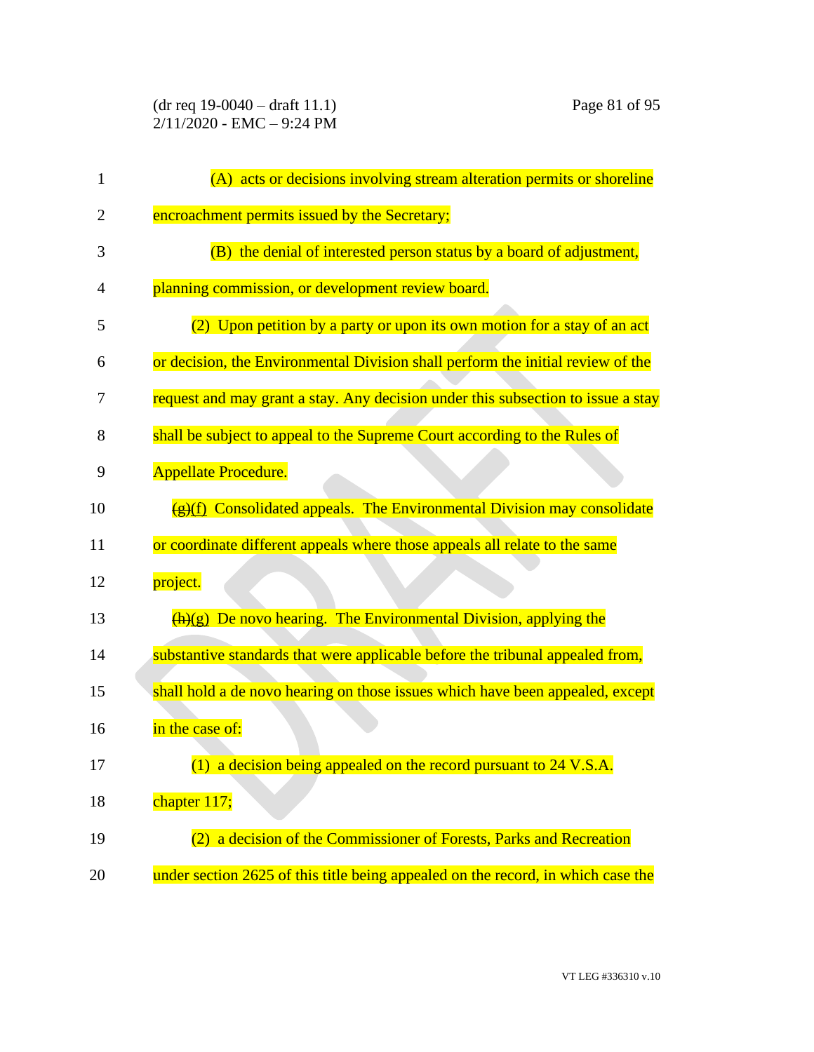(A) acts or decisions involving stream alteration permits or shoreline encroachment permits issued by the Secretary;

(B) the denial of interested person status by a board of adjustment, planning commission, or development review board.

(2) Upon petition by a party or upon its own motion for a stay of an act or decision, the Environmental Division shall perform the initial review of the request and may grant a stay. Any decision under this subsection to issue a stay shall be subject to appeal to the Supreme Court according to the Rules of Appellate Procedure.

~~(g)~~(f) Consolidated appeals. The Environmental Division may consolidate or coordinate different appeals where those appeals all relate to the same project.

~~(h)~~(g) De novo hearing. The Environmental Division, applying the substantive standards that were applicable before the tribunal appealed from, shall hold a de novo hearing on those issues which have been appealed, except in the case of:

(1) a decision being appealed on the record pursuant to 24 V.S.A. chapter 117;

(2) a decision of the Commissioner of Forests, Parks and Recreation under section 2625 of this title being appealed on the record, in which case the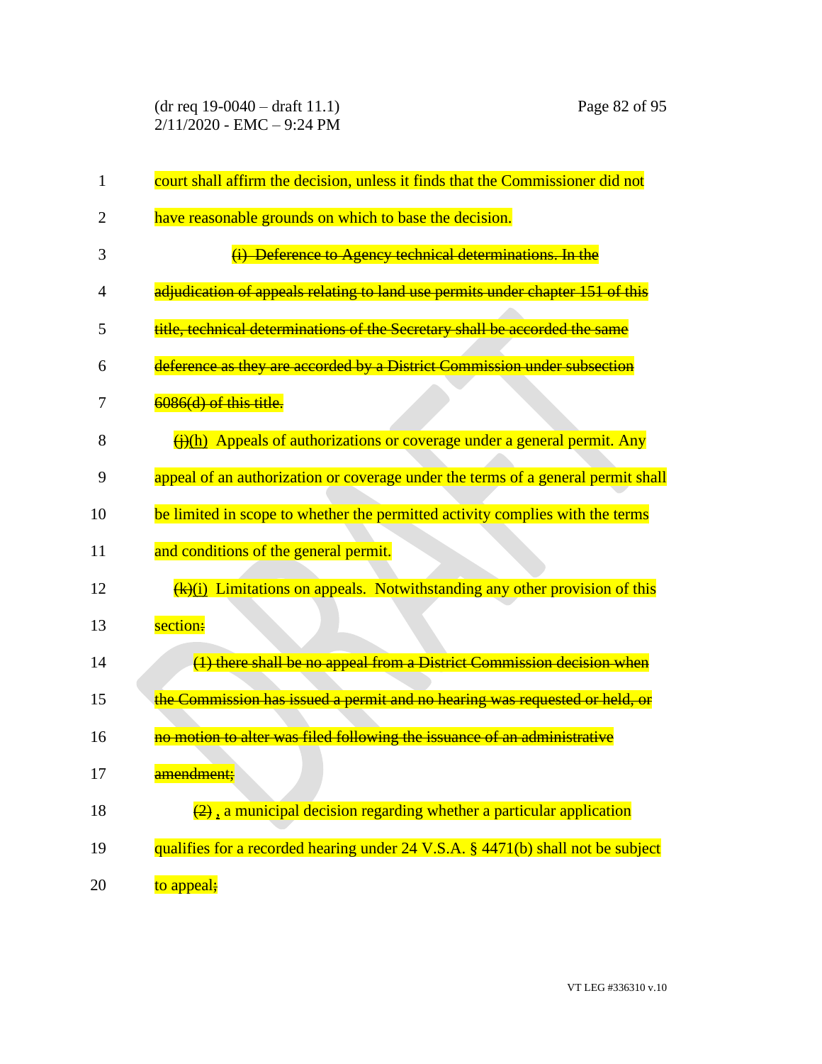court shall affirm the decision, unless it finds that the Commissioner did not have reasonable grounds on which to base the decision.

~~(i) Deference to Agency technical determinations. In the adjudication of appeals relating to land use permits under chapter 151 of this title, technical determinations of the Secretary shall be accorded the same deference as they are accorded by a District Commission under subsection 6086(d) of this title.~~

~~(j)~~(h) Appeals of authorizations or coverage under a general permit. Any appeal of an authorization or coverage under the terms of a general permit shall be limited in scope to whether the permitted activity complies with the terms and conditions of the general permit.

~~(k)~~(i) Limitations on appeals. Notwithstanding any other provision of this section~~:~~

~~(1) there shall be no appeal from a District Commission decision when the Commission has issued a permit and no hearing was requested or held, or no motion to alter was filed following the issuance of an administrative amendment;~~

~~(2)~~ , a municipal decision regarding whether a particular application qualifies for a recorded hearing under 24 V.S.A. § 4471(b) shall not be subject to appeal~~;~~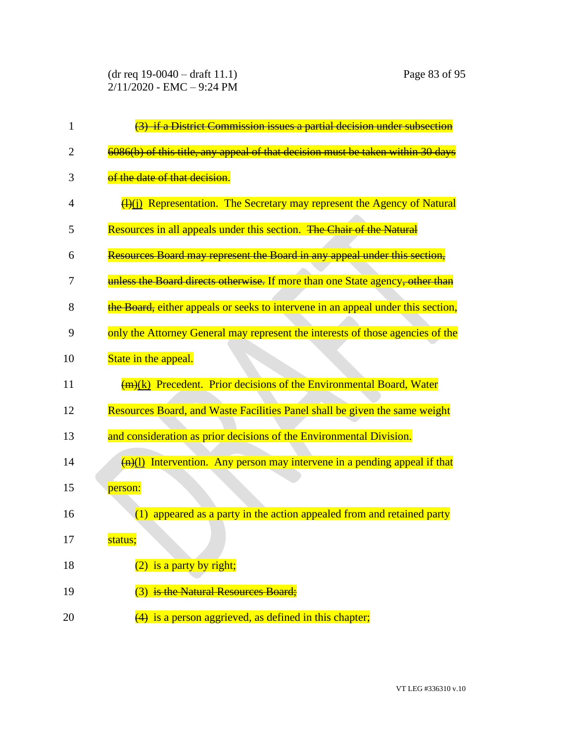~~(3) if a District Commission issues a partial decision under subsection 6086(b) of this title, any appeal of that decision must be taken within 30 days of the date of that decision.~~

~~(l)~~(j) Representation. The Secretary may represent the Agency of Natural Resources in all appeals under this section. ~~The Chair of the Natural Resources Board may represent the Board in any appeal under this section, unless the Board directs otherwise.~~ If more than one State agency~~, other than the Board,~~ either appeals or seeks to intervene in an appeal under this section, only the Attorney General may represent the interests of those agencies of the State in the appeal.

~~(m)~~(k) Precedent. Prior decisions of the Environmental Board, Water Resources Board, and Waste Facilities Panel shall be given the same weight and consideration as prior decisions of the Environmental Division.

~~(n)~~(l) Intervention. Any person may intervene in a pending appeal if that person:

(1) appeared as a party in the action appealed from and retained party status;

(2) is a party by right;

(3) ~~is the Natural Resources Board;~~

~~(4)~~ is a person aggrieved, as defined in this chapter;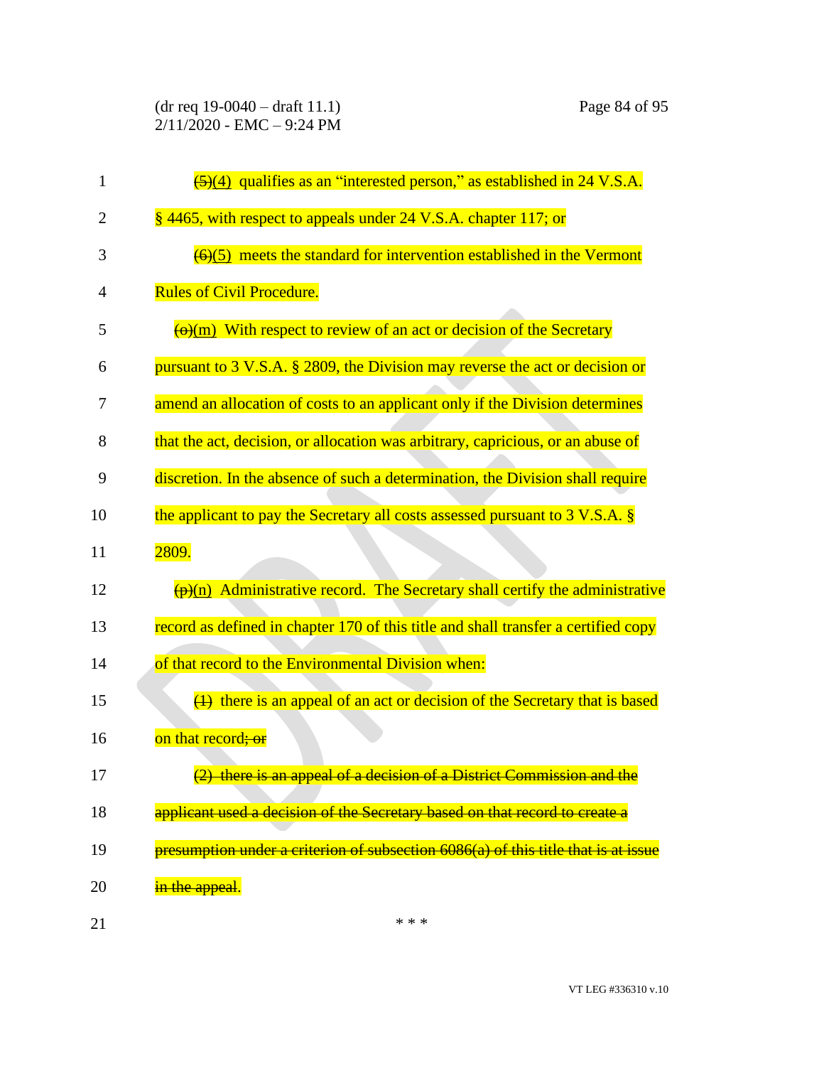~~(5)~~(4) qualifies as an "interested person," as established in 24 V.S.A. § 4465, with respect to appeals under 24 V.S.A. chapter 117; or

~~(6)~~(5) meets the standard for intervention established in the Vermont Rules of Civil Procedure.

~~(o)~~(m) With respect to review of an act or decision of the Secretary pursuant to 3 V.S.A. § 2809, the Division may reverse the act or decision or amend an allocation of costs to an applicant only if the Division determines that the act, decision, or allocation was arbitrary, capricious, or an abuse of discretion. In the absence of such a determination, the Division shall require the applicant to pay the Secretary all costs assessed pursuant to 3 V.S.A. § 2809.

~~(p)~~(n) Administrative record. The Secretary shall certify the administrative record as defined in chapter 170 of this title and shall transfer a certified copy of that record to the Environmental Division when:

~~(1)~~ there is an appeal of an act or decision of the Secretary that is based on that record~~; or~~

~~(2) there is an appeal of a decision of a District Commission and the applicant used a decision of the Secretary based on that record to create a presumption under a criterion of subsection 6086(a) of this title that is at issue in the appeal~~.

\* \* \*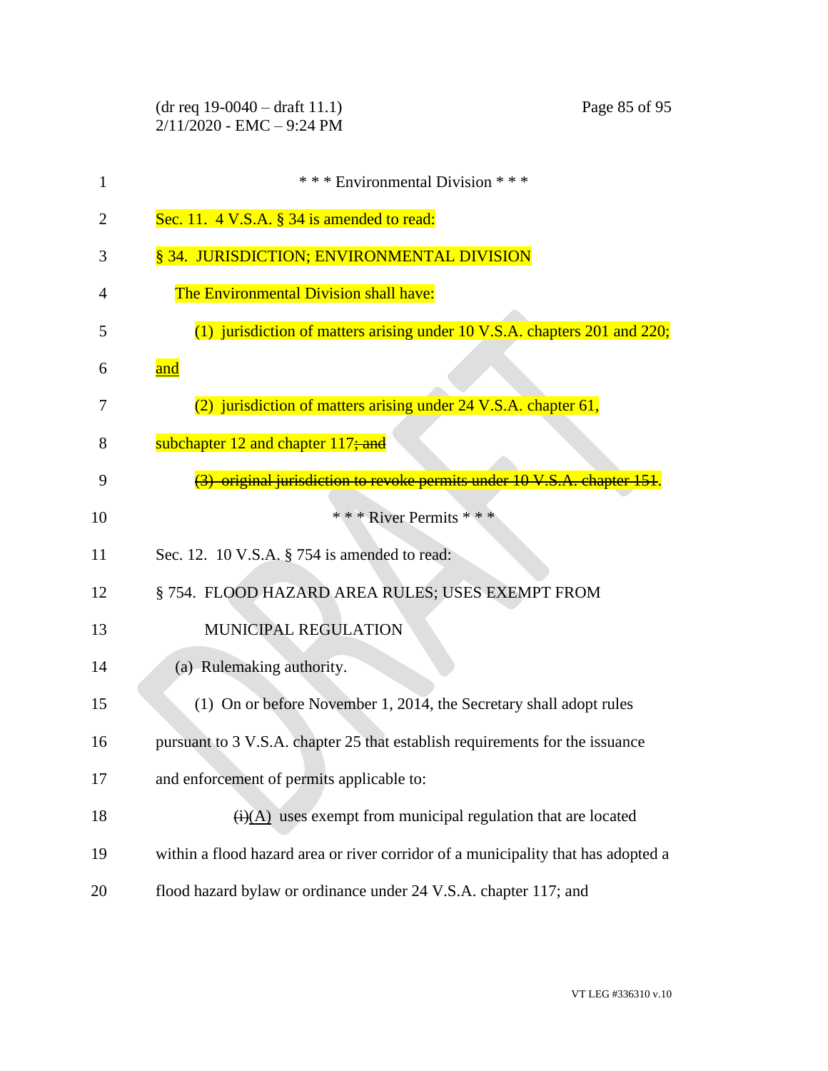\* \* \* Environmental Division \* \* \*

Sec. 11. 4 V.S.A. § 34 is amended to read:

§ 34. JURISDICTION; ENVIRONMENTAL DIVISION

The Environmental Division shall have:

(1) jurisdiction of matters arising under 10 V.S.A. chapters 201 and 220; <u>and</u>

(2) jurisdiction of matters arising under 24 V.S.A. chapter 61, subchapter 12 and chapter 117~~; and~~

~~(3) original jurisdiction to revoke permits under 10 V.S.A. chapter 151~~.

\* \* \* River Permits \* \* \*

Sec. 12. 10 V.S.A. § 754 is amended to read:

§ 754. FLOOD HAZARD AREA RULES; USES EXEMPT FROM MUNICIPAL REGULATION

(a) Rulemaking authority.

(1) On or before November 1, 2014, the Secretary shall adopt rules pursuant to 3 V.S.A. chapter 25 that establish requirements for the issuance and enforcement of permits applicable to:

~~(i)~~<u>(A)</u> uses exempt from municipal regulation that are located within a flood hazard area or river corridor of a municipality that has adopted a flood hazard bylaw or ordinance under 24 V.S.A. chapter 117; and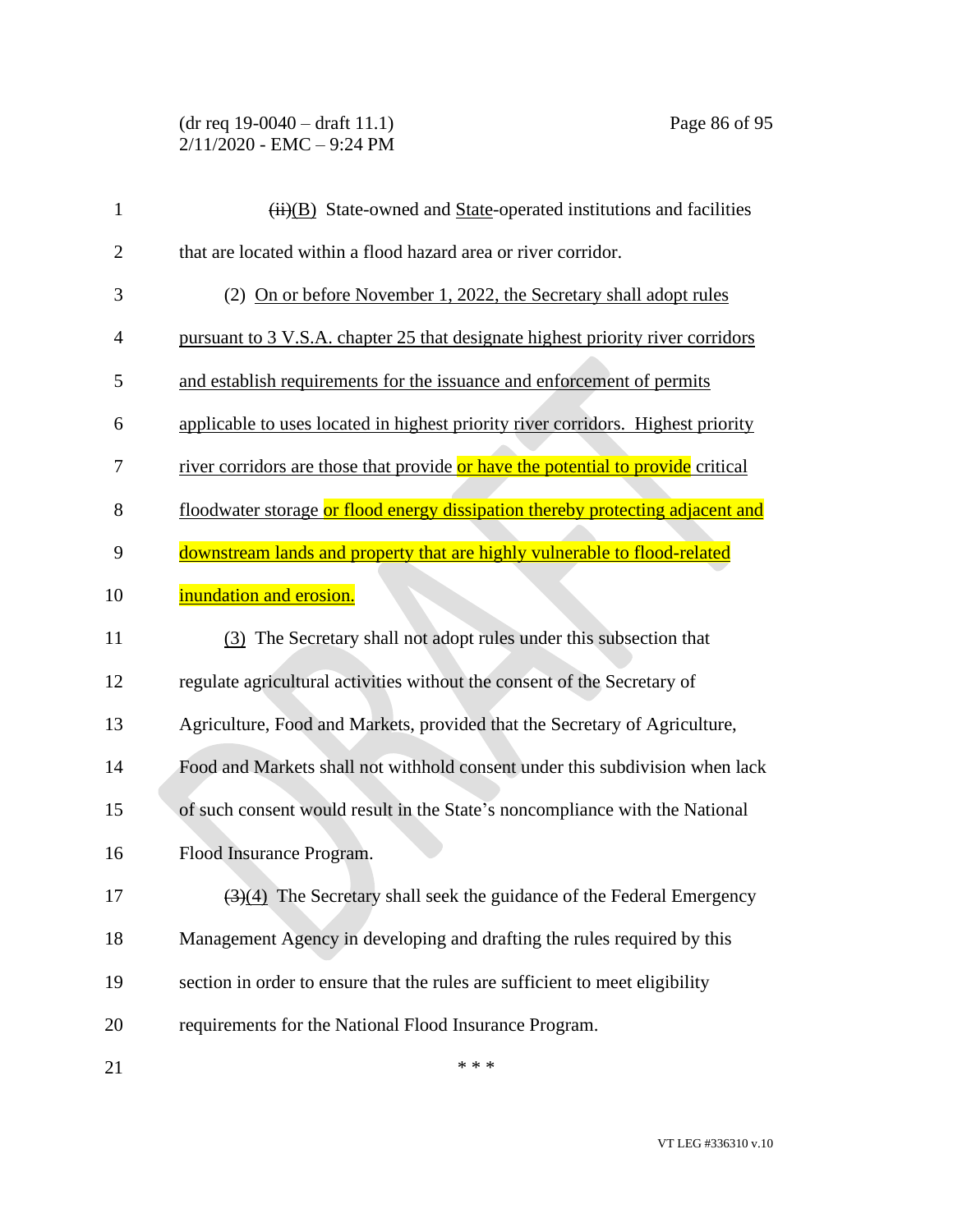~~(ii)~~(B) State-owned and State-operated institutions and facilities that are located within a flood hazard area or river corridor.

(2) On or before November 1, 2022, the Secretary shall adopt rules pursuant to 3 V.S.A. chapter 25 that designate highest priority river corridors and establish requirements for the issuance and enforcement of permits applicable to uses located in highest priority river corridors. Highest priority river corridors are those that provide or have the potential to provide critical floodwater storage or flood energy dissipation thereby protecting adjacent and downstream lands and property that are highly vulnerable to flood-related inundation and erosion.

(3) The Secretary shall not adopt rules under this subsection that regulate agricultural activities without the consent of the Secretary of Agriculture, Food and Markets, provided that the Secretary of Agriculture, Food and Markets shall not withhold consent under this subdivision when lack of such consent would result in the State's noncompliance with the National Flood Insurance Program.

~~(3)~~(4) The Secretary shall seek the guidance of the Federal Emergency Management Agency in developing and drafting the rules required by this section in order to ensure that the rules are sufficient to meet eligibility requirements for the National Flood Insurance Program.

\* \* \*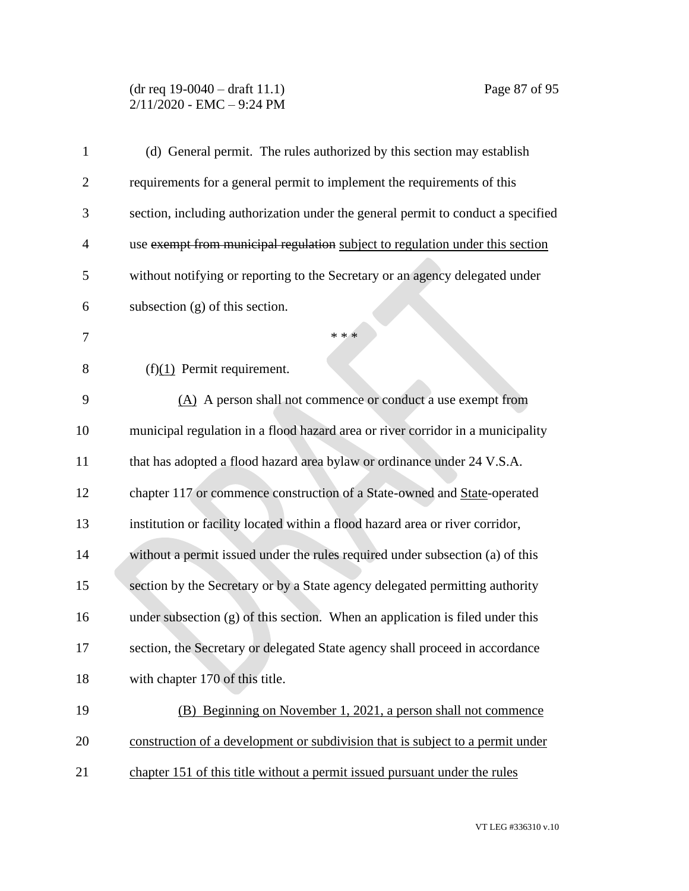(d) General permit. The rules authorized by this section may establish requirements for a general permit to implement the requirements of this section, including authorization under the general permit to conduct a specified use ~~exempt from municipal regulation~~ subject to regulation under this section without notifying or reporting to the Secretary or an agency delegated under subsection (g) of this section.

* * *

(f)(1) Permit requirement.

(A) A person shall not commence or conduct a use exempt from municipal regulation in a flood hazard area or river corridor in a municipality that has adopted a flood hazard area bylaw or ordinance under 24 V.S.A. chapter 117 or commence construction of a State-owned and State-operated institution or facility located within a flood hazard area or river corridor, without a permit issued under the rules required under subsection (a) of this section by the Secretary or by a State agency delegated permitting authority under subsection (g) of this section. When an application is filed under this section, the Secretary or delegated State agency shall proceed in accordance with chapter 170 of this title.

(B) Beginning on November 1, 2021, a person shall not commence construction of a development or subdivision that is subject to a permit under chapter 151 of this title without a permit issued pursuant under the rules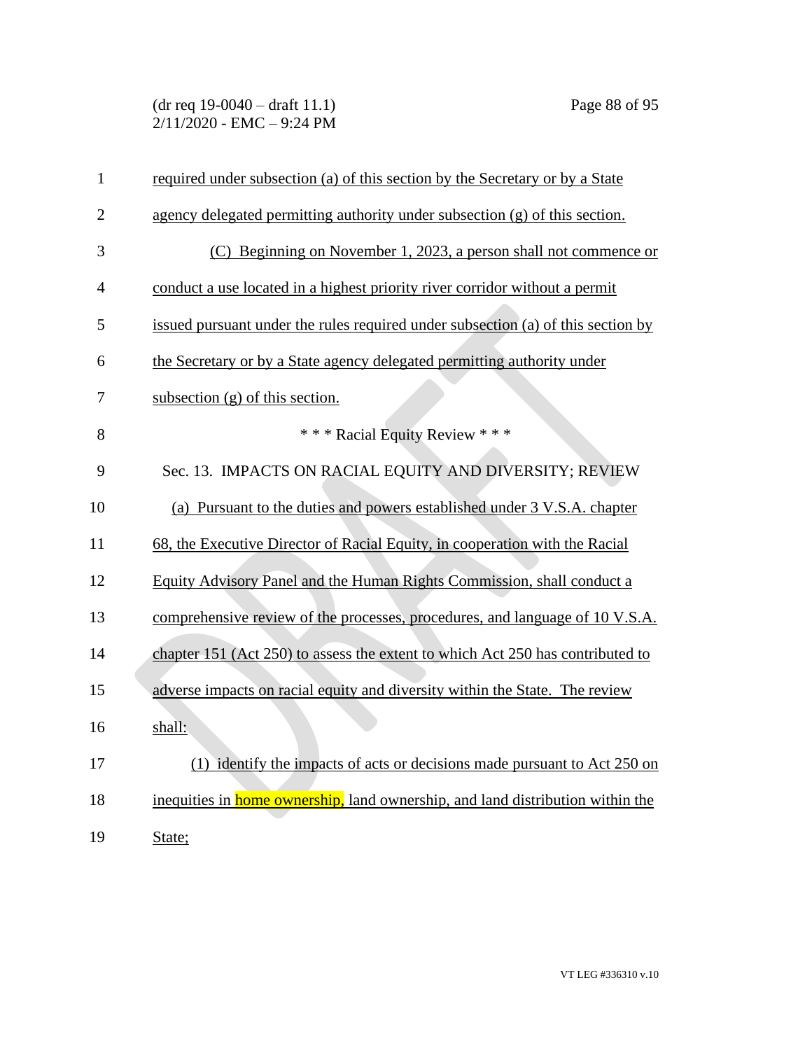required under subsection (a) of this section by the Secretary or by a State agency delegated permitting authority under subsection (g) of this section.

(C) Beginning on November 1, 2023, a person shall not commence or conduct a use located in a highest priority river corridor without a permit issued pursuant under the rules required under subsection (a) of this section by the Secretary or by a State agency delegated permitting authority under subsection (g) of this section.

\* \* \* Racial Equity Review \* \* \*

Sec. 13. IMPACTS ON RACIAL EQUITY AND DIVERSITY; REVIEW

(a) Pursuant to the duties and powers established under 3 V.S.A. chapter 68, the Executive Director of Racial Equity, in cooperation with the Racial Equity Advisory Panel and the Human Rights Commission, shall conduct a comprehensive review of the processes, procedures, and language of 10 V.S.A. chapter 151 (Act 250) to assess the extent to which Act 250 has contributed to adverse impacts on racial equity and diversity within the State. The review shall:

(1) identify the impacts of acts or decisions made pursuant to Act 250 on inequities in home ownership, land ownership, and land distribution within the State;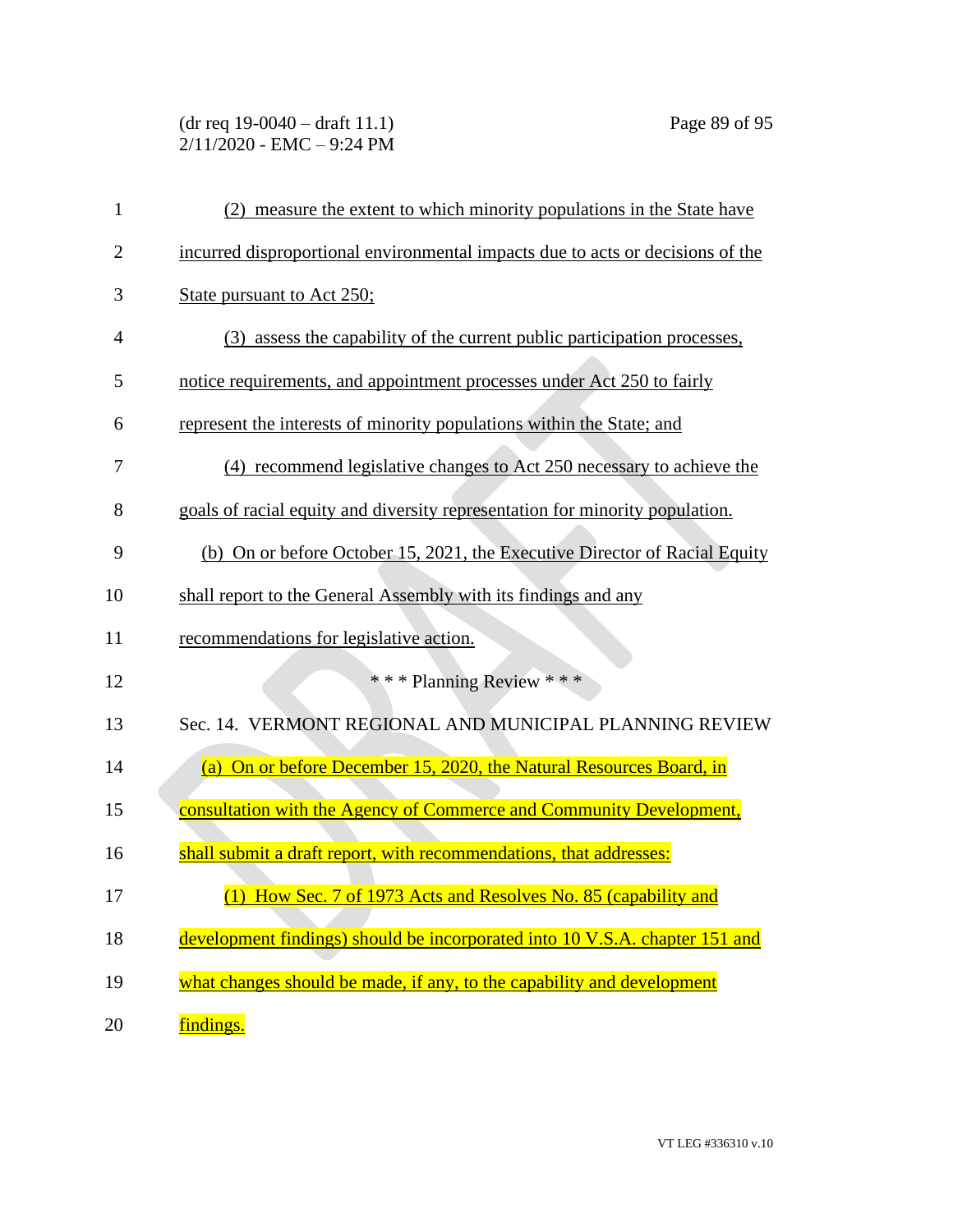(2) measure the extent to which minority populations in the State have incurred disproportional environmental impacts due to acts or decisions of the State pursuant to Act 250;

(3) assess the capability of the current public participation processes, notice requirements, and appointment processes under Act 250 to fairly represent the interests of minority populations within the State; and

(4) recommend legislative changes to Act 250 necessary to achieve the goals of racial equity and diversity representation for minority population.

(b) On or before October 15, 2021, the Executive Director of Racial Equity shall report to the General Assembly with its findings and any recommendations for legislative action.

\* \* \* Planning Review \* \* \*

Sec. 14. VERMONT REGIONAL AND MUNICIPAL PLANNING REVIEW

(a) On or before December 15, 2020, the Natural Resources Board, in consultation with the Agency of Commerce and Community Development, shall submit a draft report, with recommendations, that addresses:

(1) How Sec. 7 of 1973 Acts and Resolves No. 85 (capability and development findings) should be incorporated into 10 V.S.A. chapter 151 and what changes should be made, if any, to the capability and development findings.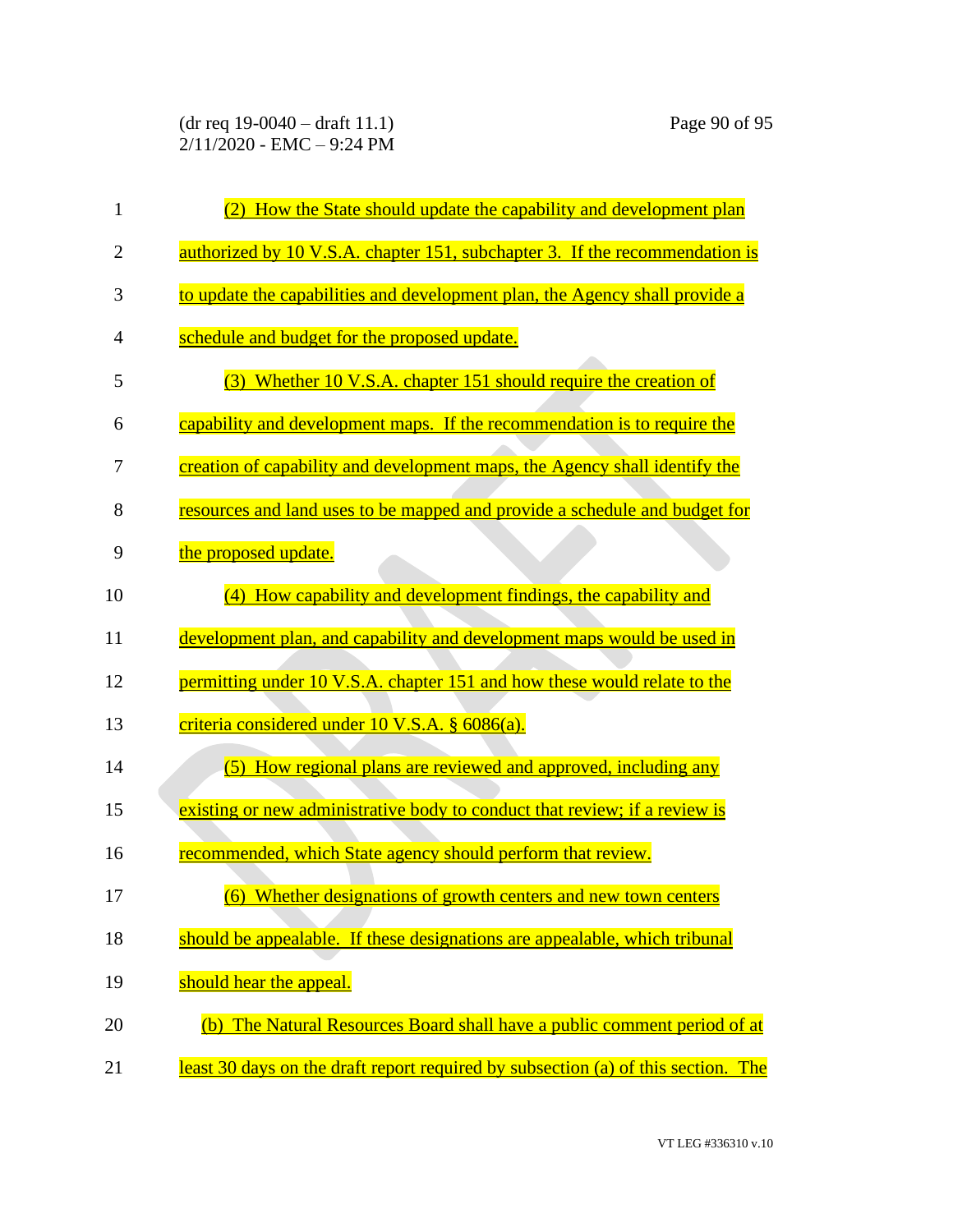(2) How the State should update the capability and development plan authorized by 10 V.S.A. chapter 151, subchapter 3. If the recommendation is to update the capabilities and development plan, the Agency shall provide a schedule and budget for the proposed update.

(3) Whether 10 V.S.A. chapter 151 should require the creation of capability and development maps. If the recommendation is to require the creation of capability and development maps, the Agency shall identify the resources and land uses to be mapped and provide a schedule and budget for the proposed update.

(4) How capability and development findings, the capability and development plan, and capability and development maps would be used in permitting under 10 V.S.A. chapter 151 and how these would relate to the criteria considered under 10 V.S.A. § 6086(a).

(5) How regional plans are reviewed and approved, including any existing or new administrative body to conduct that review; if a review is recommended, which State agency should perform that review.

(6) Whether designations of growth centers and new town centers should be appealable. If these designations are appealable, which tribunal should hear the appeal.

(b) The Natural Resources Board shall have a public comment period of at least 30 days on the draft report required by subsection (a) of this section. The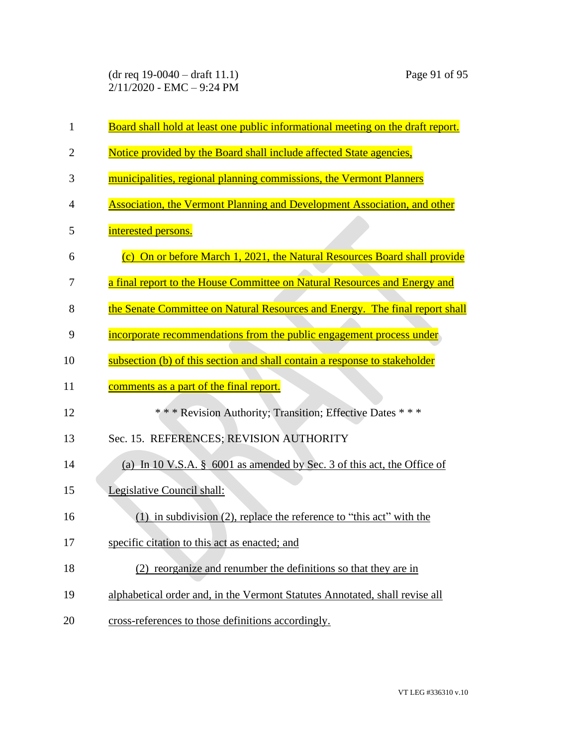Board shall hold at least one public informational meeting on the draft report. Notice provided by the Board shall include affected State agencies, municipalities, regional planning commissions, the Vermont Planners Association, the Vermont Planning and Development Association, and other interested persons.

(c) On or before March 1, 2021, the Natural Resources Board shall provide a final report to the House Committee on Natural Resources and Energy and the Senate Committee on Natural Resources and Energy. The final report shall incorporate recommendations from the public engagement process under subsection (b) of this section and shall contain a response to stakeholder comments as a part of the final report.

\* \* \* Revision Authority; Transition; Effective Dates \* \* \*

Sec. 15. REFERENCES; REVISION AUTHORITY

(a) In 10 V.S.A. § 6001 as amended by Sec. 3 of this act, the Office of Legislative Council shall:

(1) in subdivision (2), replace the reference to "this act" with the specific citation to this act as enacted; and

(2) reorganize and renumber the definitions so that they are in alphabetical order and, in the Vermont Statutes Annotated, shall revise all cross-references to those definitions accordingly.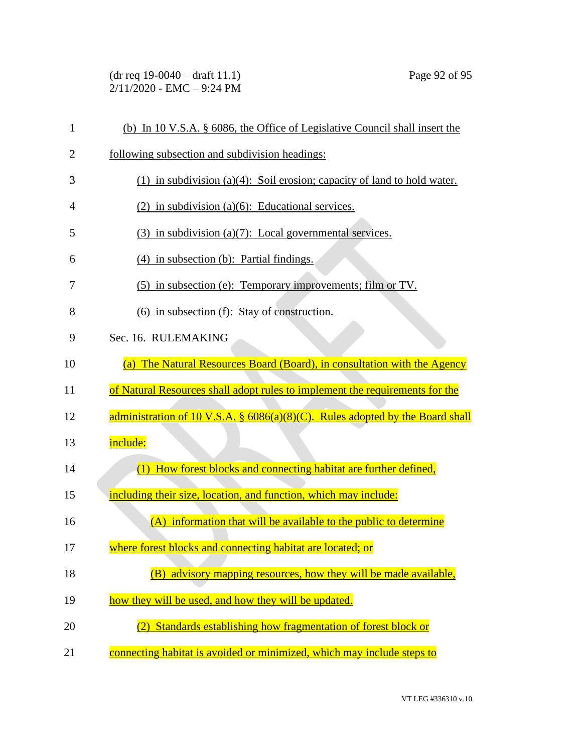(b) In 10 V.S.A. § 6086, the Office of Legislative Council shall insert the following subsection and subdivision headings:

(1) in subdivision (a)(4): Soil erosion; capacity of land to hold water.

(2) in subdivision (a)(6): Educational services.

(3) in subdivision (a)(7): Local governmental services.

(4) in subsection (b): Partial findings.

(5) in subsection (e): Temporary improvements; film or TV.

(6) in subsection (f): Stay of construction.

Sec. 16. RULEMAKING

(a) The Natural Resources Board (Board), in consultation with the Agency of Natural Resources shall adopt rules to implement the requirements for the administration of 10 V.S.A. § 6086(a)(8)(C). Rules adopted by the Board shall include:

(1) How forest blocks and connecting habitat are further defined, including their size, location, and function, which may include:

(A) information that will be available to the public to determine where forest blocks and connecting habitat are located; or

(B) advisory mapping resources, how they will be made available, how they will be used, and how they will be updated.

(2) Standards establishing how fragmentation of forest block or connecting habitat is avoided or minimized, which may include steps to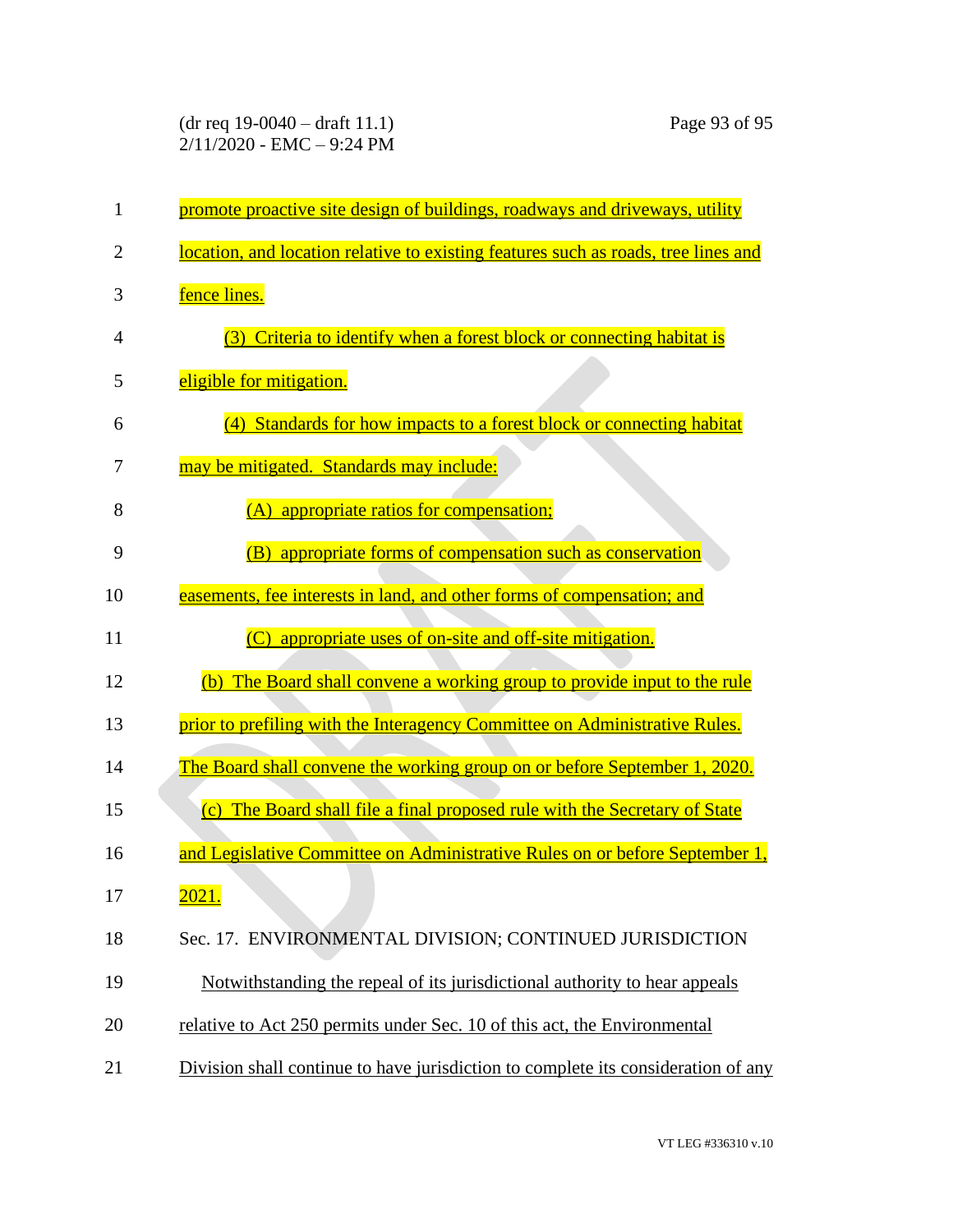promote proactive site design of buildings, roadways and driveways, utility location, and location relative to existing features such as roads, tree lines and fence lines.

(3) Criteria to identify when a forest block or connecting habitat is eligible for mitigation.

(4) Standards for how impacts to a forest block or connecting habitat may be mitigated. Standards may include:

(A) appropriate ratios for compensation;

(B) appropriate forms of compensation such as conservation easements, fee interests in land, and other forms of compensation; and

(C) appropriate uses of on-site and off-site mitigation.

(b) The Board shall convene a working group to provide input to the rule prior to prefiling with the Interagency Committee on Administrative Rules. The Board shall convene the working group on or before September 1, 2020.

(c) The Board shall file a final proposed rule with the Secretary of State and Legislative Committee on Administrative Rules on or before September 1, 2021.

Sec. 17. ENVIRONMENTAL DIVISION; CONTINUED JURISDICTION

Notwithstanding the repeal of its jurisdictional authority to hear appeals relative to Act 250 permits under Sec. 10 of this act, the Environmental Division shall continue to have jurisdiction to complete its consideration of any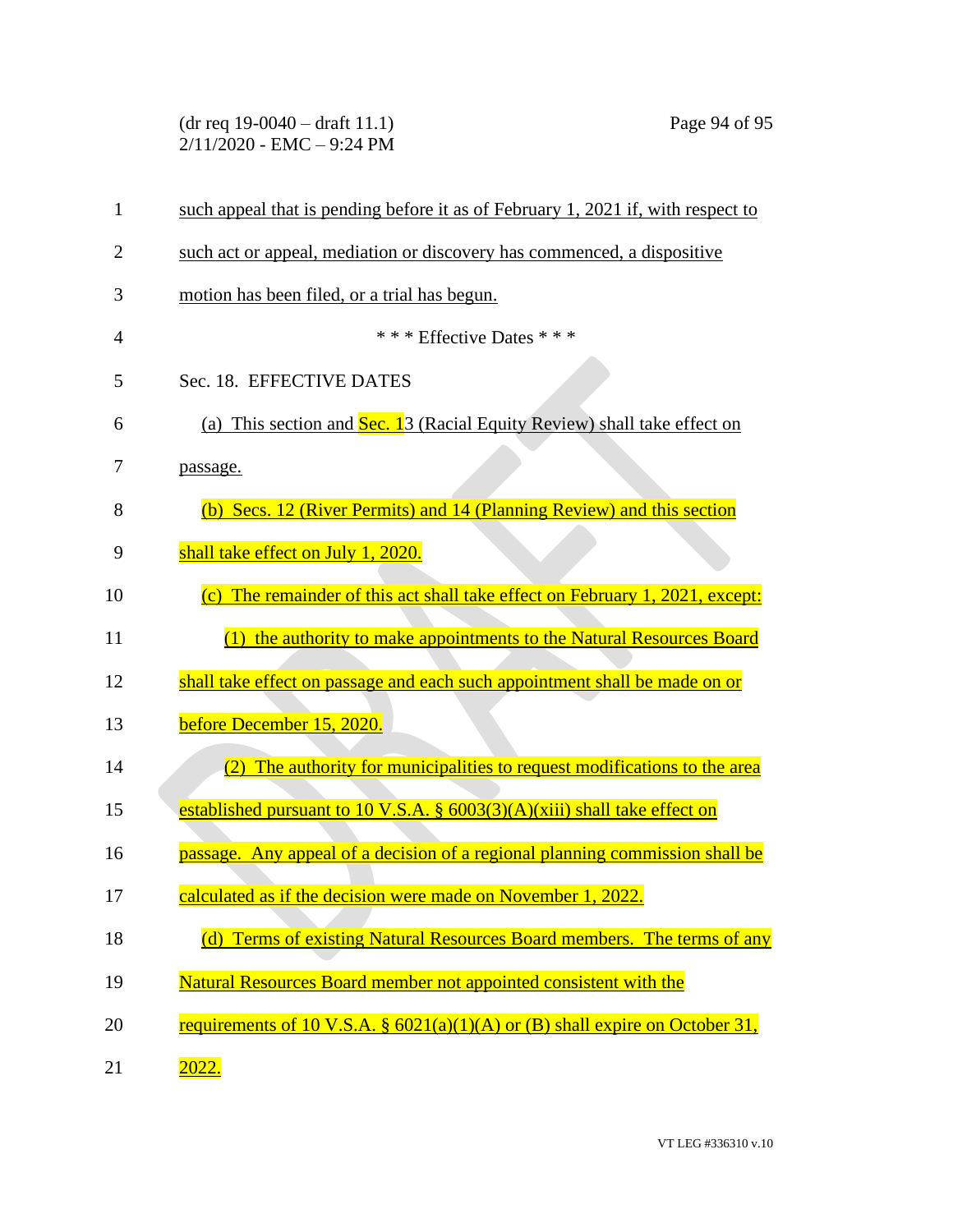such appeal that is pending before it as of February 1, 2021 if, with respect to such act or appeal, mediation or discovery has commenced, a dispositive motion has been filed, or a trial has begun.

\* \* \* Effective Dates \* \* \*

Sec. 18. EFFECTIVE DATES

(a) This section and Sec. 13 (Racial Equity Review) shall take effect on passage.

(b) Secs. 12 (River Permits) and 14 (Planning Review) and this section shall take effect on July 1, 2020.

(c) The remainder of this act shall take effect on February 1, 2021, except:

(1) the authority to make appointments to the Natural Resources Board shall take effect on passage and each such appointment shall be made on or before December 15, 2020.

(2) The authority for municipalities to request modifications to the area established pursuant to 10 V.S.A. § 6003(3)(A)(xiii) shall take effect on passage. Any appeal of a decision of a regional planning commission shall be calculated as if the decision were made on November 1, 2022.

(d) Terms of existing Natural Resources Board members. The terms of any Natural Resources Board member not appointed consistent with the requirements of 10 V.S.A. § 6021(a)(1)(A) or (B) shall expire on October 31, 2022.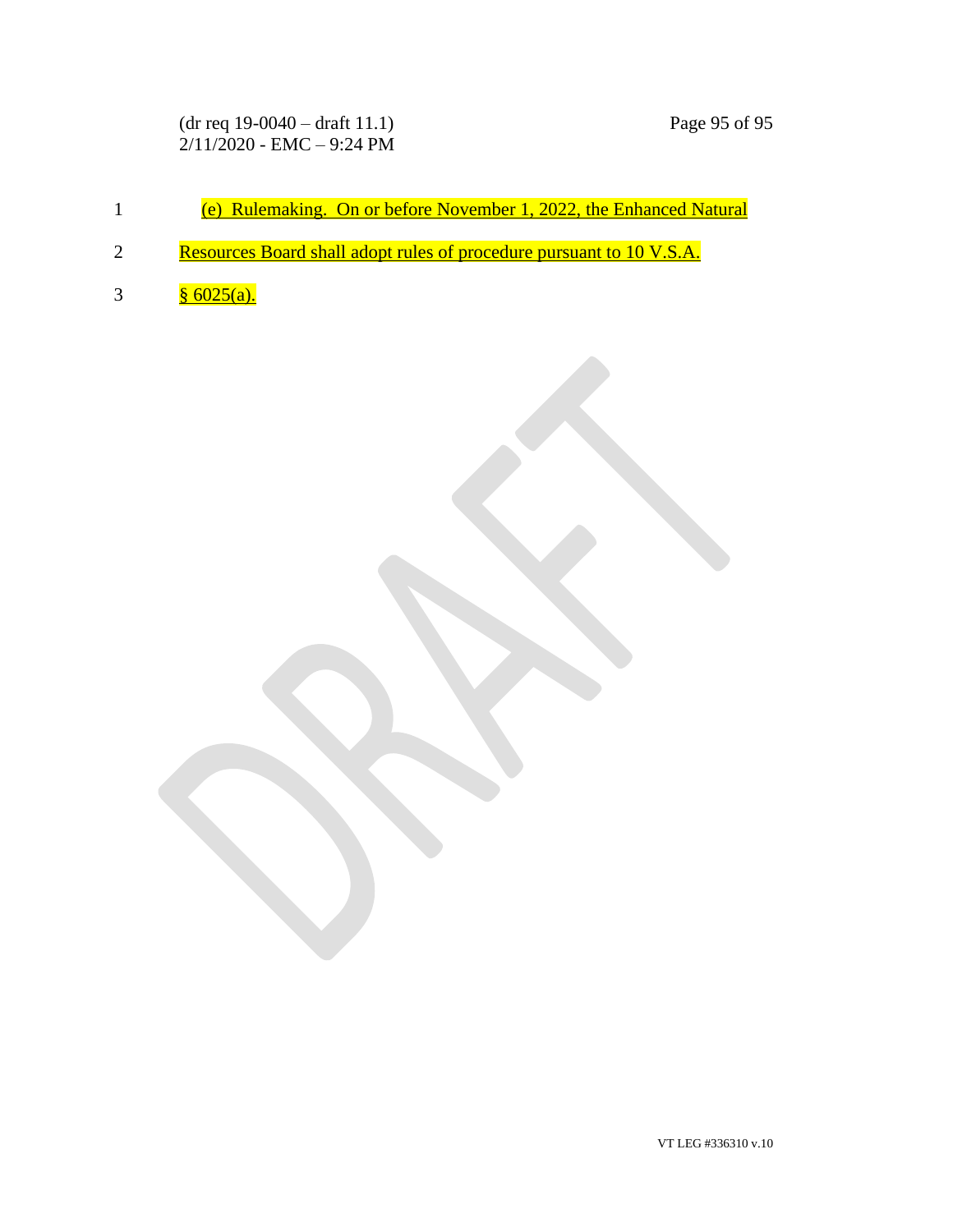(e) Rulemaking. On or before November 1, 2022, the Enhanced Natural Resources Board shall adopt rules of procedure pursuant to 10 V.S.A. § 6025(a).